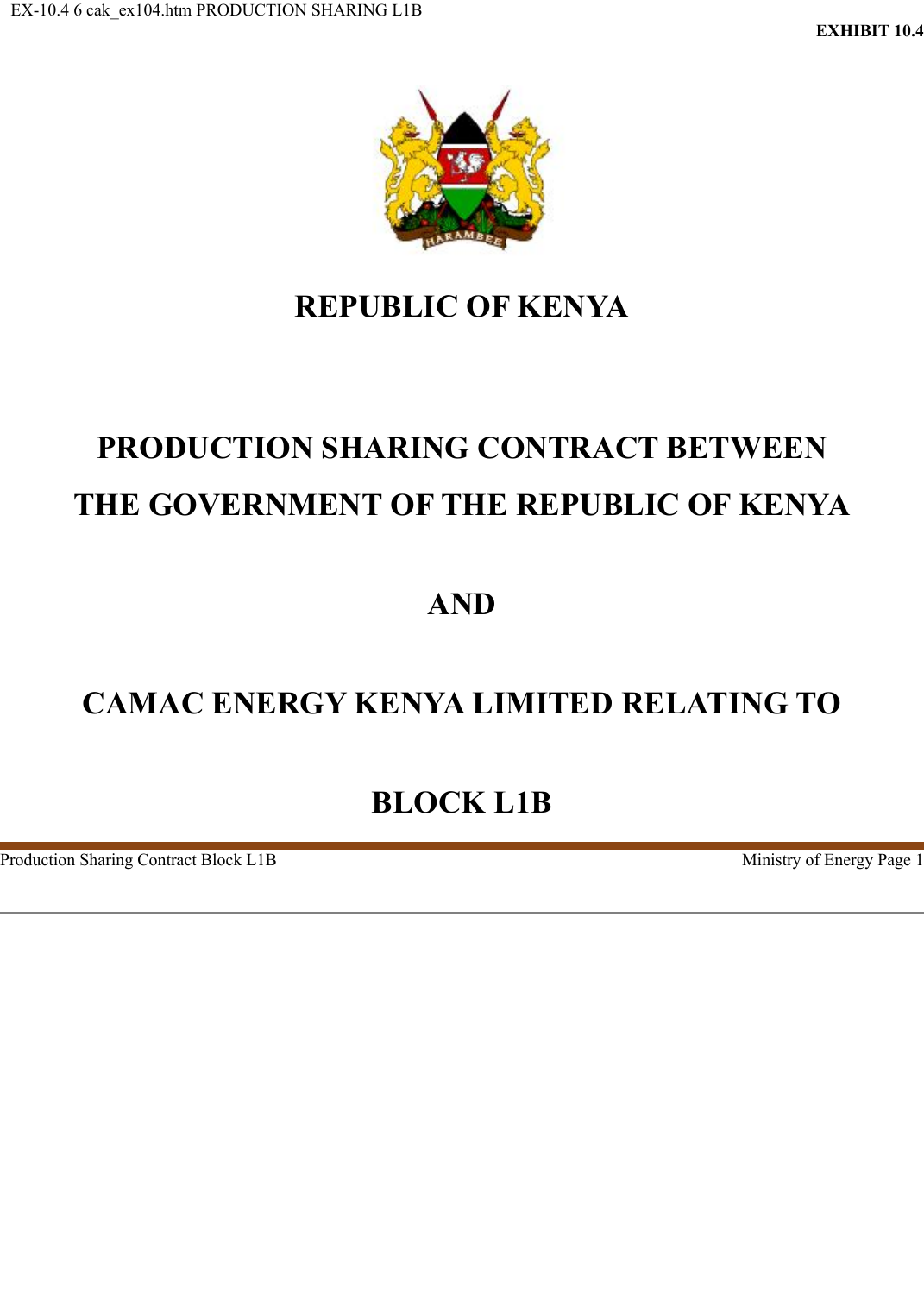EXHIBIT 10.4

# REPUBLIC OF KENYA

# PRODUCTION SHARING CONTRACT BETWEEN THE GOVERNMENT OF THE REPUBLIC OF KENYA

# AND

# CAMAC ENERGY KENYA LIMITED RELATING TO

# BLOCK L1B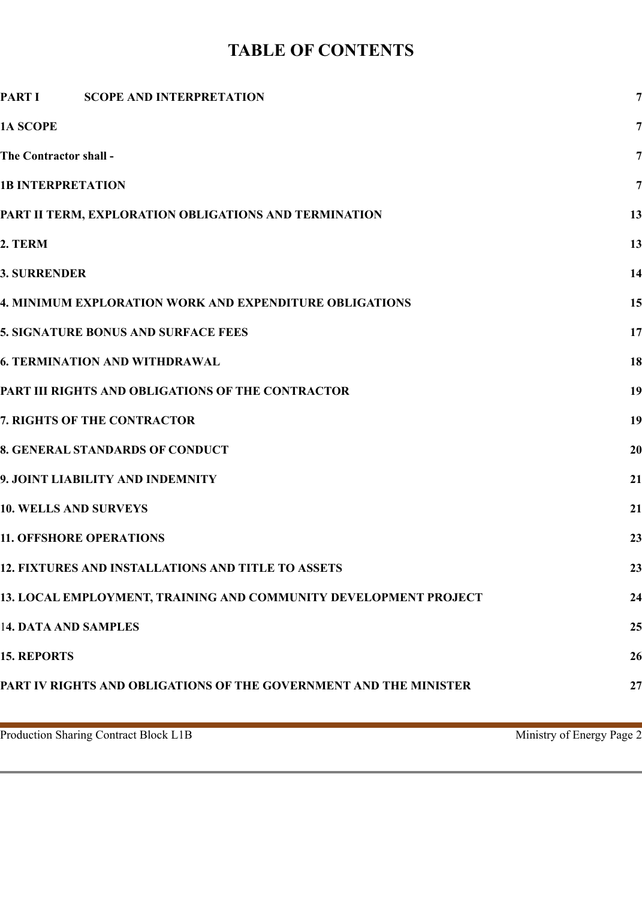# TABLE OF CONTENTS

| | |
|---|---|
| **PART I SCOPE AND INTERPRETATION** | **7** |
| **1A SCOPE** | **7** |
| **The Contractor shall -** | **7** |
| **1B INTERPRETATION** | **7** |
| **PART II TERM, EXPLORATION OBLIGATIONS AND TERMINATION** | **13** |
| **2. TERM** | **13** |
| **3. SURRENDER** | **14** |
| **4. MINIMUM EXPLORATION WORK AND EXPENDITURE OBLIGATIONS** | **15** |
| **5. SIGNATURE BONUS AND SURFACE FEES** | **17** |
| **6. TERMINATION AND WITHDRAWAL** | **18** |
| **PART III RIGHTS AND OBLIGATIONS OF THE CONTRACTOR** | **19** |
| **7. RIGHTS OF THE CONTRACTOR** | **19** |
| **8. GENERAL STANDARDS OF CONDUCT** | **20** |
| **9. JOINT LIABILITY AND INDEMNITY** | **21** |
| **10. WELLS AND SURVEYS** | **21** |
| **11. OFFSHORE OPERATIONS** | **23** |
| **12. FIXTURES AND INSTALLATIONS AND TITLE TO ASSETS** | **23** |
| **13. LOCAL EMPLOYMENT, TRAINING AND COMMUNITY DEVELOPMENT PROJECT** | **24** |
| **14. DATA AND SAMPLES** | **25** |
| **15. REPORTS** | **26** |
| **PART IV RIGHTS AND OBLIGATIONS OF THE GOVERNMENT AND THE MINISTER** | **27** |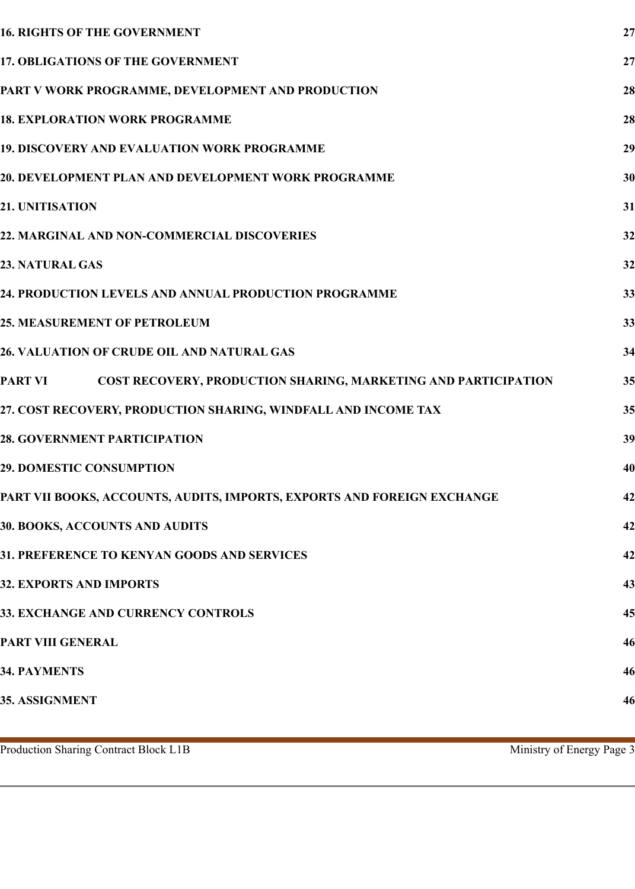| | |
|---|---|
| **16. RIGHTS OF THE GOVERNMENT** | **27** |
| **17. OBLIGATIONS OF THE GOVERNMENT** | **27** |
| **PART V WORK PROGRAMME, DEVELOPMENT AND PRODUCTION** | **28** |
| **18. EXPLORATION WORK PROGRAMME** | **28** |
| **19. DISCOVERY AND EVALUATION WORK PROGRAMME** | **29** |
| **20. DEVELOPMENT PLAN AND DEVELOPMENT WORK PROGRAMME** | **30** |
| **21. UNITISATION** | **31** |
| **22. MARGINAL AND NON-COMMERCIAL DISCOVERIES** | **32** |
| **23. NATURAL GAS** | **32** |
| **24. PRODUCTION LEVELS AND ANNUAL PRODUCTION PROGRAMME** | **33** |
| **25. MEASUREMENT OF PETROLEUM** | **33** |
| **26. VALUATION OF CRUDE OIL AND NATURAL GAS** | **34** |
| **PART VI COST RECOVERY, PRODUCTION SHARING, MARKETING AND PARTICIPATION** | **35** |
| **27. COST RECOVERY, PRODUCTION SHARING, WINDFALL AND INCOME TAX** | **35** |
| **28. GOVERNMENT PARTICIPATION** | **39** |
| **29. DOMESTIC CONSUMPTION** | **40** |
| **PART VII BOOKS, ACCOUNTS, AUDITS, IMPORTS, EXPORTS AND FOREIGN EXCHANGE** | **42** |
| **30. BOOKS, ACCOUNTS AND AUDITS** | **42** |
| **31. PREFERENCE TO KENYAN GOODS AND SERVICES** | **42** |
| **32. EXPORTS AND IMPORTS** | **43** |
| **33. EXCHANGE AND CURRENCY CONTROLS** | **45** |
| **PART VIII GENERAL** | **46** |
| **34. PAYMENTS** | **46** |
| **35. ASSIGNMENT** | **46** |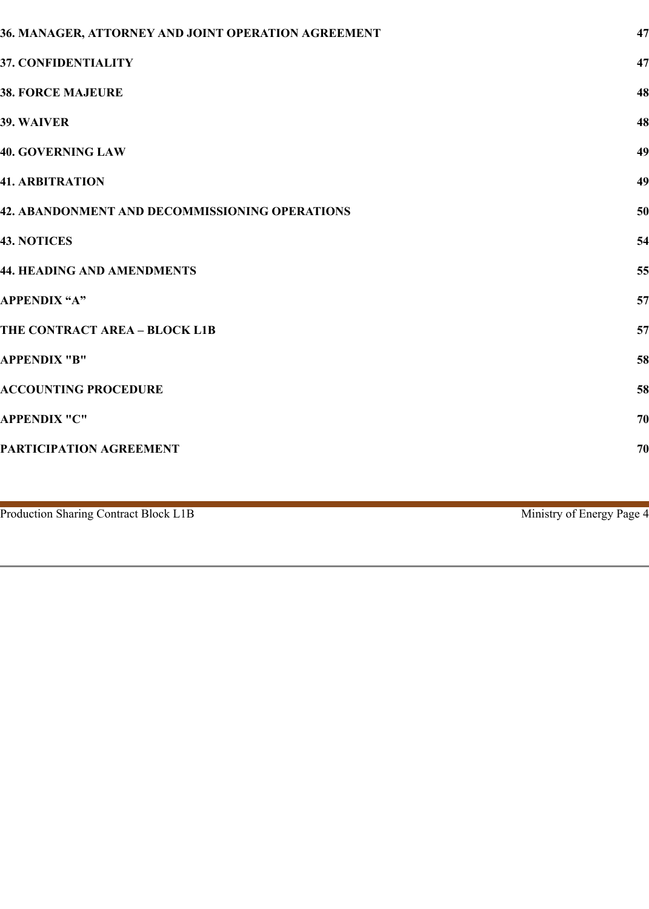| | |
|---|---|
| **36. MANAGER, ATTORNEY AND JOINT OPERATION AGREEMENT** | **47** |
| **37. CONFIDENTIALITY** | **47** |
| **38. FORCE MAJEURE** | **48** |
| **39. WAIVER** | **48** |
| **40. GOVERNING LAW** | **49** |
| **41. ARBITRATION** | **49** |
| **42. ABANDONMENT AND DECOMMISSIONING OPERATIONS** | **50** |
| **43. NOTICES** | **54** |
| **44. HEADING AND AMENDMENTS** | **55** |
| **APPENDIX “A”** | **57** |
| **THE CONTRACT AREA – BLOCK L1B** | **57** |
| **APPENDIX "B"** | **58** |
| **ACCOUNTING PROCEDURE** | **58** |
| **APPENDIX "C"** | **70** |
| **PARTICIPATION AGREEMENT** | **70** |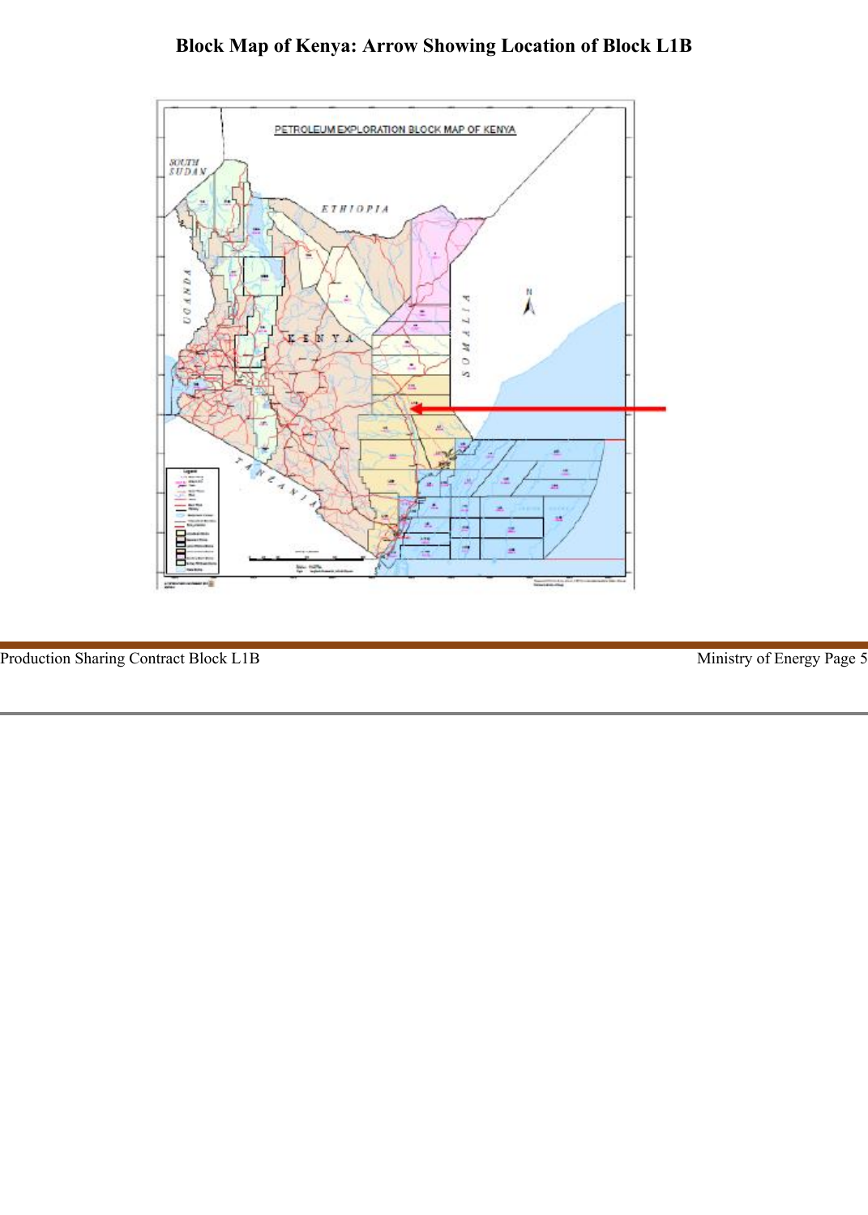**Block Map of Kenya: Arrow Showing Location of Block L1B**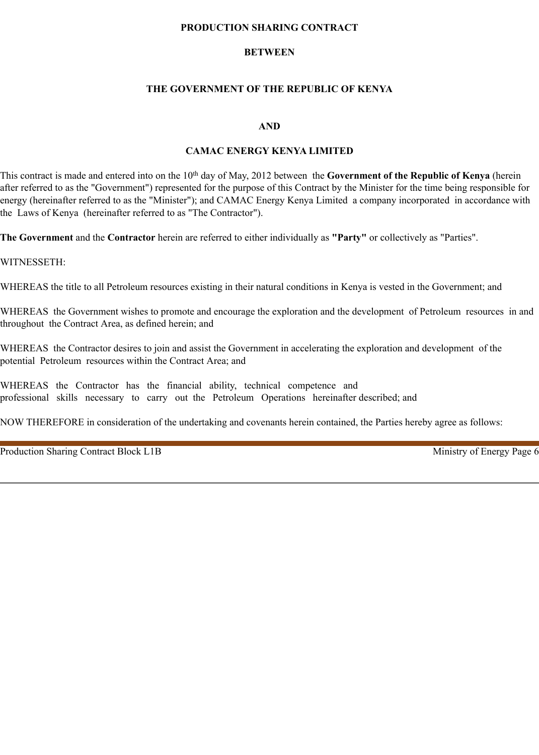**PRODUCTION SHARING CONTRACT**

**BETWEEN**

**THE GOVERNMENT OF THE REPUBLIC OF KENYA**

**AND**

**CAMAC ENERGY KENYA LIMITED**

This contract is made and entered into on the 10th day of May, 2012 between the **Government of the Republic of Kenya** (herein after referred to as the "Government") represented for the purpose of this Contract by the Minister for the time being responsible for energy (hereinafter referred to as the "Minister"); and CAMAC Energy Kenya Limited a company incorporated in accordance with the Laws of Kenya (hereinafter referred to as "The Contractor").

**The Government** and the **Contractor** herein are referred to either individually as **"Party"** or collectively as "Parties".

WITNESSETH:

WHEREAS the title to all Petroleum resources existing in their natural conditions in Kenya is vested in the Government; and

WHEREAS the Government wishes to promote and encourage the exploration and the development of Petroleum resources in and throughout the Contract Area, as defined herein; and

WHEREAS the Contractor desires to join and assist the Government in accelerating the exploration and development of the potential Petroleum resources within the Contract Area; and

WHEREAS the Contractor has the financial ability, technical competence and professional skills necessary to carry out the Petroleum Operations hereinafter described; and

NOW THEREFORE in consideration of the undertaking and covenants herein contained, the Parties hereby agree as follows: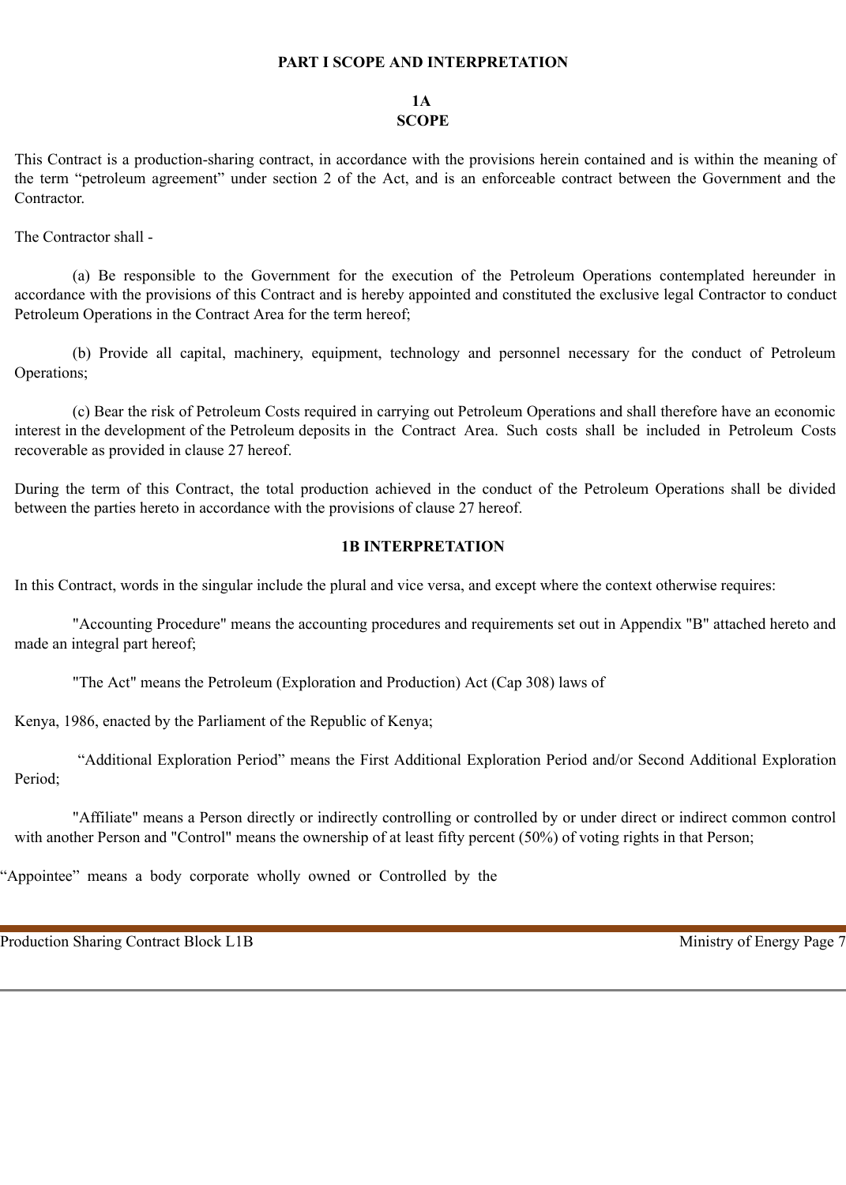## PART I SCOPE AND INTERPRETATION

### 1A
### SCOPE

This Contract is a production-sharing contract, in accordance with the provisions herein contained and is within the meaning of the term "petroleum agreement" under section 2 of the Act, and is an enforceable contract between the Government and the Contractor.

The Contractor shall -

(a) Be responsible to the Government for the execution of the Petroleum Operations contemplated hereunder in accordance with the provisions of this Contract and is hereby appointed and constituted the exclusive legal Contractor to conduct Petroleum Operations in the Contract Area for the term hereof;

(b) Provide all capital, machinery, equipment, technology and personnel necessary for the conduct of Petroleum Operations;

(c) Bear the risk of Petroleum Costs required in carrying out Petroleum Operations and shall therefore have an economic interest in the development of the Petroleum deposits in the Contract Area. Such costs shall be included in Petroleum Costs recoverable as provided in clause 27 hereof.

During the term of this Contract, the total production achieved in the conduct of the Petroleum Operations shall be divided between the parties hereto in accordance with the provisions of clause 27 hereof.

### 1B INTERPRETATION

In this Contract, words in the singular include the plural and vice versa, and except where the context otherwise requires:

"Accounting Procedure" means the accounting procedures and requirements set out in Appendix "B" attached hereto and made an integral part hereof;

"The Act" means the Petroleum (Exploration and Production) Act (Cap 308) laws of

Kenya, 1986, enacted by the Parliament of the Republic of Kenya;

"Additional Exploration Period" means the First Additional Exploration Period and/or Second Additional Exploration Period;

"Affiliate" means a Person directly or indirectly controlling or controlled by or under direct or indirect common control with another Person and "Control" means the ownership of at least fifty percent (50%) of voting rights in that Person;

"Appointee" means a body corporate wholly owned or Controlled by the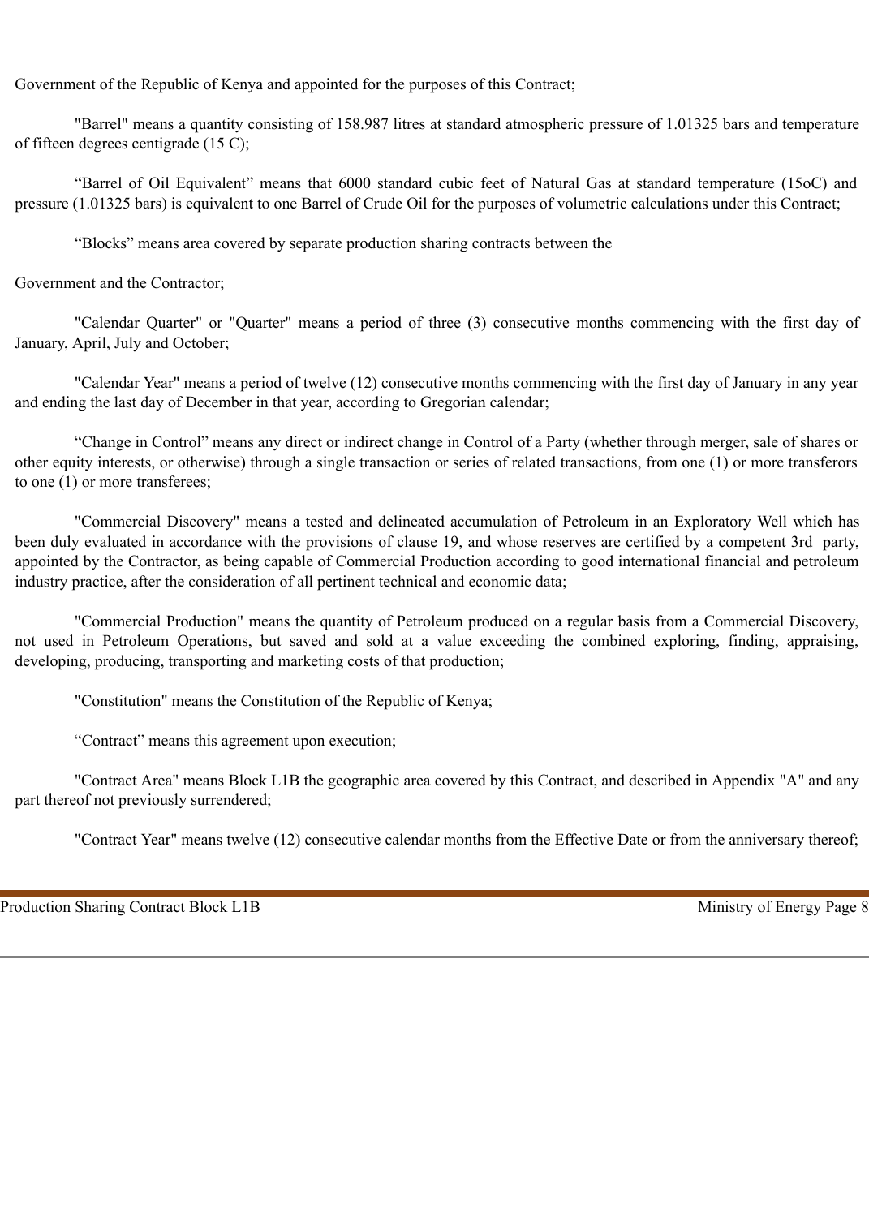Government of the Republic of Kenya and appointed for the purposes of this Contract;

"Barrel" means a quantity consisting of 158.987 litres at standard atmospheric pressure of 1.01325 bars and temperature of fifteen degrees centigrade (15 C);

"Barrel of Oil Equivalent" means that 6000 standard cubic feet of Natural Gas at standard temperature (15oC) and pressure (1.01325 bars) is equivalent to one Barrel of Crude Oil for the purposes of volumetric calculations under this Contract;

"Blocks" means area covered by separate production sharing contracts between the

Government and the Contractor;

"Calendar Quarter" or "Quarter" means a period of three (3) consecutive months commencing with the first day of January, April, July and October;

"Calendar Year" means a period of twelve (12) consecutive months commencing with the first day of January in any year and ending the last day of December in that year, according to Gregorian calendar;

"Change in Control" means any direct or indirect change in Control of a Party (whether through merger, sale of shares or other equity interests, or otherwise) through a single transaction or series of related transactions, from one (1) or more transferors to one (1) or more transferees;

"Commercial Discovery" means a tested and delineated accumulation of Petroleum in an Exploratory Well which has been duly evaluated in accordance with the provisions of clause 19, and whose reserves are certified by a competent 3rd party, appointed by the Contractor, as being capable of Commercial Production according to good international financial and petroleum industry practice, after the consideration of all pertinent technical and economic data;

"Commercial Production" means the quantity of Petroleum produced on a regular basis from a Commercial Discovery, not used in Petroleum Operations, but saved and sold at a value exceeding the combined exploring, finding, appraising, developing, producing, transporting and marketing costs of that production;

"Constitution" means the Constitution of the Republic of Kenya;

"Contract" means this agreement upon execution;

"Contract Area" means Block L1B the geographic area covered by this Contract, and described in Appendix "A" and any part thereof not previously surrendered;

"Contract Year" means twelve (12) consecutive calendar months from the Effective Date or from the anniversary thereof;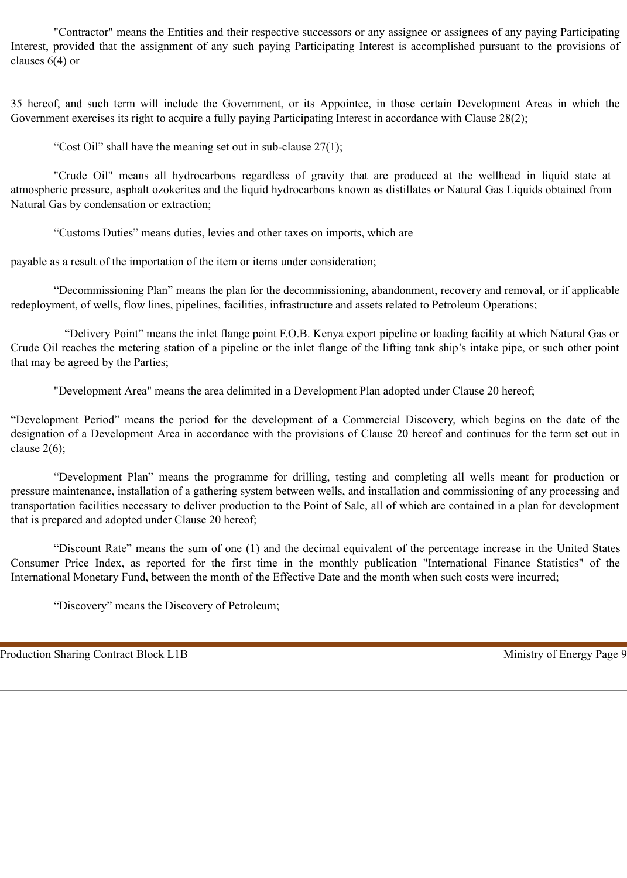"Contractor" means the Entities and their respective successors or any assignee or assignees of any paying Participating Interest, provided that the assignment of any such paying Participating Interest is accomplished pursuant to the provisions of clauses 6(4) or

35 hereof, and such term will include the Government, or its Appointee, in those certain Development Areas in which the Government exercises its right to acquire a fully paying Participating Interest in accordance with Clause 28(2);

"Cost Oil" shall have the meaning set out in sub-clause 27(1);

"Crude Oil" means all hydrocarbons regardless of gravity that are produced at the wellhead in liquid state at atmospheric pressure, asphalt ozokerites and the liquid hydrocarbons known as distillates or Natural Gas Liquids obtained from Natural Gas by condensation or extraction;

"Customs Duties" means duties, levies and other taxes on imports, which are

payable as a result of the importation of the item or items under consideration;

"Decommissioning Plan" means the plan for the decommissioning, abandonment, recovery and removal, or if applicable redeployment, of wells, flow lines, pipelines, facilities, infrastructure and assets related to Petroleum Operations;

"Delivery Point" means the inlet flange point F.O.B. Kenya export pipeline or loading facility at which Natural Gas or Crude Oil reaches the metering station of a pipeline or the inlet flange of the lifting tank ship's intake pipe, or such other point that may be agreed by the Parties;

"Development Area" means the area delimited in a Development Plan adopted under Clause 20 hereof;

"Development Period" means the period for the development of a Commercial Discovery, which begins on the date of the designation of a Development Area in accordance with the provisions of Clause 20 hereof and continues for the term set out in clause 2(6);

"Development Plan" means the programme for drilling, testing and completing all wells meant for production or pressure maintenance, installation of a gathering system between wells, and installation and commissioning of any processing and transportation facilities necessary to deliver production to the Point of Sale, all of which are contained in a plan for development that is prepared and adopted under Clause 20 hereof;

"Discount Rate" means the sum of one (1) and the decimal equivalent of the percentage increase in the United States Consumer Price Index, as reported for the first time in the monthly publication "International Finance Statistics" of the International Monetary Fund, between the month of the Effective Date and the month when such costs were incurred;

"Discovery" means the Discovery of Petroleum;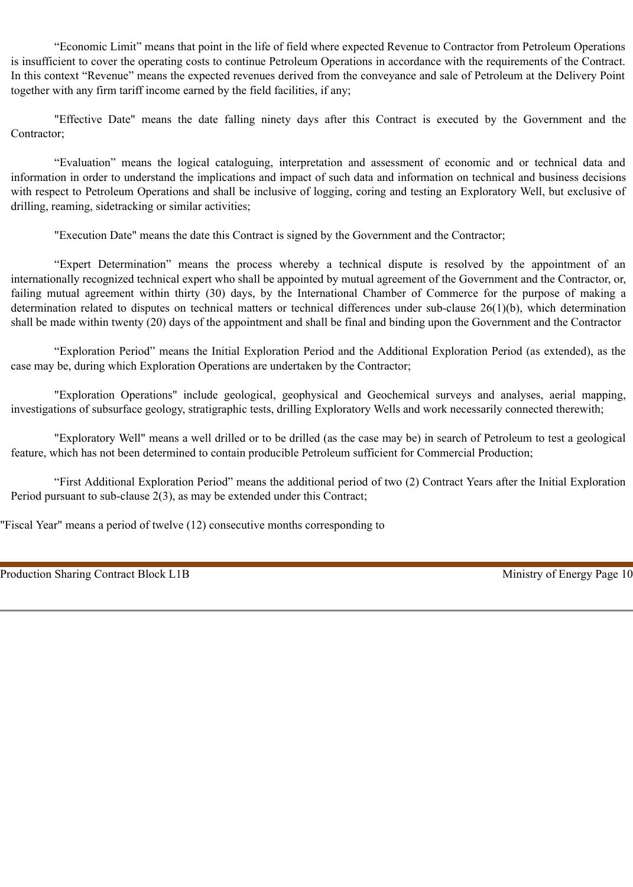“Economic Limit” means that point in the life of field where expected Revenue to Contractor from Petroleum Operations is insufficient to cover the operating costs to continue Petroleum Operations in accordance with the requirements of the Contract. In this context “Revenue” means the expected revenues derived from the conveyance and sale of Petroleum at the Delivery Point together with any firm tariff income earned by the field facilities, if any;

"Effective Date" means the date falling ninety days after this Contract is executed by the Government and the Contractor;

“Evaluation” means the logical cataloguing, interpretation and assessment of economic and or technical data and information in order to understand the implications and impact of such data and information on technical and business decisions with respect to Petroleum Operations and shall be inclusive of logging, coring and testing an Exploratory Well, but exclusive of drilling, reaming, sidetracking or similar activities;

"Execution Date" means the date this Contract is signed by the Government and the Contractor;

“Expert Determination” means the process whereby a technical dispute is resolved by the appointment of an internationally recognized technical expert who shall be appointed by mutual agreement of the Government and the Contractor, or, failing mutual agreement within thirty (30) days, by the International Chamber of Commerce for the purpose of making a determination related to disputes on technical matters or technical differences under sub-clause 26(1)(b), which determination shall be made within twenty (20) days of the appointment and shall be final and binding upon the Government and the Contractor

“Exploration Period” means the Initial Exploration Period and the Additional Exploration Period (as extended), as the case may be, during which Exploration Operations are undertaken by the Contractor;

"Exploration Operations" include geological, geophysical and Geochemical surveys and analyses, aerial mapping, investigations of subsurface geology, stratigraphic tests, drilling Exploratory Wells and work necessarily connected therewith;

"Exploratory Well" means a well drilled or to be drilled (as the case may be) in search of Petroleum to test a geological feature, which has not been determined to contain producible Petroleum sufficient for Commercial Production;

“First Additional Exploration Period” means the additional period of two (2) Contract Years after the Initial Exploration Period pursuant to sub-clause 2(3), as may be extended under this Contract;

"Fiscal Year" means a period of twelve (12) consecutive months corresponding to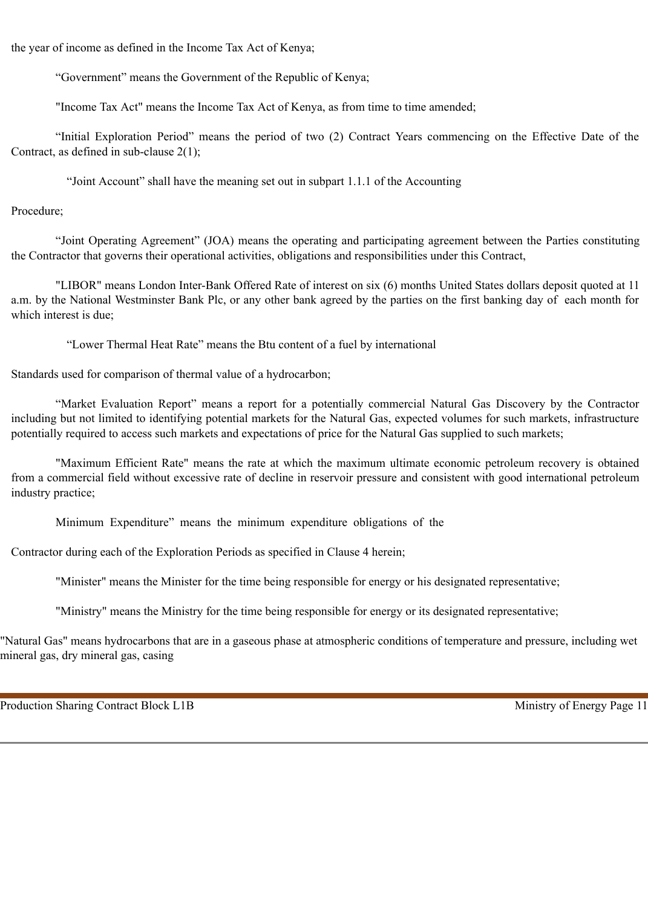the year of income as defined in the Income Tax Act of Kenya;

“Government” means the Government of the Republic of Kenya;

"Income Tax Act" means the Income Tax Act of Kenya, as from time to time amended;

“Initial Exploration Period” means the period of two (2) Contract Years commencing on the Effective Date of the Contract, as defined in sub-clause 2(1);

“Joint Account” shall have the meaning set out in subpart 1.1.1 of the Accounting Procedure;

“Joint Operating Agreement” (JOA) means the operating and participating agreement between the Parties constituting the Contractor that governs their operational activities, obligations and responsibilities under this Contract,

"LIBOR" means London Inter-Bank Offered Rate of interest on six (6) months United States dollars deposit quoted at 11 a.m. by the National Westminster Bank Plc, or any other bank agreed by the parties on the first banking day of each month for which interest is due;

“Lower Thermal Heat Rate” means the Btu content of a fuel by international Standards used for comparison of thermal value of a hydrocarbon;

“Market Evaluation Report” means a report for a potentially commercial Natural Gas Discovery by the Contractor including but not limited to identifying potential markets for the Natural Gas, expected volumes for such markets, infrastructure potentially required to access such markets and expectations of price for the Natural Gas supplied to such markets;

"Maximum Efficient Rate" means the rate at which the maximum ultimate economic petroleum recovery is obtained from a commercial field without excessive rate of decline in reservoir pressure and consistent with good international petroleum industry practice;

Minimum Expenditure” means the minimum expenditure obligations of the Contractor during each of the Exploration Periods as specified in Clause 4 herein;

"Minister" means the Minister for the time being responsible for energy or his designated representative;

"Ministry" means the Ministry for the time being responsible for energy or its designated representative;

"Natural Gas" means hydrocarbons that are in a gaseous phase at atmospheric conditions of temperature and pressure, including wet mineral gas, dry mineral gas, casing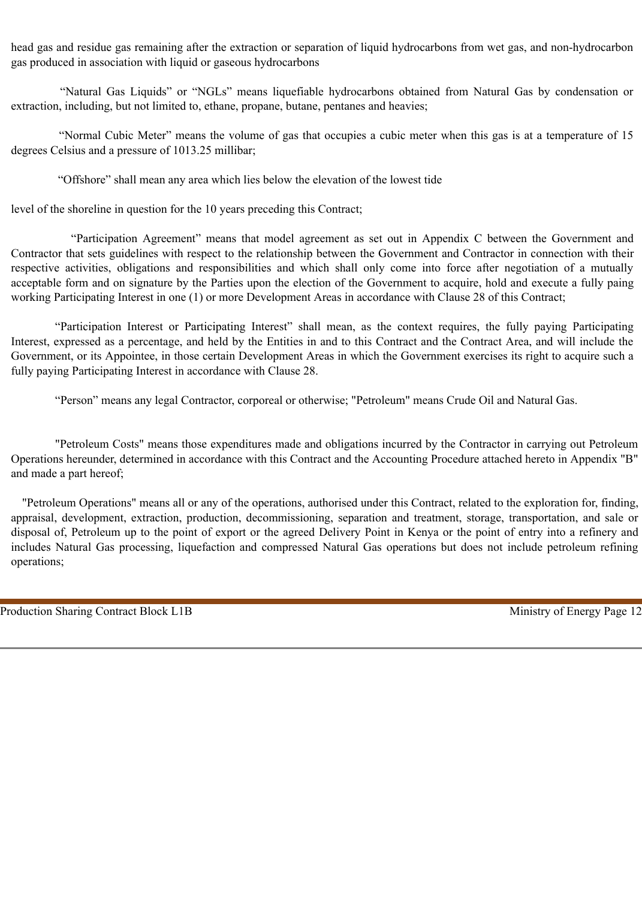head gas and residue gas remaining after the extraction or separation of liquid hydrocarbons from wet gas, and non-hydrocarbon gas produced in association with liquid or gaseous hydrocarbons

"Natural Gas Liquids" or "NGLs" means liquefiable hydrocarbons obtained from Natural Gas by condensation or extraction, including, but not limited to, ethane, propane, butane, pentanes and heavies;

"Normal Cubic Meter" means the volume of gas that occupies a cubic meter when this gas is at a temperature of 15 degrees Celsius and a pressure of 1013.25 millibar;

"Offshore" shall mean any area which lies below the elevation of the lowest tide

level of the shoreline in question for the 10 years preceding this Contract;

"Participation Agreement" means that model agreement as set out in Appendix C between the Government and Contractor that sets guidelines with respect to the relationship between the Government and Contractor in connection with their respective activities, obligations and responsibilities and which shall only come into force after negotiation of a mutually acceptable form and on signature by the Parties upon the election of the Government to acquire, hold and execute a fully paing working Participating Interest in one (1) or more Development Areas in accordance with Clause 28 of this Contract;

"Participation Interest or Participating Interest" shall mean, as the context requires, the fully paying Participating Interest, expressed as a percentage, and held by the Entities in and to this Contract and the Contract Area, and will include the Government, or its Appointee, in those certain Development Areas in which the Government exercises its right to acquire such a fully paying Participating Interest in accordance with Clause 28.

"Person" means any legal Contractor, corporeal or otherwise; "Petroleum" means Crude Oil and Natural Gas.

"Petroleum Costs" means those expenditures made and obligations incurred by the Contractor in carrying out Petroleum Operations hereunder, determined in accordance with this Contract and the Accounting Procedure attached hereto in Appendix "B" and made a part hereof;

"Petroleum Operations" means all or any of the operations, authorised under this Contract, related to the exploration for, finding, appraisal, development, extraction, production, decommissioning, separation and treatment, storage, transportation, and sale or disposal of, Petroleum up to the point of export or the agreed Delivery Point in Kenya or the point of entry into a refinery and includes Natural Gas processing, liquefaction and compressed Natural Gas operations but does not include petroleum refining operations;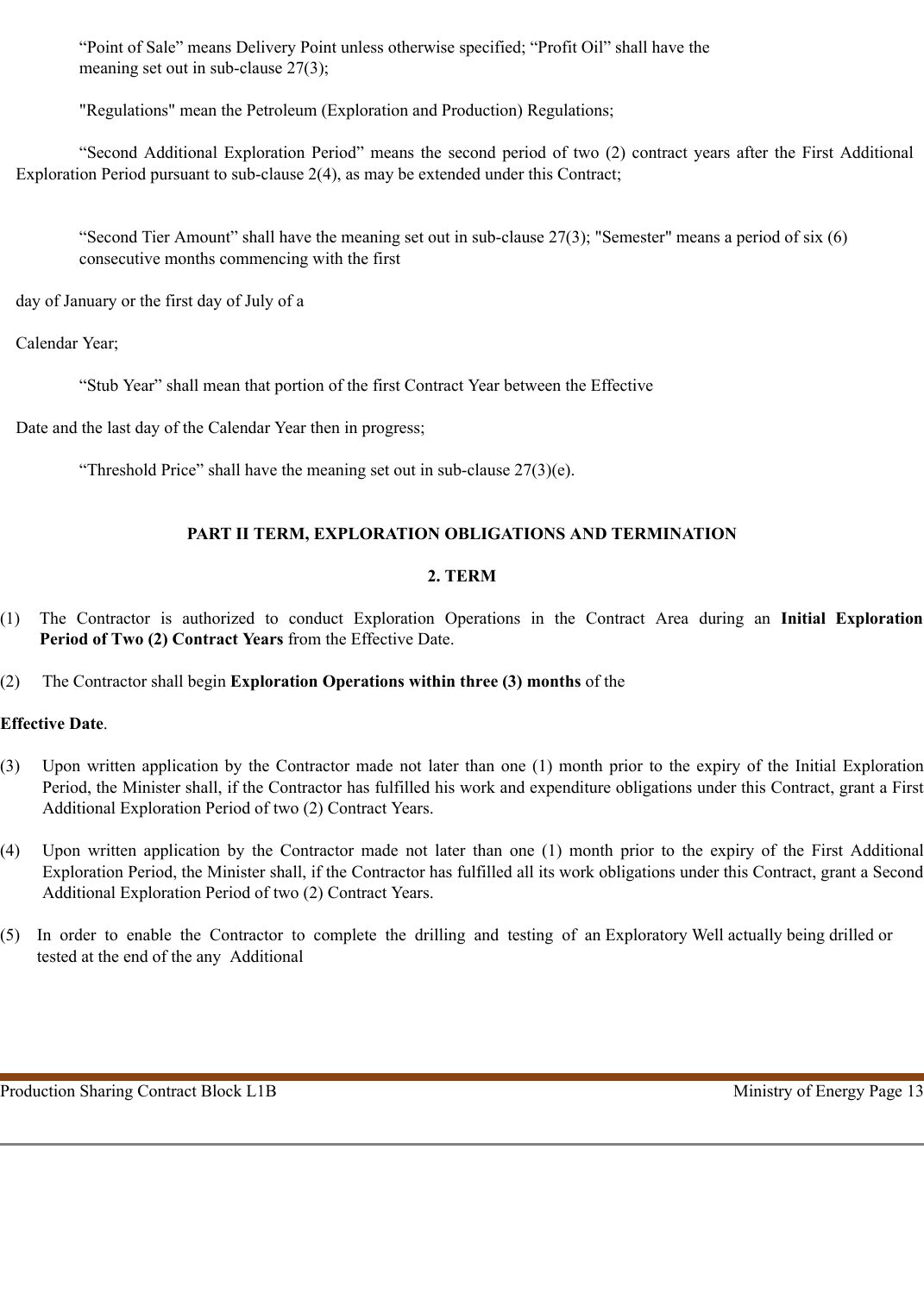“Point of Sale” means Delivery Point unless otherwise specified; “Profit Oil” shall have the meaning set out in sub-clause 27(3);

"Regulations" mean the Petroleum (Exploration and Production) Regulations;

“Second Additional Exploration Period” means the second period of two (2) contract years after the First Additional Exploration Period pursuant to sub-clause 2(4), as may be extended under this Contract;

“Second Tier Amount” shall have the meaning set out in sub-clause 27(3); "Semester" means a period of six (6) consecutive months commencing with the first day of January or the first day of July of a Calendar Year;

“Stub Year” shall mean that portion of the first Contract Year between the Effective Date and the last day of the Calendar Year then in progress;

“Threshold Price” shall have the meaning set out in sub-clause 27(3)(e).

## PART II TERM, EXPLORATION OBLIGATIONS AND TERMINATION

### 2. TERM

(1) The Contractor is authorized to conduct Exploration Operations in the Contract Area during an **Initial Exploration Period of Two (2) Contract Years** from the Effective Date.

(2) The Contractor shall begin **Exploration Operations within three (3) months** of the **Effective Date**.

(3) Upon written application by the Contractor made not later than one (1) month prior to the expiry of the Initial Exploration Period, the Minister shall, if the Contractor has fulfilled his work and expenditure obligations under this Contract, grant a First Additional Exploration Period of two (2) Contract Years.

(4) Upon written application by the Contractor made not later than one (1) month prior to the expiry of the First Additional Exploration Period, the Minister shall, if the Contractor has fulfilled all its work obligations under this Contract, grant a Second Additional Exploration Period of two (2) Contract Years.

(5) In order to enable the Contractor to complete the drilling and testing of an Exploratory Well actually being drilled or tested at the end of the any Additional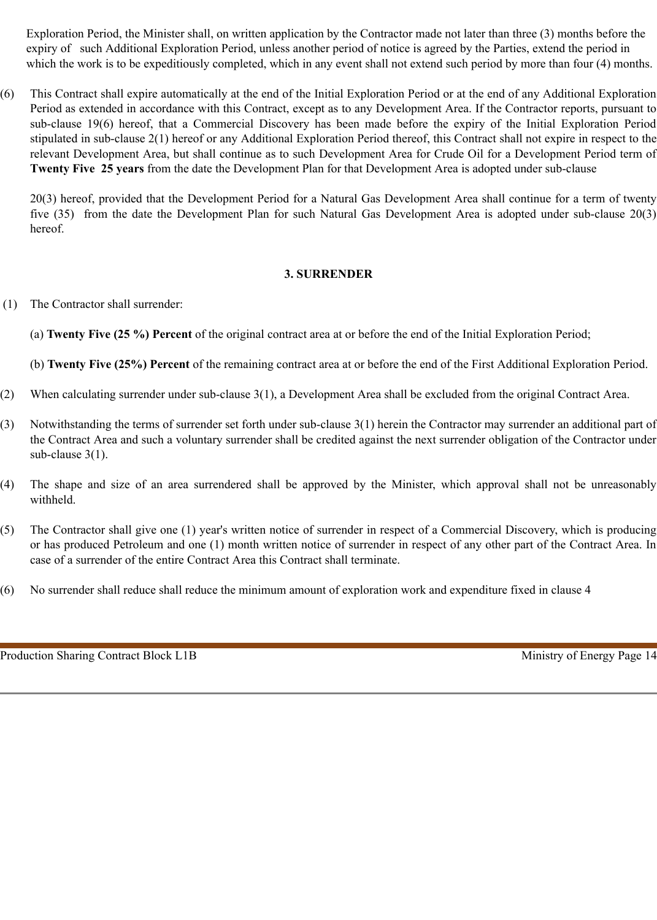Exploration Period, the Minister shall, on written application by the Contractor made not later than three (3) months before the expiry of such Additional Exploration Period, unless another period of notice is agreed by the Parties, extend the period in which the work is to be expeditiously completed, which in any event shall not extend such period by more than four (4) months.

(6) This Contract shall expire automatically at the end of the Initial Exploration Period or at the end of any Additional Exploration Period as extended in accordance with this Contract, except as to any Development Area. If the Contractor reports, pursuant to sub-clause 19(6) hereof, that a Commercial Discovery has been made before the expiry of the Initial Exploration Period stipulated in sub-clause 2(1) hereof or any Additional Exploration Period thereof, this Contract shall not expire in respect to the relevant Development Area, but shall continue as to such Development Area for Crude Oil for a Development Period term of **Twenty Five 25 years** from the date the Development Plan for that Development Area is adopted under sub-clause

20(3) hereof, provided that the Development Period for a Natural Gas Development Area shall continue for a term of twenty five (35) from the date the Development Plan for such Natural Gas Development Area is adopted under sub-clause 20(3) hereof.

## 3. SURRENDER

(1) The Contractor shall surrender:

(a) **Twenty Five (25 %) Percent** of the original contract area at or before the end of the Initial Exploration Period;

(b) **Twenty Five (25%) Percent** of the remaining contract area at or before the end of the First Additional Exploration Period.

(2) When calculating surrender under sub-clause 3(1), a Development Area shall be excluded from the original Contract Area.

(3) Notwithstanding the terms of surrender set forth under sub-clause 3(1) herein the Contractor may surrender an additional part of the Contract Area and such a voluntary surrender shall be credited against the next surrender obligation of the Contractor under sub-clause 3(1).

(4) The shape and size of an area surrendered shall be approved by the Minister, which approval shall not be unreasonably withheld.

(5) The Contractor shall give one (1) year's written notice of surrender in respect of a Commercial Discovery, which is producing or has produced Petroleum and one (1) month written notice of surrender in respect of any other part of the Contract Area. In case of a surrender of the entire Contract Area this Contract shall terminate.

(6) No surrender shall reduce shall reduce the minimum amount of exploration work and expenditure fixed in clause 4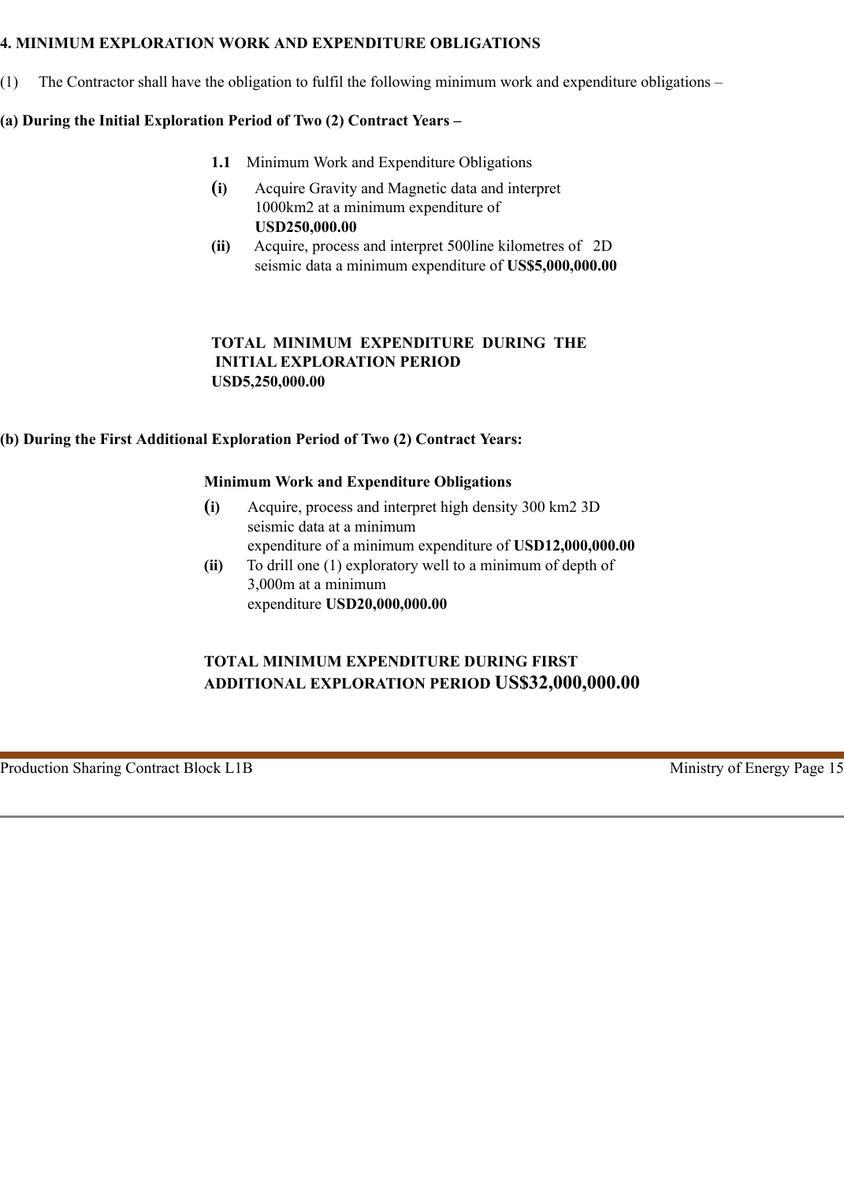**4. MINIMUM EXPLORATION WORK AND EXPENDITURE OBLIGATIONS**

(1) The Contractor shall have the obligation to fulfil the following minimum work and expenditure obligations –

**(a) During the Initial Exploration Period of Two (2) Contract Years –**

**1.1** Minimum Work and Expenditure Obligations

**(i)** Acquire Gravity and Magnetic data and interpret 1000km2 at a minimum expenditure of **USD250,000.00**

**(ii)** Acquire, process and interpret 500line kilometres of 2D seismic data a minimum expenditure of **US$5,000,000.00**

**TOTAL MINIMUM EXPENDITURE DURING THE INITIAL EXPLORATION PERIOD USD5,250,000.00**

**(b) During the First Additional Exploration Period of Two (2) Contract Years:**

**Minimum Work and Expenditure Obligations**

**(i)** Acquire, process and interpret high density 300 km2 3D seismic data at a minimum expenditure of a minimum expenditure of **USD12,000,000.00**

**(ii)** To drill one (1) exploratory well to a minimum of depth of 3,000m at a minimum expenditure **USD20,000,000.00**

**TOTAL MINIMUM EXPENDITURE DURING FIRST ADDITIONAL EXPLORATION PERIOD US$32,000,000.00**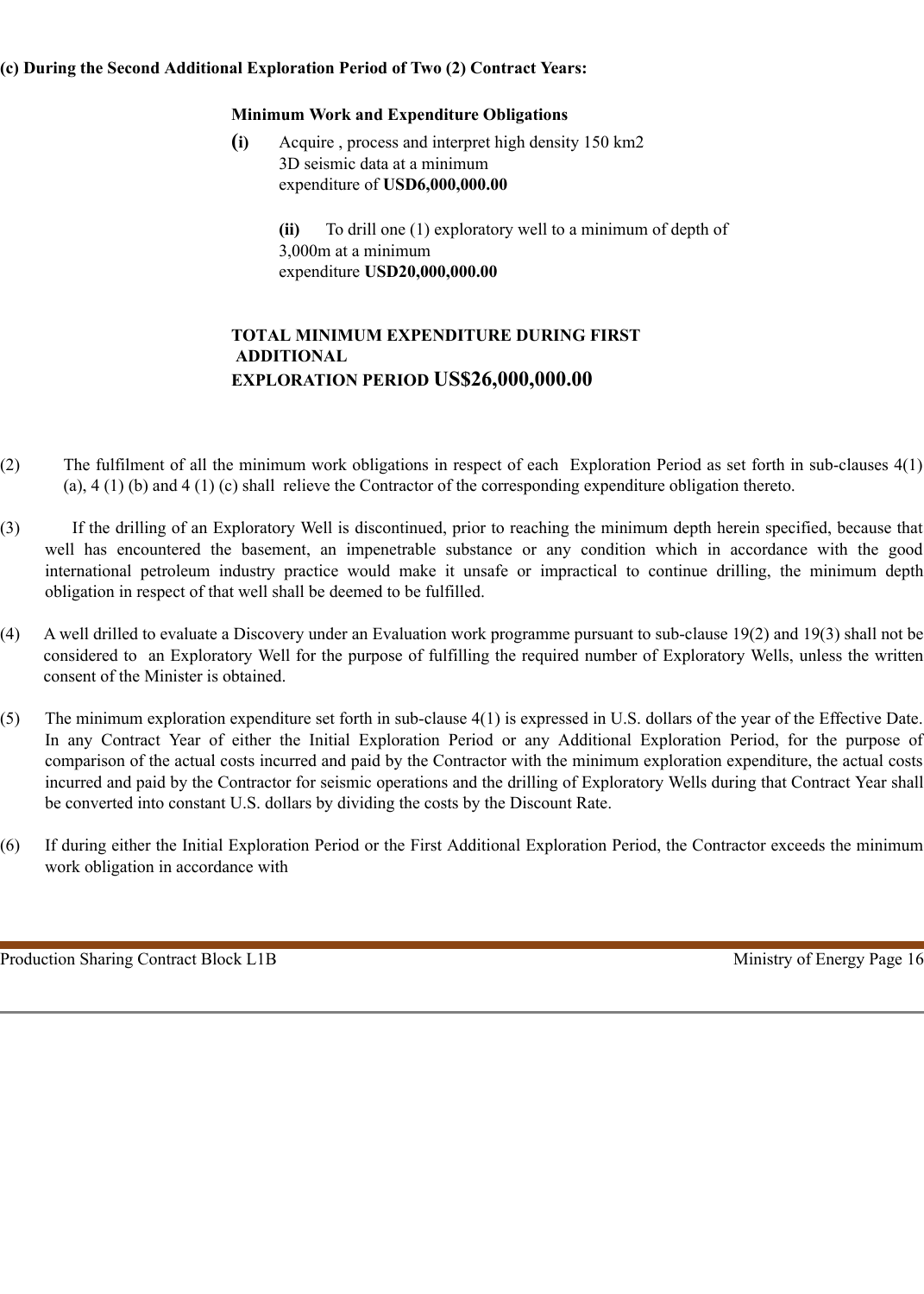**(c) During the Second Additional Exploration Period of Two (2) Contract Years:**

**Minimum Work and Expenditure Obligations**

**(i)** Acquire , process and interpret high density 150 km2 3D seismic data at a minimum expenditure of **USD6,000,000.00**

**(ii)** To drill one (1) exploratory well to a minimum of depth of 3,000m at a minimum expenditure **USD20,000,000.00**

**TOTAL MINIMUM EXPENDITURE DURING FIRST ADDITIONAL EXPLORATION PERIOD US$26,000,000.00**

(2) The fulfilment of all the minimum work obligations in respect of each Exploration Period as set forth in sub-clauses 4(1) (a), 4 (1) (b) and 4 (1) (c) shall relieve the Contractor of the corresponding expenditure obligation thereto.

(3) If the drilling of an Exploratory Well is discontinued, prior to reaching the minimum depth herein specified, because that well has encountered the basement, an impenetrable substance or any condition which in accordance with the good international petroleum industry practice would make it unsafe or impractical to continue drilling, the minimum depth obligation in respect of that well shall be deemed to be fulfilled.

(4) A well drilled to evaluate a Discovery under an Evaluation work programme pursuant to sub-clause 19(2) and 19(3) shall not be considered to an Exploratory Well for the purpose of fulfilling the required number of Exploratory Wells, unless the written consent of the Minister is obtained.

(5) The minimum exploration expenditure set forth in sub-clause 4(1) is expressed in U.S. dollars of the year of the Effective Date. In any Contract Year of either the Initial Exploration Period or any Additional Exploration Period, for the purpose of comparison of the actual costs incurred and paid by the Contractor with the minimum exploration expenditure, the actual costs incurred and paid by the Contractor for seismic operations and the drilling of Exploratory Wells during that Contract Year shall be converted into constant U.S. dollars by dividing the costs by the Discount Rate.

(6) If during either the Initial Exploration Period or the First Additional Exploration Period, the Contractor exceeds the minimum work obligation in accordance with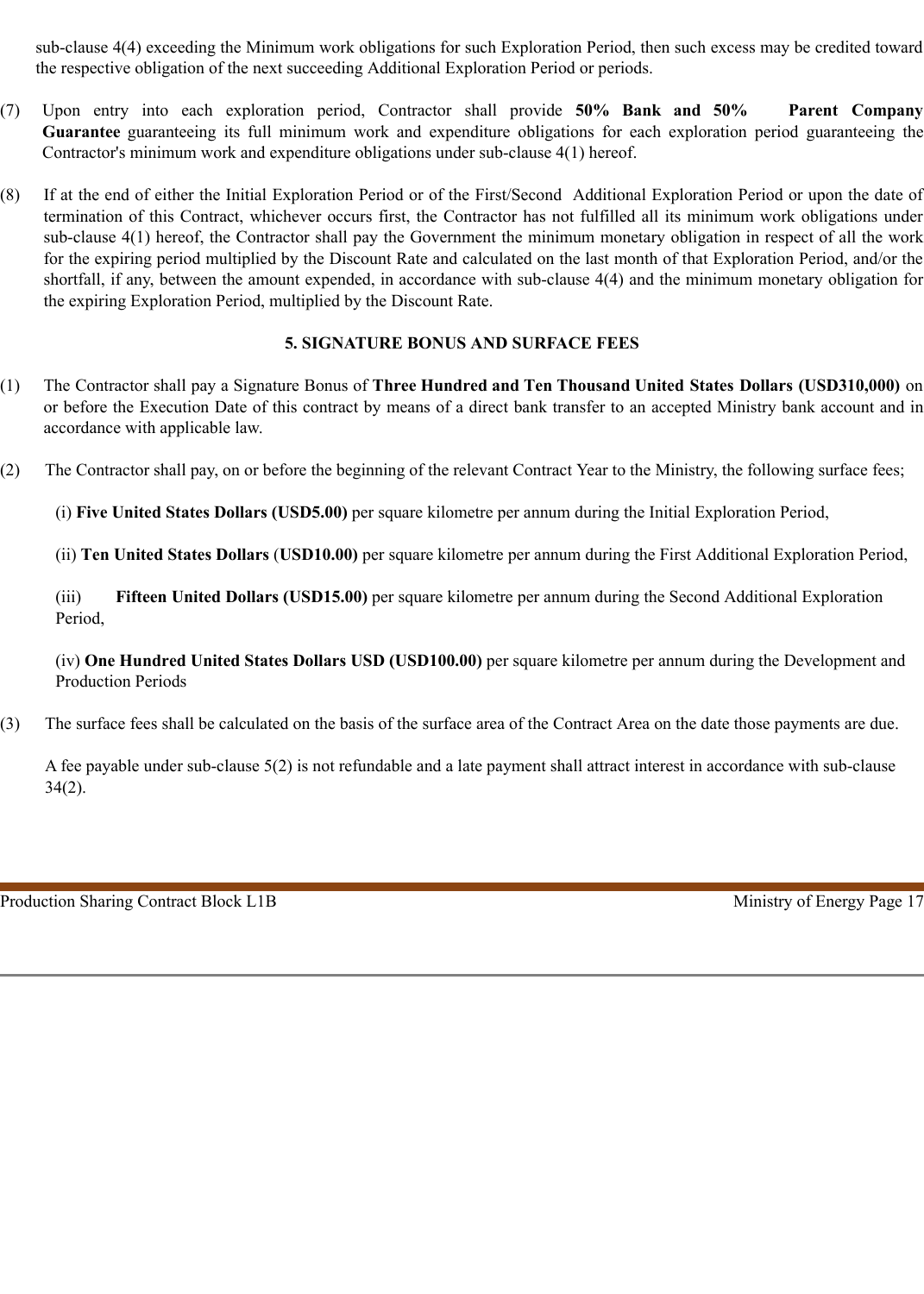sub-clause 4(4) exceeding the Minimum work obligations for such Exploration Period, then such excess may be credited toward the respective obligation of the next succeeding Additional Exploration Period or periods.

(7) Upon entry into each exploration period, Contractor shall provide **50% Bank and 50% Parent Company Guarantee** guaranteeing its full minimum work and expenditure obligations for each exploration period guaranteeing the Contractor's minimum work and expenditure obligations under sub-clause 4(1) hereof.

(8) If at the end of either the Initial Exploration Period or of the First/Second Additional Exploration Period or upon the date of termination of this Contract, whichever occurs first, the Contractor has not fulfilled all its minimum work obligations under sub-clause 4(1) hereof, the Contractor shall pay the Government the minimum monetary obligation in respect of all the work for the expiring period multiplied by the Discount Rate and calculated on the last month of that Exploration Period, and/or the shortfall, if any, between the amount expended, in accordance with sub-clause 4(4) and the minimum monetary obligation for the expiring Exploration Period, multiplied by the Discount Rate.

## 5. SIGNATURE BONUS AND SURFACE FEES

(1) The Contractor shall pay a Signature Bonus of **Three Hundred and Ten Thousand United States Dollars (USD310,000)** on or before the Execution Date of this contract by means of a direct bank transfer to an accepted Ministry bank account and in accordance with applicable law.

(2) The Contractor shall pay, on or before the beginning of the relevant Contract Year to the Ministry, the following surface fees;

(i) **Five United States Dollars (USD5.00)** per square kilometre per annum during the Initial Exploration Period,

(ii) **Ten United States Dollars** (**USD10.00)** per square kilometre per annum during the First Additional Exploration Period,

(iii) **Fifteen United Dollars (USD15.00)** per square kilometre per annum during the Second Additional Exploration Period,

(iv) **One Hundred United States Dollars USD (USD100.00)** per square kilometre per annum during the Development and Production Periods

(3) The surface fees shall be calculated on the basis of the surface area of the Contract Area on the date those payments are due.

A fee payable under sub-clause 5(2) is not refundable and a late payment shall attract interest in accordance with sub-clause 34(2).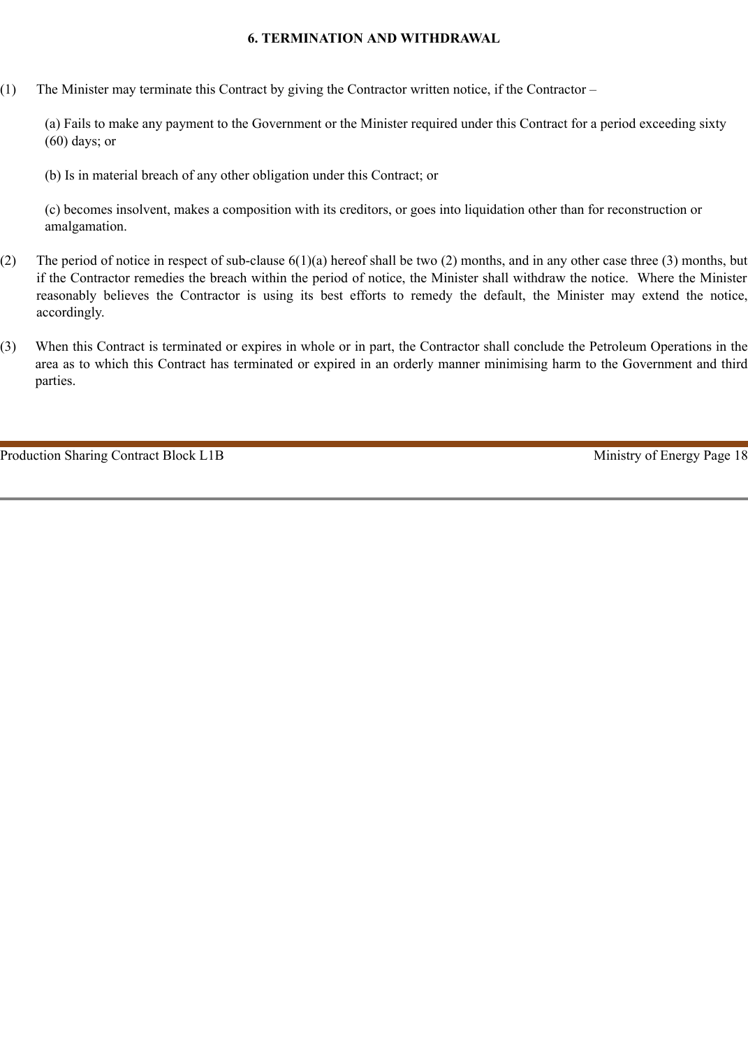## 6. TERMINATION AND WITHDRAWAL

(1) The Minister may terminate this Contract by giving the Contractor written notice, if the Contractor –

(a) Fails to make any payment to the Government or the Minister required under this Contract for a period exceeding sixty (60) days; or

(b) Is in material breach of any other obligation under this Contract; or

(c) becomes insolvent, makes a composition with its creditors, or goes into liquidation other than for reconstruction or amalgamation.

(2) The period of notice in respect of sub-clause 6(1)(a) hereof shall be two (2) months, and in any other case three (3) months, but if the Contractor remedies the breach within the period of notice, the Minister shall withdraw the notice. Where the Minister reasonably believes the Contractor is using its best efforts to remedy the default, the Minister may extend the notice, accordingly.

(3) When this Contract is terminated or expires in whole or in part, the Contractor shall conclude the Petroleum Operations in the area as to which this Contract has terminated or expired in an orderly manner minimising harm to the Government and third parties.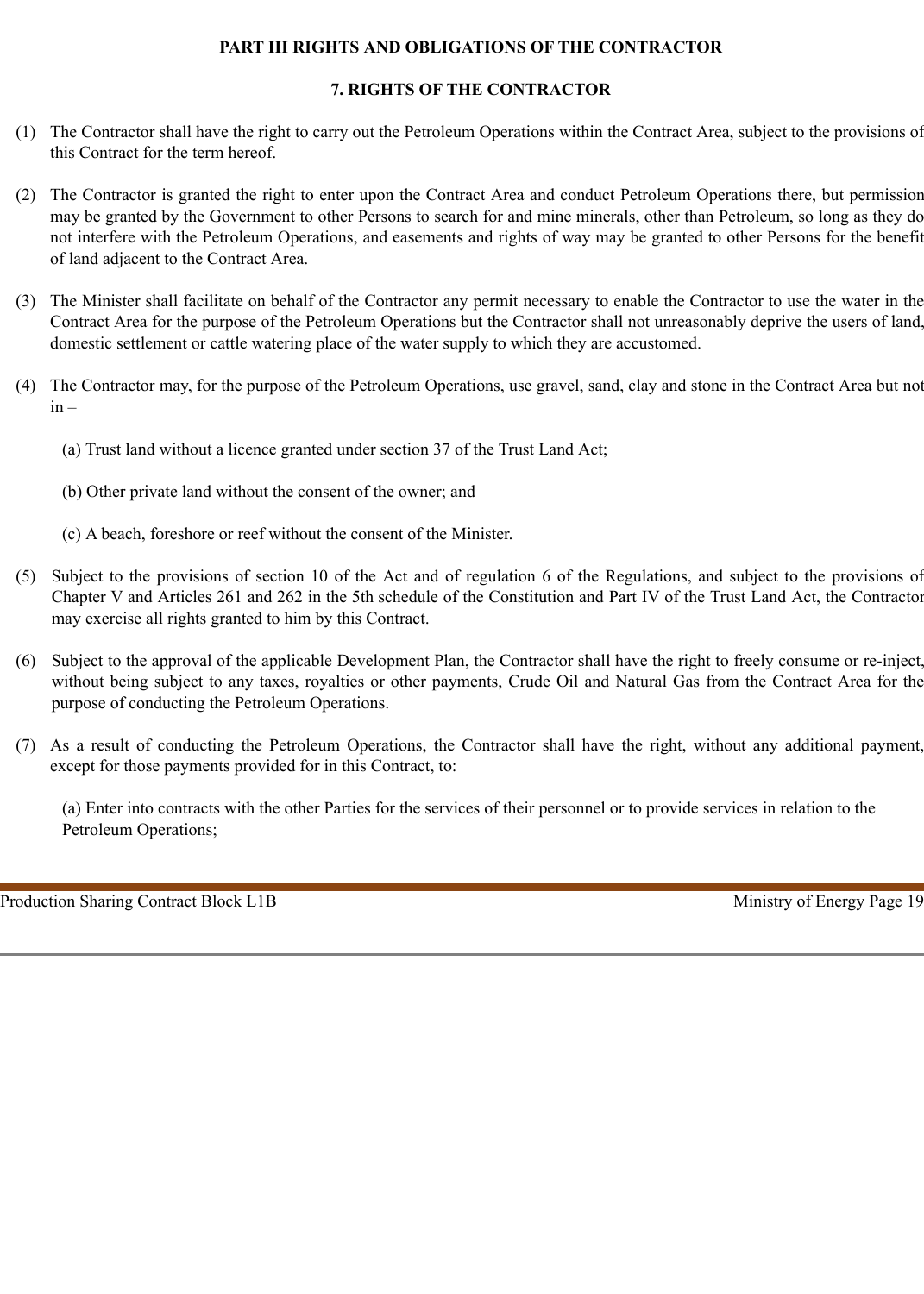## PART III RIGHTS AND OBLIGATIONS OF THE CONTRACTOR

### 7. RIGHTS OF THE CONTRACTOR

(1) The Contractor shall have the right to carry out the Petroleum Operations within the Contract Area, subject to the provisions of this Contract for the term hereof.

(2) The Contractor is granted the right to enter upon the Contract Area and conduct Petroleum Operations there, but permission may be granted by the Government to other Persons to search for and mine minerals, other than Petroleum, so long as they do not interfere with the Petroleum Operations, and easements and rights of way may be granted to other Persons for the benefit of land adjacent to the Contract Area.

(3) The Minister shall facilitate on behalf of the Contractor any permit necessary to enable the Contractor to use the water in the Contract Area for the purpose of the Petroleum Operations but the Contractor shall not unreasonably deprive the users of land, domestic settlement or cattle watering place of the water supply to which they are accustomed.

(4) The Contractor may, for the purpose of the Petroleum Operations, use gravel, sand, clay and stone in the Contract Area but not in –

(a) Trust land without a licence granted under section 37 of the Trust Land Act;

(b) Other private land without the consent of the owner; and

(c) A beach, foreshore or reef without the consent of the Minister.

(5) Subject to the provisions of section 10 of the Act and of regulation 6 of the Regulations, and subject to the provisions of Chapter V and Articles 261 and 262 in the 5th schedule of the Constitution and Part IV of the Trust Land Act, the Contractor may exercise all rights granted to him by this Contract.

(6) Subject to the approval of the applicable Development Plan, the Contractor shall have the right to freely consume or re-inject, without being subject to any taxes, royalties or other payments, Crude Oil and Natural Gas from the Contract Area for the purpose of conducting the Petroleum Operations.

(7) As a result of conducting the Petroleum Operations, the Contractor shall have the right, without any additional payment, except for those payments provided for in this Contract, to:

(a) Enter into contracts with the other Parties for the services of their personnel or to provide services in relation to the Petroleum Operations;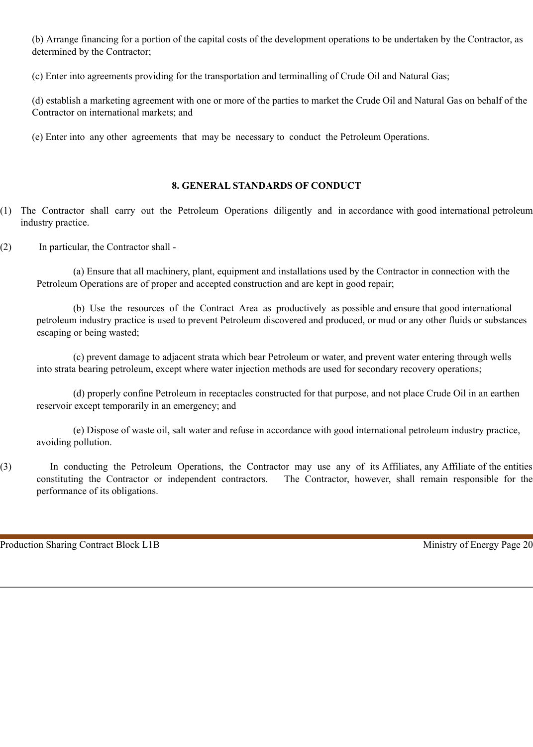(b) Arrange financing for a portion of the capital costs of the development operations to be undertaken by the Contractor, as determined by the Contractor;

(c) Enter into agreements providing for the transportation and terminalling of Crude Oil and Natural Gas;

(d) establish a marketing agreement with one or more of the parties to market the Crude Oil and Natural Gas on behalf of the Contractor on international markets; and

(e) Enter into any other agreements that may be necessary to conduct the Petroleum Operations.

## 8. GENERAL STANDARDS OF CONDUCT

(1) The Contractor shall carry out the Petroleum Operations diligently and in accordance with good international petroleum industry practice.

(2) In particular, the Contractor shall -

(a) Ensure that all machinery, plant, equipment and installations used by the Contractor in connection with the Petroleum Operations are of proper and accepted construction and are kept in good repair;

(b) Use the resources of the Contract Area as productively as possible and ensure that good international petroleum industry practice is used to prevent Petroleum discovered and produced, or mud or any other fluids or substances escaping or being wasted;

(c) prevent damage to adjacent strata which bear Petroleum or water, and prevent water entering through wells into strata bearing petroleum, except where water injection methods are used for secondary recovery operations;

(d) properly confine Petroleum in receptacles constructed for that purpose, and not place Crude Oil in an earthen reservoir except temporarily in an emergency; and

(e) Dispose of waste oil, salt water and refuse in accordance with good international petroleum industry practice, avoiding pollution.

(3) In conducting the Petroleum Operations, the Contractor may use any of its Affiliates, any Affiliate of the entities constituting the Contractor or independent contractors. The Contractor, however, shall remain responsible for the performance of its obligations.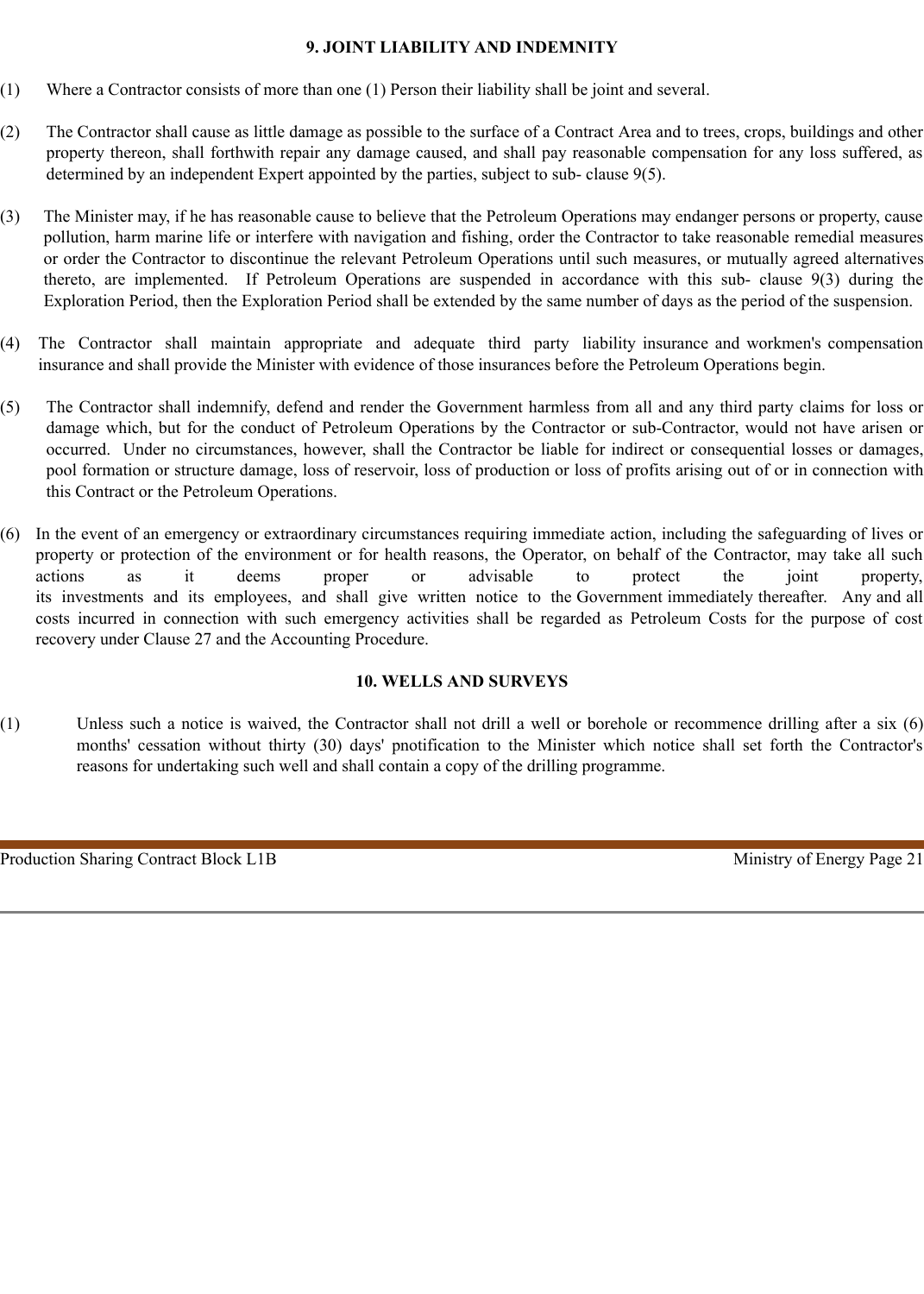## 9. JOINT LIABILITY AND INDEMNITY

(1) Where a Contractor consists of more than one (1) Person their liability shall be joint and several.

(2) The Contractor shall cause as little damage as possible to the surface of a Contract Area and to trees, crops, buildings and other property thereon, shall forthwith repair any damage caused, and shall pay reasonable compensation for any loss suffered, as determined by an independent Expert appointed by the parties, subject to sub- clause 9(5).

(3) The Minister may, if he has reasonable cause to believe that the Petroleum Operations may endanger persons or property, cause pollution, harm marine life or interfere with navigation and fishing, order the Contractor to take reasonable remedial measures or order the Contractor to discontinue the relevant Petroleum Operations until such measures, or mutually agreed alternatives thereto, are implemented. If Petroleum Operations are suspended in accordance with this sub- clause 9(3) during the Exploration Period, then the Exploration Period shall be extended by the same number of days as the period of the suspension.

(4) The Contractor shall maintain appropriate and adequate third party liability insurance and workmen's compensation insurance and shall provide the Minister with evidence of those insurances before the Petroleum Operations begin.

(5) The Contractor shall indemnify, defend and render the Government harmless from all and any third party claims for loss or damage which, but for the conduct of Petroleum Operations by the Contractor or sub-Contractor, would not have arisen or occurred. Under no circumstances, however, shall the Contractor be liable for indirect or consequential losses or damages, pool formation or structure damage, loss of reservoir, loss of production or loss of profits arising out of or in connection with this Contract or the Petroleum Operations.

(6) In the event of an emergency or extraordinary circumstances requiring immediate action, including the safeguarding of lives or property or protection of the environment or for health reasons, the Operator, on behalf of the Contractor, may take all such actions as it deems proper or advisable to protect the joint property, its investments and its employees, and shall give written notice to the Government immediately thereafter. Any and all costs incurred in connection with such emergency activities shall be regarded as Petroleum Costs for the purpose of cost recovery under Clause 27 and the Accounting Procedure.

## 10. WELLS AND SURVEYS

(1) Unless such a notice is waived, the Contractor shall not drill a well or borehole or recommence drilling after a six (6) months' cessation without thirty (30) days' pnotification to the Minister which notice shall set forth the Contractor's reasons for undertaking such well and shall contain a copy of the drilling programme.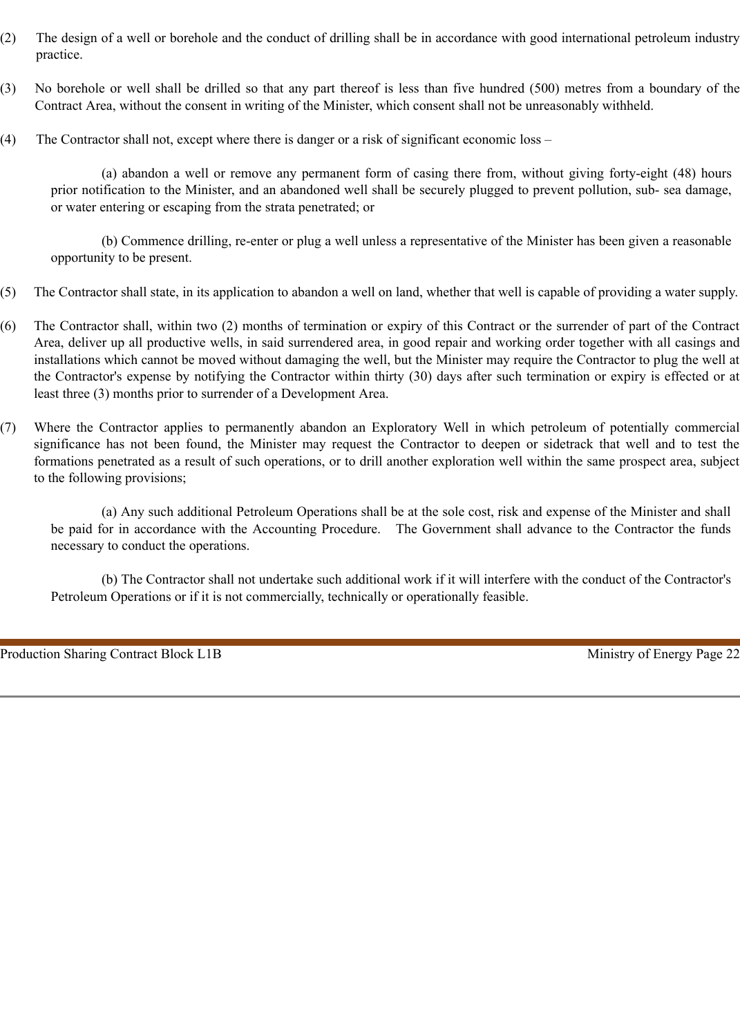(2) The design of a well or borehole and the conduct of drilling shall be in accordance with good international petroleum industry practice.

(3) No borehole or well shall be drilled so that any part thereof is less than five hundred (500) metres from a boundary of the Contract Area, without the consent in writing of the Minister, which consent shall not be unreasonably withheld.

(4) The Contractor shall not, except where there is danger or a risk of significant economic loss –

(a) abandon a well or remove any permanent form of casing there from, without giving forty-eight (48) hours prior notification to the Minister, and an abandoned well shall be securely plugged to prevent pollution, sub- sea damage, or water entering or escaping from the strata penetrated; or

(b) Commence drilling, re-enter or plug a well unless a representative of the Minister has been given a reasonable opportunity to be present.

(5) The Contractor shall state, in its application to abandon a well on land, whether that well is capable of providing a water supply.

(6) The Contractor shall, within two (2) months of termination or expiry of this Contract or the surrender of part of the Contract Area, deliver up all productive wells, in said surrendered area, in good repair and working order together with all casings and installations which cannot be moved without damaging the well, but the Minister may require the Contractor to plug the well at the Contractor's expense by notifying the Contractor within thirty (30) days after such termination or expiry is effected or at least three (3) months prior to surrender of a Development Area.

(7) Where the Contractor applies to permanently abandon an Exploratory Well in which petroleum of potentially commercial significance has not been found, the Minister may request the Contractor to deepen or sidetrack that well and to test the formations penetrated as a result of such operations, or to drill another exploration well within the same prospect area, subject to the following provisions;

(a) Any such additional Petroleum Operations shall be at the sole cost, risk and expense of the Minister and shall be paid for in accordance with the Accounting Procedure. The Government shall advance to the Contractor the funds necessary to conduct the operations.

(b) The Contractor shall not undertake such additional work if it will interfere with the conduct of the Contractor's Petroleum Operations or if it is not commercially, technically or operationally feasible.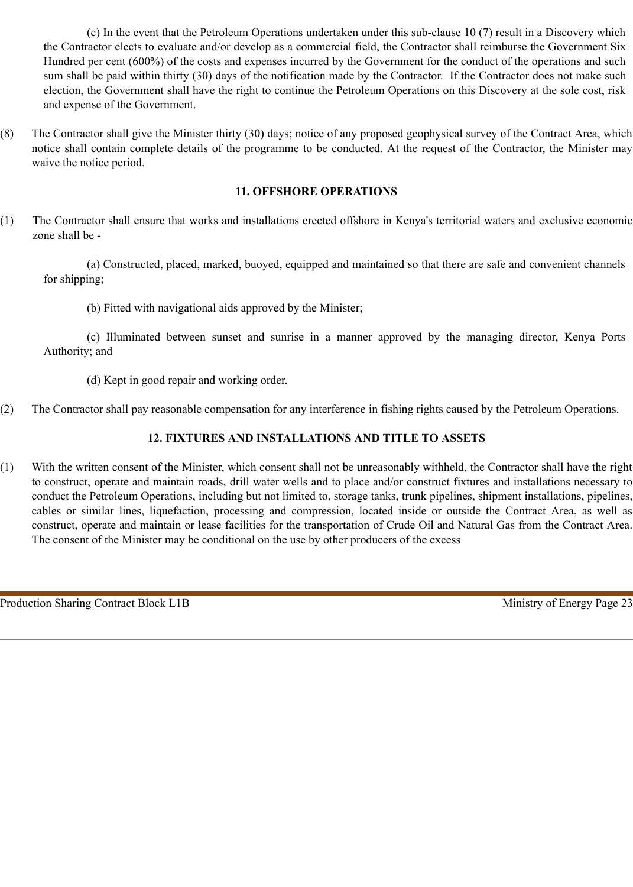(c) In the event that the Petroleum Operations undertaken under this sub-clause 10 (7) result in a Discovery which the Contractor elects to evaluate and/or develop as a commercial field, the Contractor shall reimburse the Government Six Hundred per cent (600%) of the costs and expenses incurred by the Government for the conduct of the operations and such sum shall be paid within thirty (30) days of the notification made by the Contractor. If the Contractor does not make such election, the Government shall have the right to continue the Petroleum Operations on this Discovery at the sole cost, risk and expense of the Government.

(8) The Contractor shall give the Minister thirty (30) days; notice of any proposed geophysical survey of the Contract Area, which notice shall contain complete details of the programme to be conducted. At the request of the Contractor, the Minister may waive the notice period.

## 11. OFFSHORE OPERATIONS

(1) The Contractor shall ensure that works and installations erected offshore in Kenya's territorial waters and exclusive economic zone shall be -

(a) Constructed, placed, marked, buoyed, equipped and maintained so that there are safe and convenient channels for shipping;

(b) Fitted with navigational aids approved by the Minister;

(c) Illuminated between sunset and sunrise in a manner approved by the managing director, Kenya Ports Authority; and

(d) Kept in good repair and working order.

(2) The Contractor shall pay reasonable compensation for any interference in fishing rights caused by the Petroleum Operations.

## 12. FIXTURES AND INSTALLATIONS AND TITLE TO ASSETS

(1) With the written consent of the Minister, which consent shall not be unreasonably withheld, the Contractor shall have the right to construct, operate and maintain roads, drill water wells and to place and/or construct fixtures and installations necessary to conduct the Petroleum Operations, including but not limited to, storage tanks, trunk pipelines, shipment installations, pipelines, cables or similar lines, liquefaction, processing and compression, located inside or outside the Contract Area, as well as construct, operate and maintain or lease facilities for the transportation of Crude Oil and Natural Gas from the Contract Area. The consent of the Minister may be conditional on the use by other producers of the excess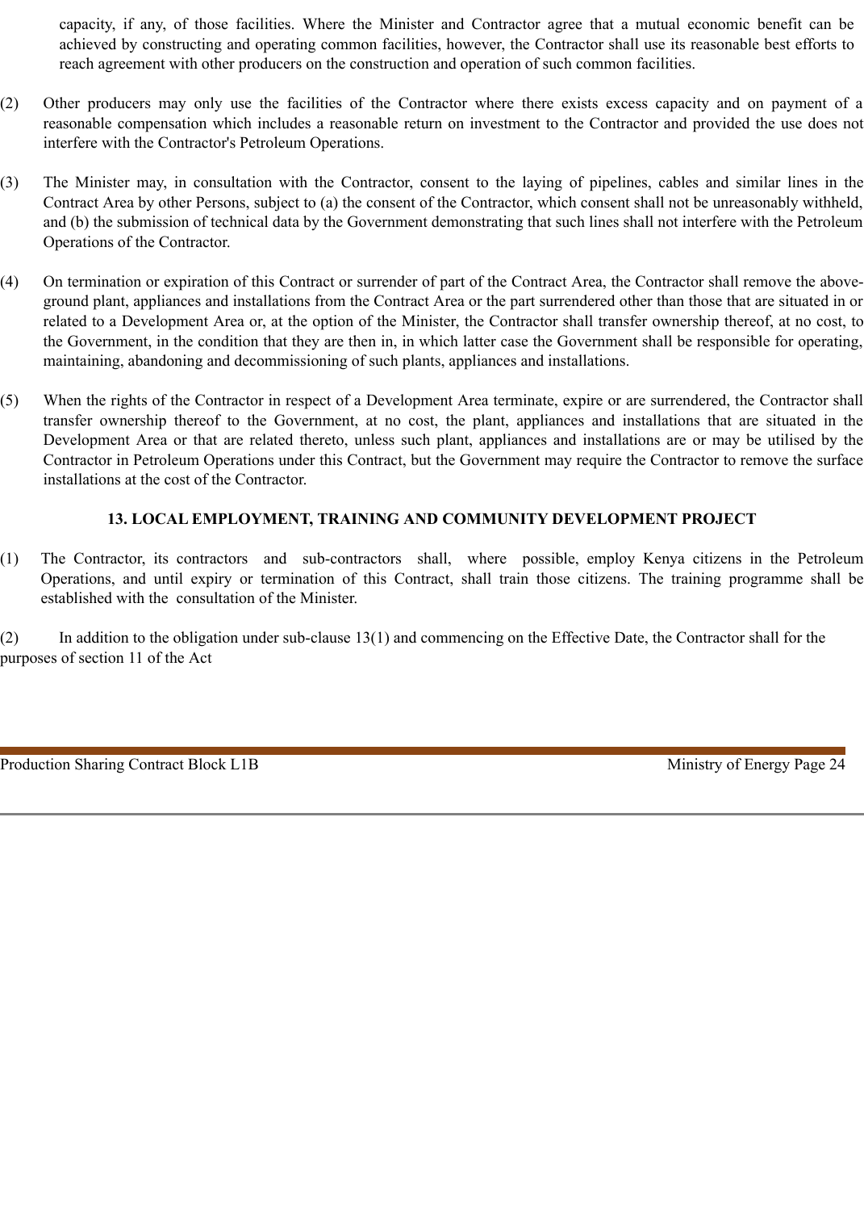capacity, if any, of those facilities. Where the Minister and Contractor agree that a mutual economic benefit can be achieved by constructing and operating common facilities, however, the Contractor shall use its reasonable best efforts to reach agreement with other producers on the construction and operation of such common facilities.

(2) Other producers may only use the facilities of the Contractor where there exists excess capacity and on payment of a reasonable compensation which includes a reasonable return on investment to the Contractor and provided the use does not interfere with the Contractor's Petroleum Operations.

(3) The Minister may, in consultation with the Contractor, consent to the laying of pipelines, cables and similar lines in the Contract Area by other Persons, subject to (a) the consent of the Contractor, which consent shall not be unreasonably withheld, and (b) the submission of technical data by the Government demonstrating that such lines shall not interfere with the Petroleum Operations of the Contractor.

(4) On termination or expiration of this Contract or surrender of part of the Contract Area, the Contractor shall remove the above-ground plant, appliances and installations from the Contract Area or the part surrendered other than those that are situated in or related to a Development Area or, at the option of the Minister, the Contractor shall transfer ownership thereof, at no cost, to the Government, in the condition that they are then in, in which latter case the Government shall be responsible for operating, maintaining, abandoning and decommissioning of such plants, appliances and installations.

(5) When the rights of the Contractor in respect of a Development Area terminate, expire or are surrendered, the Contractor shall transfer ownership thereof to the Government, at no cost, the plant, appliances and installations that are situated in the Development Area or that are related thereto, unless such plant, appliances and installations are or may be utilised by the Contractor in Petroleum Operations under this Contract, but the Government may require the Contractor to remove the surface installations at the cost of the Contractor.

## 13. LOCAL EMPLOYMENT, TRAINING AND COMMUNITY DEVELOPMENT PROJECT

(1) The Contractor, its contractors and sub-contractors shall, where possible, employ Kenya citizens in the Petroleum Operations, and until expiry or termination of this Contract, shall train those citizens. The training programme shall be established with the consultation of the Minister.

(2) In addition to the obligation under sub-clause 13(1) and commencing on the Effective Date, the Contractor shall for the purposes of section 11 of the Act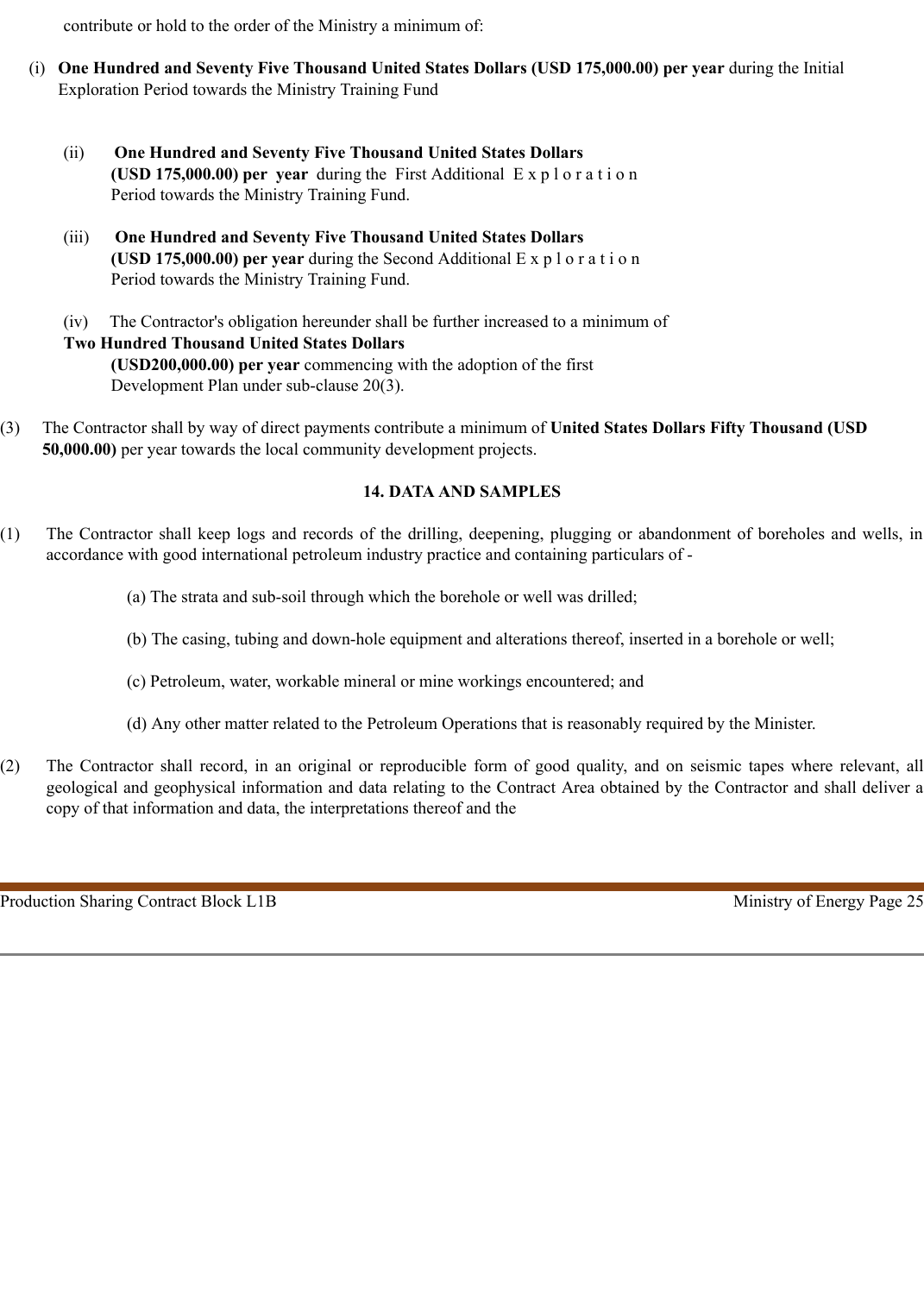contribute or hold to the order of the Ministry a minimum of:

(i) **One Hundred and Seventy Five Thousand United States Dollars (USD 175,000.00) per year** during the Initial Exploration Period towards the Ministry Training Fund

(ii) **One Hundred and Seventy Five Thousand United States Dollars (USD 175,000.00) per year** during the First Additional Exploration Period towards the Ministry Training Fund.

(iii) **One Hundred and Seventy Five Thousand United States Dollars (USD 175,000.00) per year** during the Second Additional Exploration Period towards the Ministry Training Fund.

(iv) The Contractor's obligation hereunder shall be further increased to a minimum of **Two Hundred Thousand United States Dollars (USD200,000.00) per year** commencing with the adoption of the first Development Plan under sub-clause 20(3).

(3) The Contractor shall by way of direct payments contribute a minimum of **United States Dollars Fifty Thousand (USD 50,000.00)** per year towards the local community development projects.

## 14. DATA AND SAMPLES

(1) The Contractor shall keep logs and records of the drilling, deepening, plugging or abandonment of boreholes and wells, in accordance with good international petroleum industry practice and containing particulars of -

(a) The strata and sub-soil through which the borehole or well was drilled;

(b) The casing, tubing and down-hole equipment and alterations thereof, inserted in a borehole or well;

(c) Petroleum, water, workable mineral or mine workings encountered; and

(d) Any other matter related to the Petroleum Operations that is reasonably required by the Minister.

(2) The Contractor shall record, in an original or reproducible form of good quality, and on seismic tapes where relevant, all geological and geophysical information and data relating to the Contract Area obtained by the Contractor and shall deliver a copy of that information and data, the interpretations thereof and the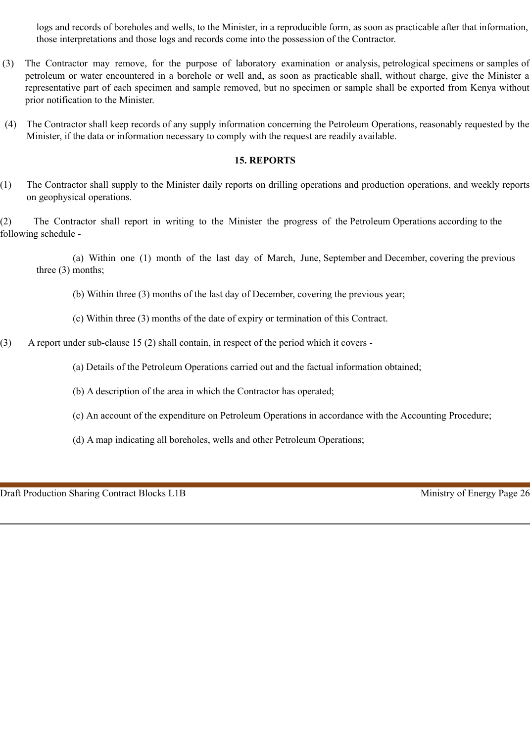logs and records of boreholes and wells, to the Minister, in a reproducible form, as soon as practicable after that information, those interpretations and those logs and records come into the possession of the Contractor.

(3) The Contractor may remove, for the purpose of laboratory examination or analysis, petrological specimens or samples of petroleum or water encountered in a borehole or well and, as soon as practicable shall, without charge, give the Minister a representative part of each specimen and sample removed, but no specimen or sample shall be exported from Kenya without prior notification to the Minister.

(4) The Contractor shall keep records of any supply information concerning the Petroleum Operations, reasonably requested by the Minister, if the data or information necessary to comply with the request are readily available.

## 15. REPORTS

(1) The Contractor shall supply to the Minister daily reports on drilling operations and production operations, and weekly reports on geophysical operations.

(2) The Contractor shall report in writing to the Minister the progress of the Petroleum Operations according to the following schedule -

(a) Within one (1) month of the last day of March, June, September and December, covering the previous three (3) months;

(b) Within three (3) months of the last day of December, covering the previous year;

(c) Within three (3) months of the date of expiry or termination of this Contract.

(3) A report under sub-clause 15 (2) shall contain, in respect of the period which it covers -

(a) Details of the Petroleum Operations carried out and the factual information obtained;

(b) A description of the area in which the Contractor has operated;

(c) An account of the expenditure on Petroleum Operations in accordance with the Accounting Procedure;

(d) A map indicating all boreholes, wells and other Petroleum Operations;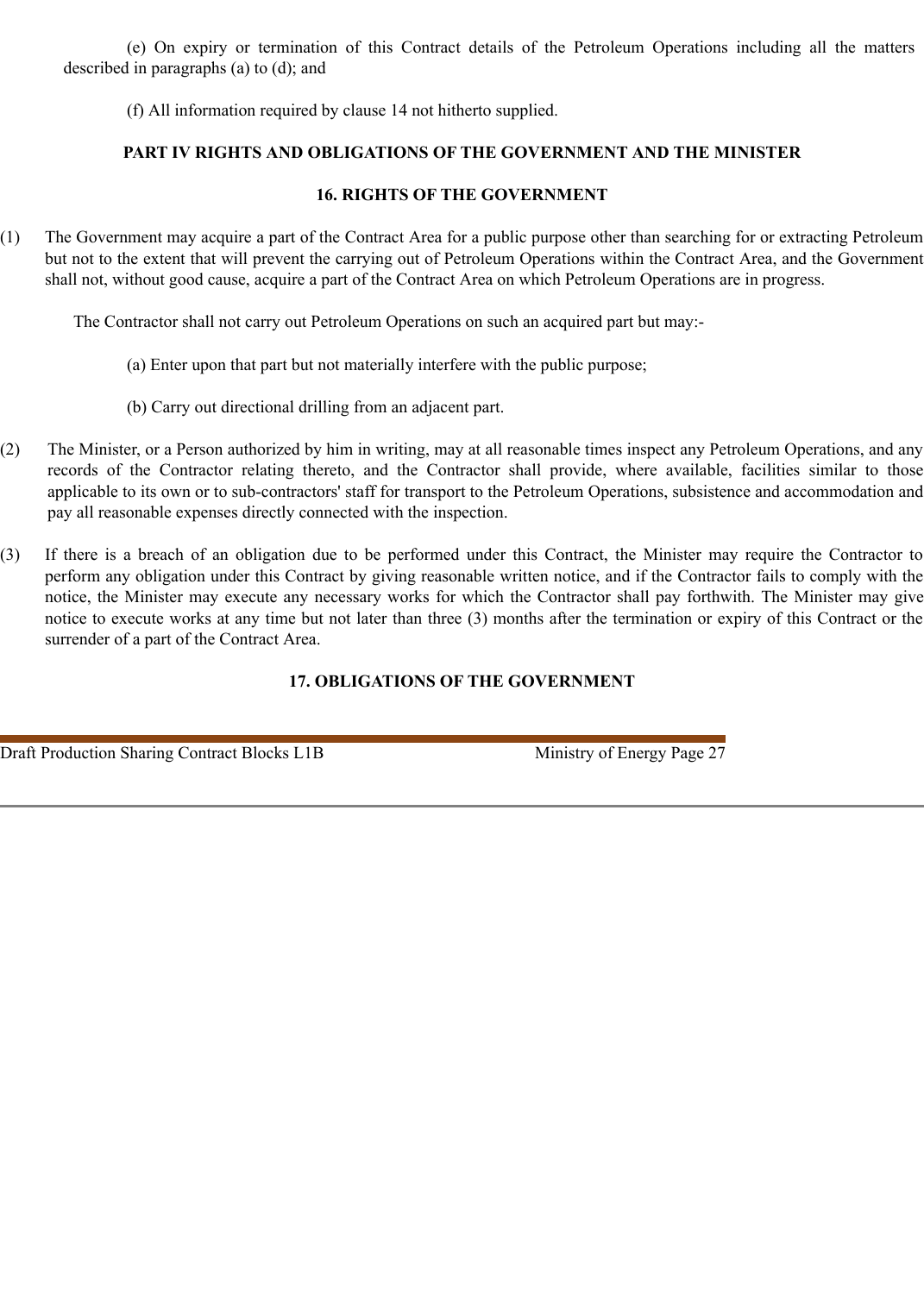(e) On expiry or termination of this Contract details of the Petroleum Operations including all the matters described in paragraphs (a) to (d); and

(f) All information required by clause 14 not hitherto supplied.

## PART IV RIGHTS AND OBLIGATIONS OF THE GOVERNMENT AND THE MINISTER

### 16. RIGHTS OF THE GOVERNMENT

(1) The Government may acquire a part of the Contract Area for a public purpose other than searching for or extracting Petroleum but not to the extent that will prevent the carrying out of Petroleum Operations within the Contract Area, and the Government shall not, without good cause, acquire a part of the Contract Area on which Petroleum Operations are in progress.

The Contractor shall not carry out Petroleum Operations on such an acquired part but may:-

(a) Enter upon that part but not materially interfere with the public purpose;

(b) Carry out directional drilling from an adjacent part.

(2) The Minister, or a Person authorized by him in writing, may at all reasonable times inspect any Petroleum Operations, and any records of the Contractor relating thereto, and the Contractor shall provide, where available, facilities similar to those applicable to its own or to sub-contractors' staff for transport to the Petroleum Operations, subsistence and accommodation and pay all reasonable expenses directly connected with the inspection.

(3) If there is a breach of an obligation due to be performed under this Contract, the Minister may require the Contractor to perform any obligation under this Contract by giving reasonable written notice, and if the Contractor fails to comply with the notice, the Minister may execute any necessary works for which the Contractor shall pay forthwith. The Minister may give notice to execute works at any time but not later than three (3) months after the termination or expiry of this Contract or the surrender of a part of the Contract Area.

### 17. OBLIGATIONS OF THE GOVERNMENT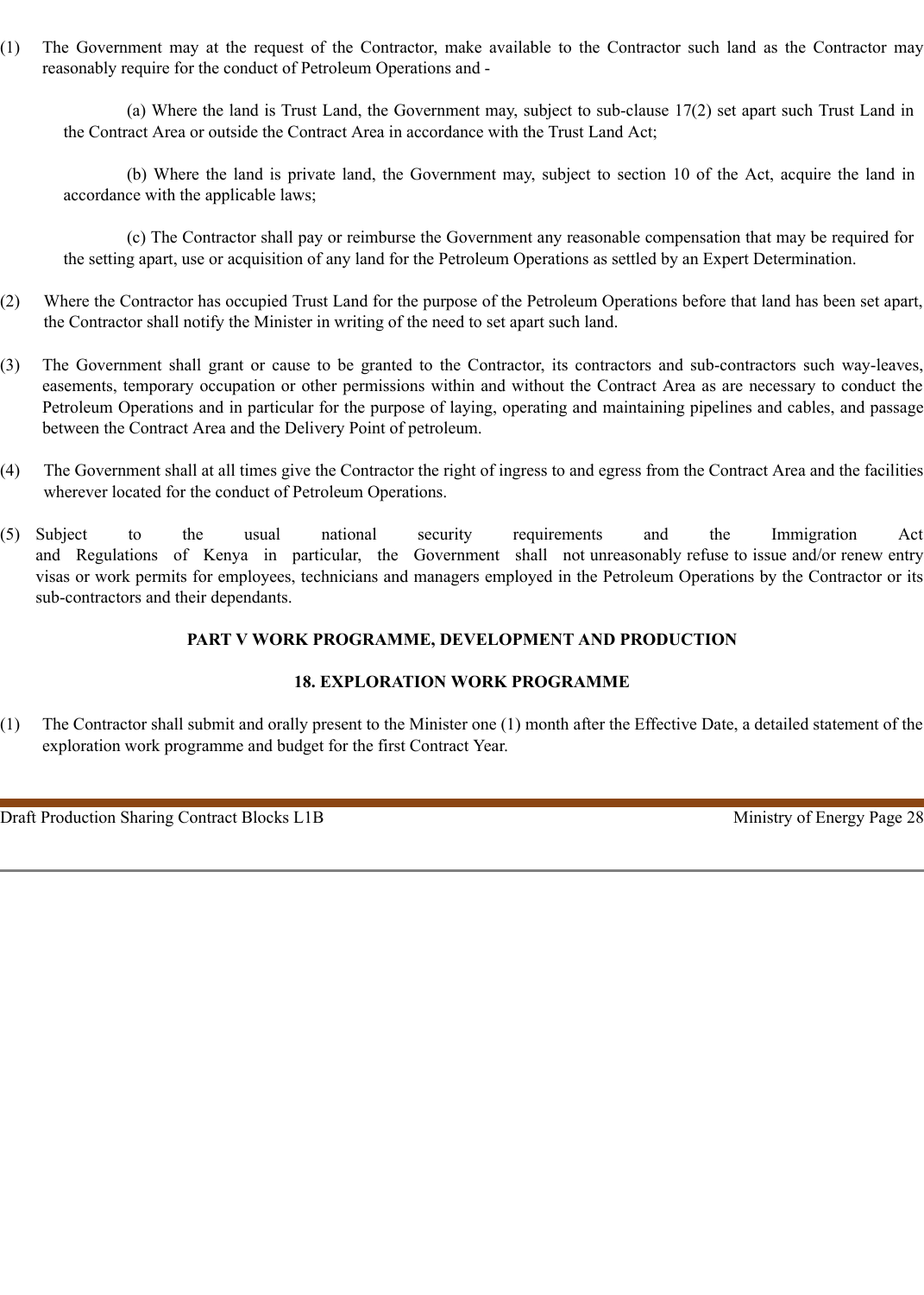(1) The Government may at the request of the Contractor, make available to the Contractor such land as the Contractor may reasonably require for the conduct of Petroleum Operations and -

(a) Where the land is Trust Land, the Government may, subject to sub-clause 17(2) set apart such Trust Land in the Contract Area or outside the Contract Area in accordance with the Trust Land Act;

(b) Where the land is private land, the Government may, subject to section 10 of the Act, acquire the land in accordance with the applicable laws;

(c) The Contractor shall pay or reimburse the Government any reasonable compensation that may be required for the setting apart, use or acquisition of any land for the Petroleum Operations as settled by an Expert Determination.

(2) Where the Contractor has occupied Trust Land for the purpose of the Petroleum Operations before that land has been set apart, the Contractor shall notify the Minister in writing of the need to set apart such land.

(3) The Government shall grant or cause to be granted to the Contractor, its contractors and sub-contractors such way-leaves, easements, temporary occupation or other permissions within and without the Contract Area as are necessary to conduct the Petroleum Operations and in particular for the purpose of laying, operating and maintaining pipelines and cables, and passage between the Contract Area and the Delivery Point of petroleum.

(4) The Government shall at all times give the Contractor the right of ingress to and egress from the Contract Area and the facilities wherever located for the conduct of Petroleum Operations.

(5) Subject to the usual national security requirements and the Immigration Act and Regulations of Kenya in particular, the Government shall not unreasonably refuse to issue and/or renew entry visas or work permits for employees, technicians and managers employed in the Petroleum Operations by the Contractor or its sub-contractors and their dependants.

## PART V WORK PROGRAMME, DEVELOPMENT AND PRODUCTION

### 18. EXPLORATION WORK PROGRAMME

(1) The Contractor shall submit and orally present to the Minister one (1) month after the Effective Date, a detailed statement of the exploration work programme and budget for the first Contract Year.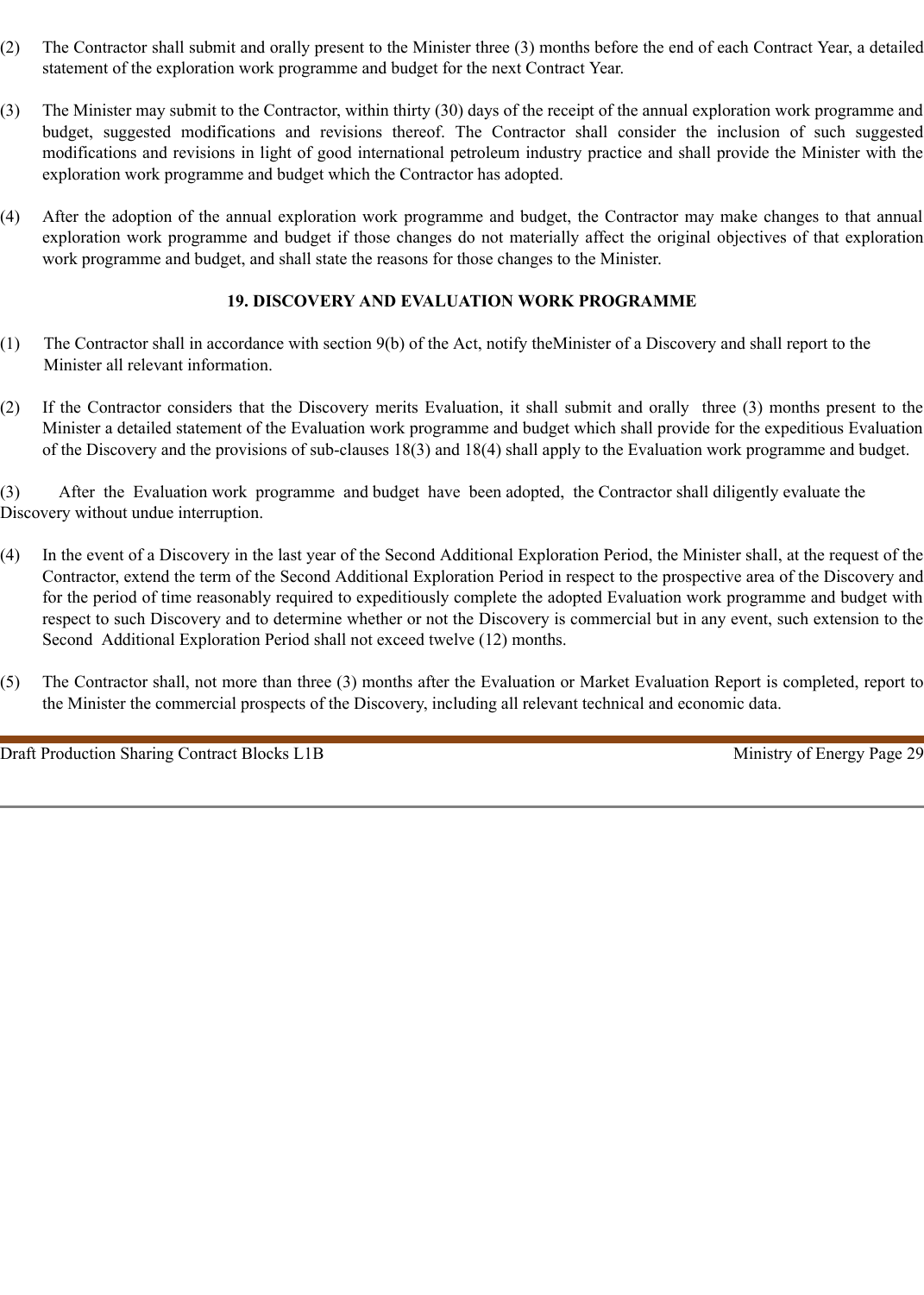(2) The Contractor shall submit and orally present to the Minister three (3) months before the end of each Contract Year, a detailed statement of the exploration work programme and budget for the next Contract Year.

(3) The Minister may submit to the Contractor, within thirty (30) days of the receipt of the annual exploration work programme and budget, suggested modifications and revisions thereof. The Contractor shall consider the inclusion of such suggested modifications and revisions in light of good international petroleum industry practice and shall provide the Minister with the exploration work programme and budget which the Contractor has adopted.

(4) After the adoption of the annual exploration work programme and budget, the Contractor may make changes to that annual exploration work programme and budget if those changes do not materially affect the original objectives of that exploration work programme and budget, and shall state the reasons for those changes to the Minister.

## 19. DISCOVERY AND EVALUATION WORK PROGRAMME

(1) The Contractor shall in accordance with section 9(b) of the Act, notify theMinister of a Discovery and shall report to the Minister all relevant information.

(2) If the Contractor considers that the Discovery merits Evaluation, it shall submit and orally three (3) months present to the Minister a detailed statement of the Evaluation work programme and budget which shall provide for the expeditious Evaluation of the Discovery and the provisions of sub-clauses 18(3) and 18(4) shall apply to the Evaluation work programme and budget.

(3) After the Evaluation work programme and budget have been adopted, the Contractor shall diligently evaluate the Discovery without undue interruption.

(4) In the event of a Discovery in the last year of the Second Additional Exploration Period, the Minister shall, at the request of the Contractor, extend the term of the Second Additional Exploration Period in respect to the prospective area of the Discovery and for the period of time reasonably required to expeditiously complete the adopted Evaluation work programme and budget with respect to such Discovery and to determine whether or not the Discovery is commercial but in any event, such extension to the Second Additional Exploration Period shall not exceed twelve (12) months.

(5) The Contractor shall, not more than three (3) months after the Evaluation or Market Evaluation Report is completed, report to the Minister the commercial prospects of the Discovery, including all relevant technical and economic data.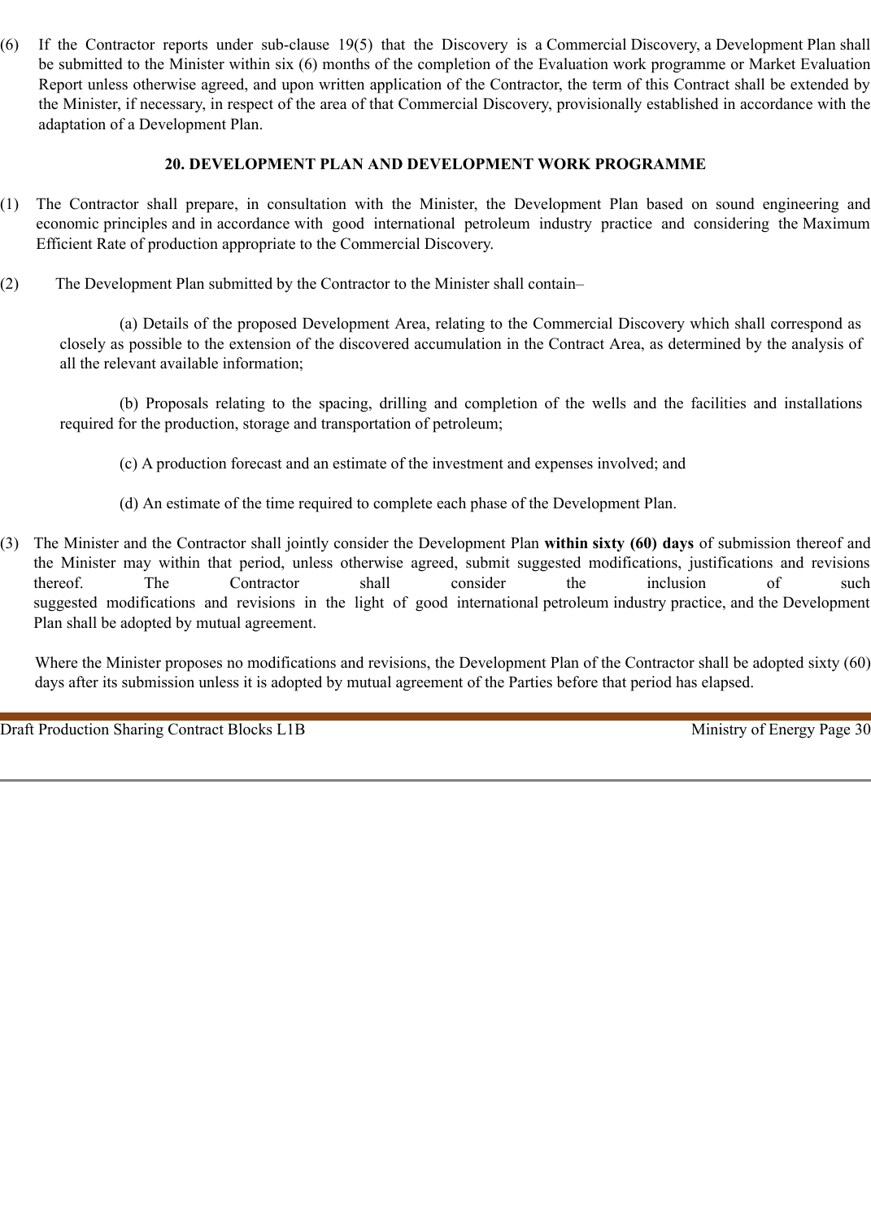(6) If the Contractor reports under sub-clause 19(5) that the Discovery is a Commercial Discovery, a Development Plan shall be submitted to the Minister within six (6) months of the completion of the Evaluation work programme or Market Evaluation Report unless otherwise agreed, and upon written application of the Contractor, the term of this Contract shall be extended by the Minister, if necessary, in respect of the area of that Commercial Discovery, provisionally established in accordance with the adaptation of a Development Plan.

## 20. DEVELOPMENT PLAN AND DEVELOPMENT WORK PROGRAMME

(1) The Contractor shall prepare, in consultation with the Minister, the Development Plan based on sound engineering and economic principles and in accordance with good international petroleum industry practice and considering the Maximum Efficient Rate of production appropriate to the Commercial Discovery.

(2) The Development Plan submitted by the Contractor to the Minister shall contain–

(a) Details of the proposed Development Area, relating to the Commercial Discovery which shall correspond as closely as possible to the extension of the discovered accumulation in the Contract Area, as determined by the analysis of all the relevant available information;

(b) Proposals relating to the spacing, drilling and completion of the wells and the facilities and installations required for the production, storage and transportation of petroleum;

(c) A production forecast and an estimate of the investment and expenses involved; and

(d) An estimate of the time required to complete each phase of the Development Plan.

(3) The Minister and the Contractor shall jointly consider the Development Plan **within sixty (60) days** of submission thereof and the Minister may within that period, unless otherwise agreed, submit suggested modifications, justifications and revisions thereof. The Contractor shall consider the inclusion of such suggested modifications and revisions in the light of good international petroleum industry practice, and the Development Plan shall be adopted by mutual agreement.

Where the Minister proposes no modifications and revisions, the Development Plan of the Contractor shall be adopted sixty (60) days after its submission unless it is adopted by mutual agreement of the Parties before that period has elapsed.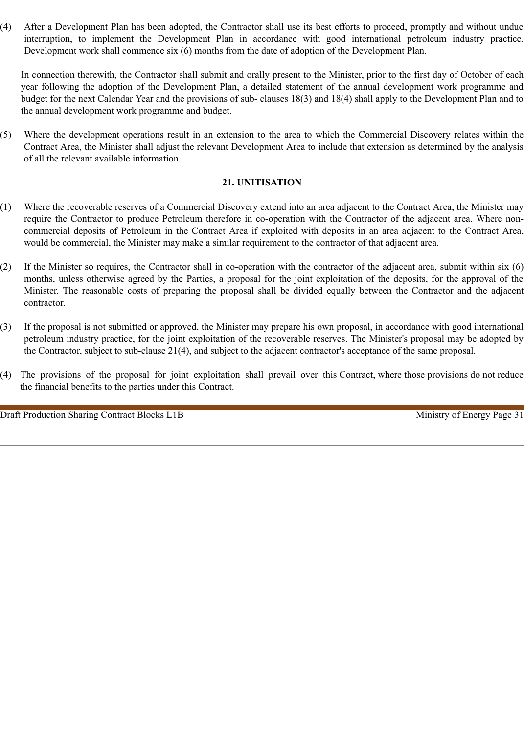(4) After a Development Plan has been adopted, the Contractor shall use its best efforts to proceed, promptly and without undue interruption, to implement the Development Plan in accordance with good international petroleum industry practice. Development work shall commence six (6) months from the date of adoption of the Development Plan.

In connection therewith, the Contractor shall submit and orally present to the Minister, prior to the first day of October of each year following the adoption of the Development Plan, a detailed statement of the annual development work programme and budget for the next Calendar Year and the provisions of sub- clauses 18(3) and 18(4) shall apply to the Development Plan and to the annual development work programme and budget.

(5) Where the development operations result in an extension to the area to which the Commercial Discovery relates within the Contract Area, the Minister shall adjust the relevant Development Area to include that extension as determined by the analysis of all the relevant available information.

## 21. UNITISATION

(1) Where the recoverable reserves of a Commercial Discovery extend into an area adjacent to the Contract Area, the Minister may require the Contractor to produce Petroleum therefore in co-operation with the Contractor of the adjacent area. Where non-commercial deposits of Petroleum in the Contract Area if exploited with deposits in an area adjacent to the Contract Area, would be commercial, the Minister may make a similar requirement to the contractor of that adjacent area.

(2) If the Minister so requires, the Contractor shall in co-operation with the contractor of the adjacent area, submit within six (6) months, unless otherwise agreed by the Parties, a proposal for the joint exploitation of the deposits, for the approval of the Minister. The reasonable costs of preparing the proposal shall be divided equally between the Contractor and the adjacent contractor.

(3) If the proposal is not submitted or approved, the Minister may prepare his own proposal, in accordance with good international petroleum industry practice, for the joint exploitation of the recoverable reserves. The Minister's proposal may be adopted by the Contractor, subject to sub-clause 21(4), and subject to the adjacent contractor's acceptance of the same proposal.

(4) The provisions of the proposal for joint exploitation shall prevail over this Contract, where those provisions do not reduce the financial benefits to the parties under this Contract.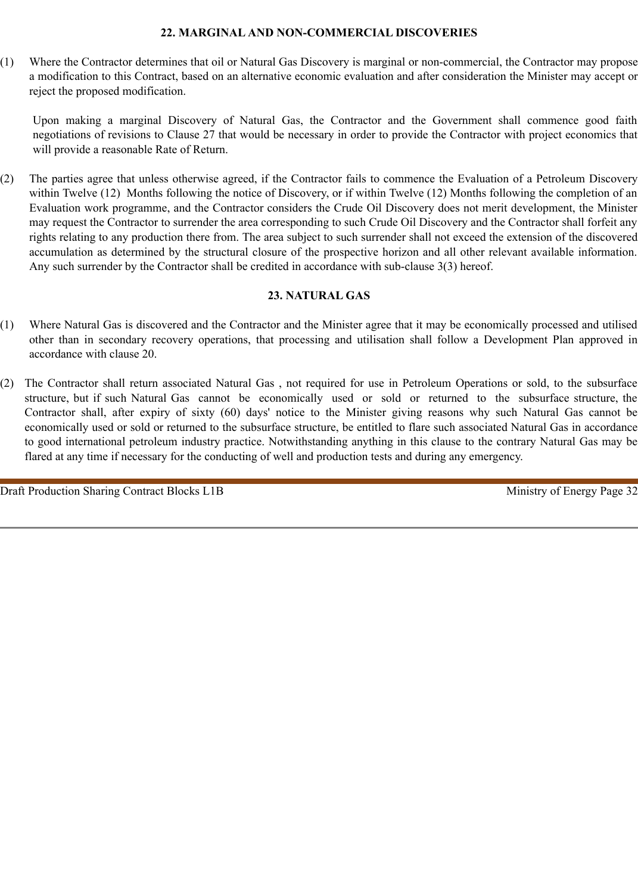## 22. MARGINAL AND NON-COMMERCIAL DISCOVERIES

(1) Where the Contractor determines that oil or Natural Gas Discovery is marginal or non-commercial, the Contractor may propose a modification to this Contract, based on an alternative economic evaluation and after consideration the Minister may accept or reject the proposed modification.

Upon making a marginal Discovery of Natural Gas, the Contractor and the Government shall commence good faith negotiations of revisions to Clause 27 that would be necessary in order to provide the Contractor with project economics that will provide a reasonable Rate of Return.

(2) The parties agree that unless otherwise agreed, if the Contractor fails to commence the Evaluation of a Petroleum Discovery within Twelve (12) Months following the notice of Discovery, or if within Twelve (12) Months following the completion of an Evaluation work programme, and the Contractor considers the Crude Oil Discovery does not merit development, the Minister may request the Contractor to surrender the area corresponding to such Crude Oil Discovery and the Contractor shall forfeit any rights relating to any production there from. The area subject to such surrender shall not exceed the extension of the discovered accumulation as determined by the structural closure of the prospective horizon and all other relevant available information. Any such surrender by the Contractor shall be credited in accordance with sub-clause 3(3) hereof.

## 23. NATURAL GAS

(1) Where Natural Gas is discovered and the Contractor and the Minister agree that it may be economically processed and utilised other than in secondary recovery operations, that processing and utilisation shall follow a Development Plan approved in accordance with clause 20.

(2) The Contractor shall return associated Natural Gas , not required for use in Petroleum Operations or sold, to the subsurface structure, but if such Natural Gas cannot be economically used or sold or returned to the subsurface structure, the Contractor shall, after expiry of sixty (60) days' notice to the Minister giving reasons why such Natural Gas cannot be economically used or sold or returned to the subsurface structure, be entitled to flare such associated Natural Gas in accordance to good international petroleum industry practice. Notwithstanding anything in this clause to the contrary Natural Gas may be flared at any time if necessary for the conducting of well and production tests and during any emergency.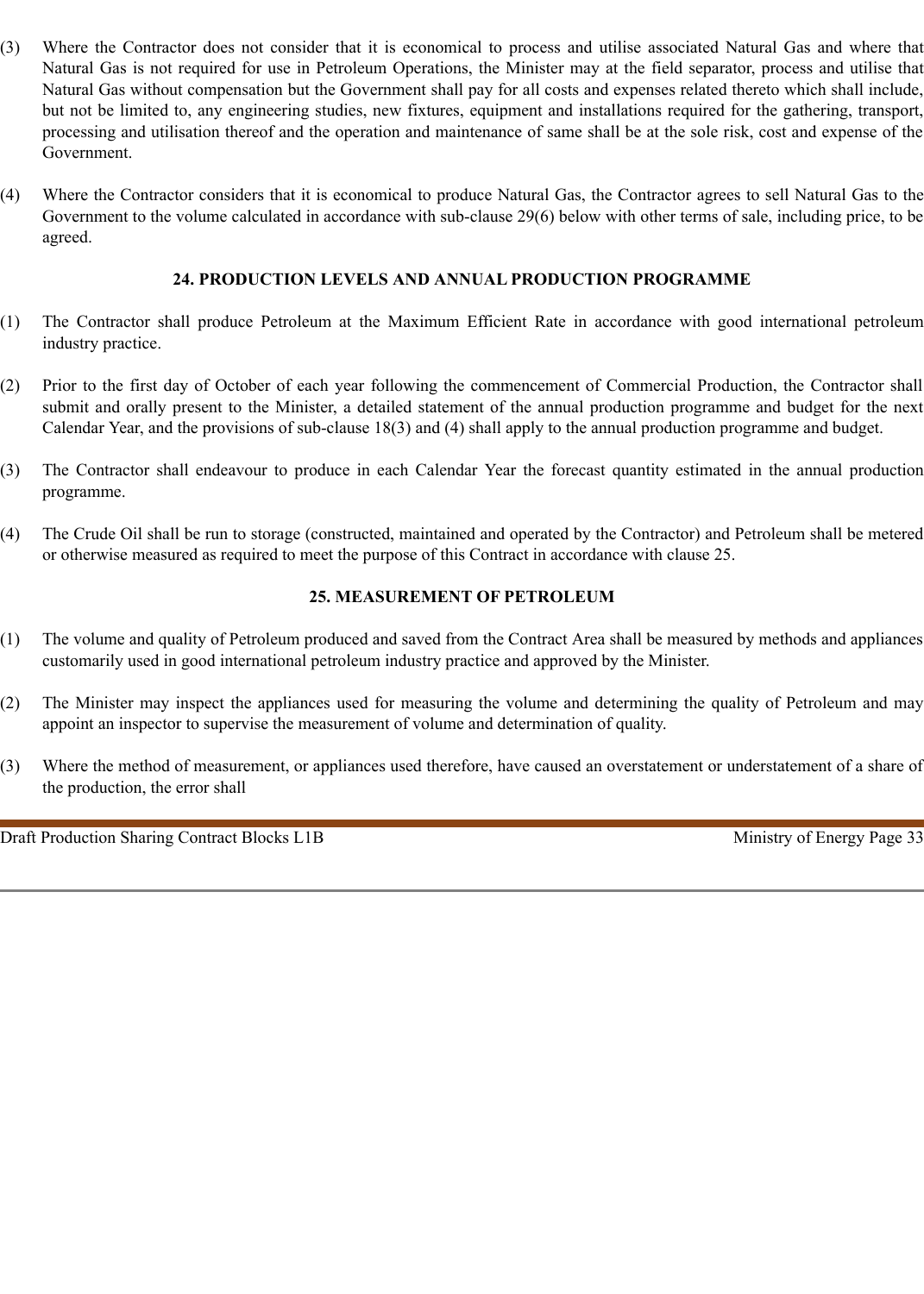(3) Where the Contractor does not consider that it is economical to process and utilise associated Natural Gas and where that Natural Gas is not required for use in Petroleum Operations, the Minister may at the field separator, process and utilise that Natural Gas without compensation but the Government shall pay for all costs and expenses related thereto which shall include, but not be limited to, any engineering studies, new fixtures, equipment and installations required for the gathering, transport, processing and utilisation thereof and the operation and maintenance of same shall be at the sole risk, cost and expense of the Government.

(4) Where the Contractor considers that it is economical to produce Natural Gas, the Contractor agrees to sell Natural Gas to the Government to the volume calculated in accordance with sub-clause 29(6) below with other terms of sale, including price, to be agreed.

## 24. PRODUCTION LEVELS AND ANNUAL PRODUCTION PROGRAMME

(1) The Contractor shall produce Petroleum at the Maximum Efficient Rate in accordance with good international petroleum industry practice.

(2) Prior to the first day of October of each year following the commencement of Commercial Production, the Contractor shall submit and orally present to the Minister, a detailed statement of the annual production programme and budget for the next Calendar Year, and the provisions of sub-clause 18(3) and (4) shall apply to the annual production programme and budget.

(3) The Contractor shall endeavour to produce in each Calendar Year the forecast quantity estimated in the annual production programme.

(4) The Crude Oil shall be run to storage (constructed, maintained and operated by the Contractor) and Petroleum shall be metered or otherwise measured as required to meet the purpose of this Contract in accordance with clause 25.

## 25. MEASUREMENT OF PETROLEUM

(1) The volume and quality of Petroleum produced and saved from the Contract Area shall be measured by methods and appliances customarily used in good international petroleum industry practice and approved by the Minister.

(2) The Minister may inspect the appliances used for measuring the volume and determining the quality of Petroleum and may appoint an inspector to supervise the measurement of volume and determination of quality.

(3) Where the method of measurement, or appliances used therefore, have caused an overstatement or understatement of a share of the production, the error shall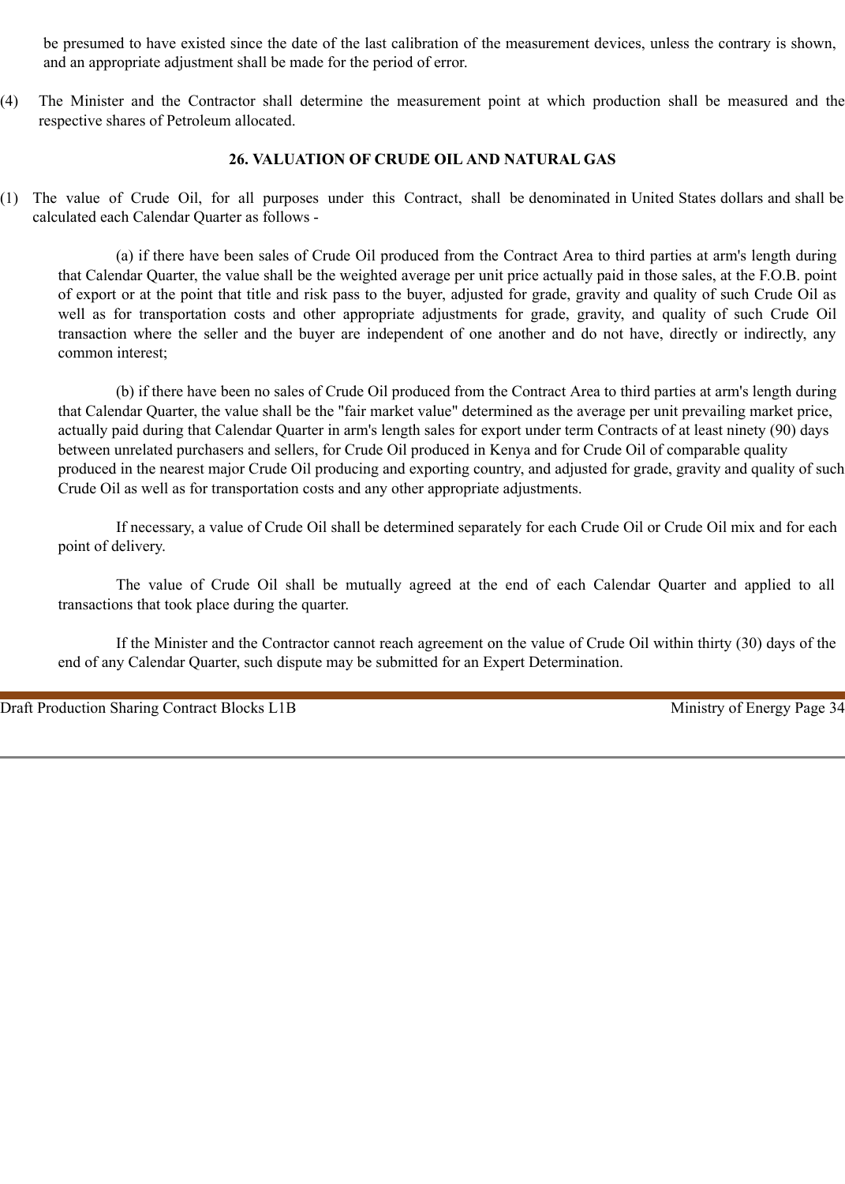be presumed to have existed since the date of the last calibration of the measurement devices, unless the contrary is shown, and an appropriate adjustment shall be made for the period of error.

(4) The Minister and the Contractor shall determine the measurement point at which production shall be measured and the respective shares of Petroleum allocated.

### 26. VALUATION OF CRUDE OIL AND NATURAL GAS

(1) The value of Crude Oil, for all purposes under this Contract, shall be denominated in United States dollars and shall be calculated each Calendar Quarter as follows -

(a) if there have been sales of Crude Oil produced from the Contract Area to third parties at arm's length during that Calendar Quarter, the value shall be the weighted average per unit price actually paid in those sales, at the F.O.B. point of export or at the point that title and risk pass to the buyer, adjusted for grade, gravity and quality of such Crude Oil as well as for transportation costs and other appropriate adjustments for grade, gravity, and quality of such Crude Oil transaction where the seller and the buyer are independent of one another and do not have, directly or indirectly, any common interest;

(b) if there have been no sales of Crude Oil produced from the Contract Area to third parties at arm's length during that Calendar Quarter, the value shall be the "fair market value" determined as the average per unit prevailing market price, actually paid during that Calendar Quarter in arm's length sales for export under term Contracts of at least ninety (90) days between unrelated purchasers and sellers, for Crude Oil produced in Kenya and for Crude Oil of comparable quality produced in the nearest major Crude Oil producing and exporting country, and adjusted for grade, gravity and quality of such Crude Oil as well as for transportation costs and any other appropriate adjustments.

If necessary, a value of Crude Oil shall be determined separately for each Crude Oil or Crude Oil mix and for each point of delivery.

The value of Crude Oil shall be mutually agreed at the end of each Calendar Quarter and applied to all transactions that took place during the quarter.

If the Minister and the Contractor cannot reach agreement on the value of Crude Oil within thirty (30) days of the end of any Calendar Quarter, such dispute may be submitted for an Expert Determination.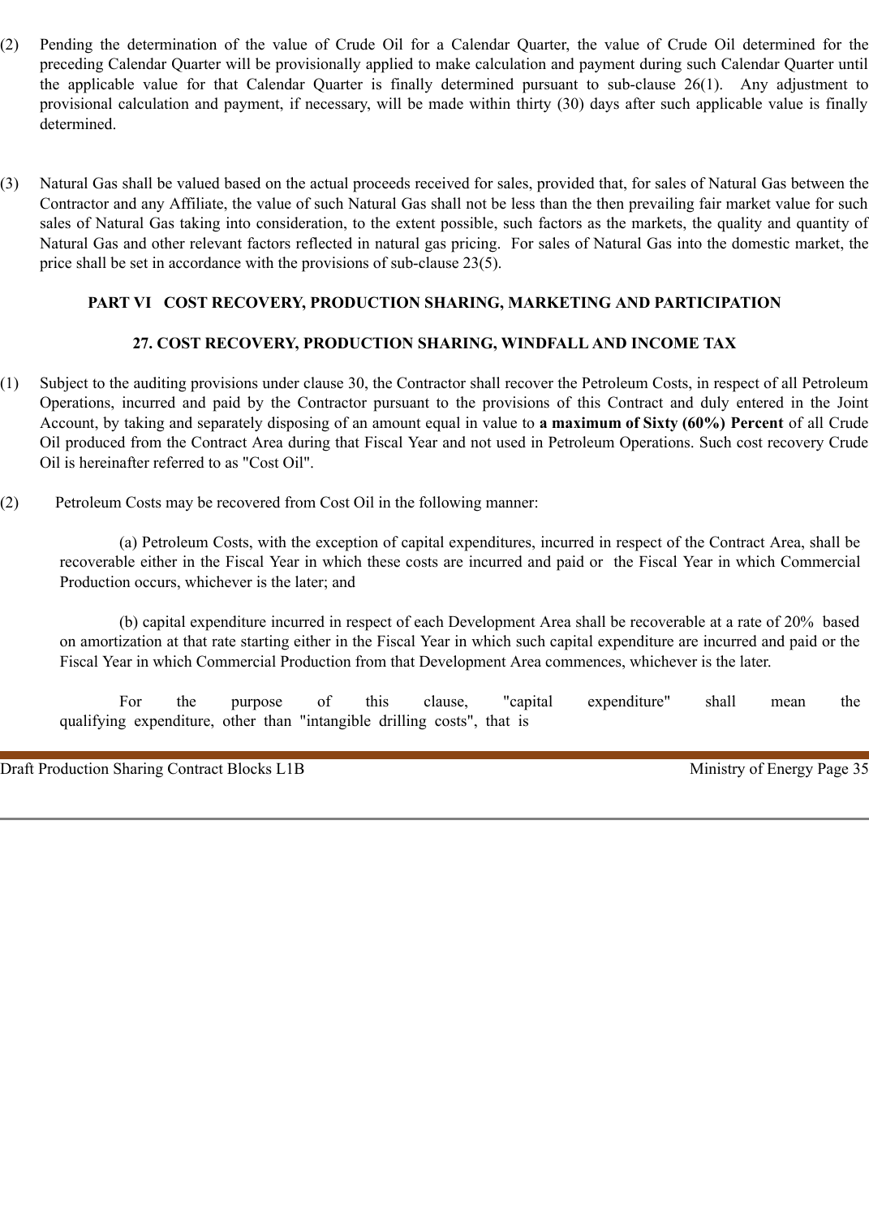(2) Pending the determination of the value of Crude Oil for a Calendar Quarter, the value of Crude Oil determined for the preceding Calendar Quarter will be provisionally applied to make calculation and payment during such Calendar Quarter until the applicable value for that Calendar Quarter is finally determined pursuant to sub-clause 26(1). Any adjustment to provisional calculation and payment, if necessary, will be made within thirty (30) days after such applicable value is finally determined.

(3) Natural Gas shall be valued based on the actual proceeds received for sales, provided that, for sales of Natural Gas between the Contractor and any Affiliate, the value of such Natural Gas shall not be less than the then prevailing fair market value for such sales of Natural Gas taking into consideration, to the extent possible, such factors as the markets, the quality and quantity of Natural Gas and other relevant factors reflected in natural gas pricing. For sales of Natural Gas into the domestic market, the price shall be set in accordance with the provisions of sub-clause 23(5).

## PART VI COST RECOVERY, PRODUCTION SHARING, MARKETING AND PARTICIPATION

### 27. COST RECOVERY, PRODUCTION SHARING, WINDFALL AND INCOME TAX

(1) Subject to the auditing provisions under clause 30, the Contractor shall recover the Petroleum Costs, in respect of all Petroleum Operations, incurred and paid by the Contractor pursuant to the provisions of this Contract and duly entered in the Joint Account, by taking and separately disposing of an amount equal in value to **a maximum of Sixty (60%) Percent** of all Crude Oil produced from the Contract Area during that Fiscal Year and not used in Petroleum Operations. Such cost recovery Crude Oil is hereinafter referred to as "Cost Oil".

(2) Petroleum Costs may be recovered from Cost Oil in the following manner:

(a) Petroleum Costs, with the exception of capital expenditures, incurred in respect of the Contract Area, shall be recoverable either in the Fiscal Year in which these costs are incurred and paid or the Fiscal Year in which Commercial Production occurs, whichever is the later; and

(b) capital expenditure incurred in respect of each Development Area shall be recoverable at a rate of 20% based on amortization at that rate starting either in the Fiscal Year in which such capital expenditure are incurred and paid or the Fiscal Year in which Commercial Production from that Development Area commences, whichever is the later.

For the purpose of this clause, "capital expenditure" shall mean the qualifying expenditure, other than "intangible drilling costs", that is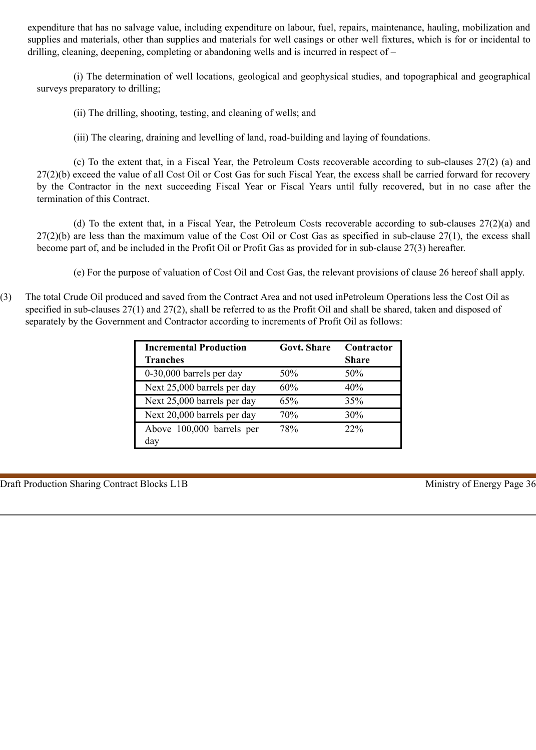expenditure that has no salvage value, including expenditure on labour, fuel, repairs, maintenance, hauling, mobilization and supplies and materials, other than supplies and materials for well casings or other well fixtures, which is for or incidental to drilling, cleaning, deepening, completing or abandoning wells and is incurred in respect of –

(i) The determination of well locations, geological and geophysical studies, and topographical and geographical surveys preparatory to drilling;

(ii) The drilling, shooting, testing, and cleaning of wells; and

(iii) The clearing, draining and levelling of land, road-building and laying of foundations.

(c) To the extent that, in a Fiscal Year, the Petroleum Costs recoverable according to sub-clauses 27(2) (a) and 27(2)(b) exceed the value of all Cost Oil or Cost Gas for such Fiscal Year, the excess shall be carried forward for recovery by the Contractor in the next succeeding Fiscal Year or Fiscal Years until fully recovered, but in no case after the termination of this Contract.

(d) To the extent that, in a Fiscal Year, the Petroleum Costs recoverable according to sub-clauses 27(2)(a) and 27(2)(b) are less than the maximum value of the Cost Oil or Cost Gas as specified in sub-clause 27(1), the excess shall become part of, and be included in the Profit Oil or Profit Gas as provided for in sub-clause 27(3) hereafter.

(e) For the purpose of valuation of Cost Oil and Cost Gas, the relevant provisions of clause 26 hereof shall apply.

(3) The total Crude Oil produced and saved from the Contract Area and not used inPetroleum Operations less the Cost Oil as specified in sub-clauses 27(1) and 27(2), shall be referred to as the Profit Oil and shall be shared, taken and disposed of separately by the Government and Contractor according to increments of Profit Oil as follows:

| **Incremental Production Tranches** | **Govt. Share** | **Contractor Share** |
|---|---|---|
| 0-30,000 barrels per day | 50% | 50% |
| Next 25,000 barrels per day | 60% | 40% |
| Next 25,000 barrels per day | 65% | 35% |
| Next 20,000 barrels per day | 70% | 30% |
| Above 100,000 barrels per day | 78% | 22% |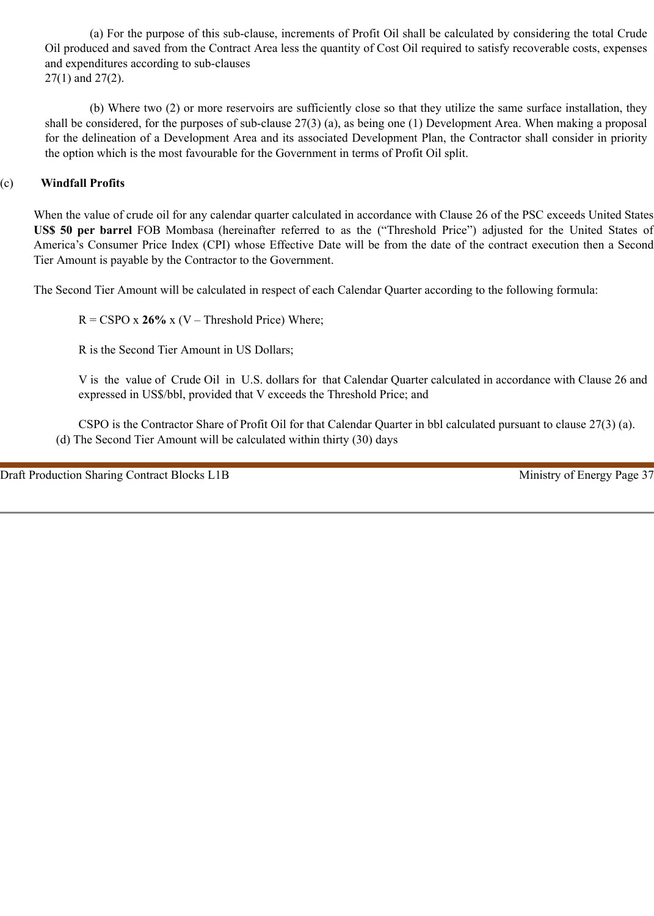(a) For the purpose of this sub-clause, increments of Profit Oil shall be calculated by considering the total Crude Oil produced and saved from the Contract Area less the quantity of Cost Oil required to satisfy recoverable costs, expenses and expenditures according to sub-clauses 27(1) and 27(2).

(b) Where two (2) or more reservoirs are sufficiently close so that they utilize the same surface installation, they shall be considered, for the purposes of sub-clause 27(3) (a), as being one (1) Development Area. When making a proposal for the delineation of a Development Area and its associated Development Plan, the Contractor shall consider in priority the option which is the most favourable for the Government in terms of Profit Oil split.

(c) **Windfall Profits**

When the value of crude oil for any calendar quarter calculated in accordance with Clause 26 of the PSC exceeds United States **US$ 50 per barrel** FOB Mombasa (hereinafter referred to as the ("Threshold Price") adjusted for the United States of America's Consumer Price Index (CPI) whose Effective Date will be from the date of the contract execution then a Second Tier Amount is payable by the Contractor to the Government.

The Second Tier Amount will be calculated in respect of each Calendar Quarter according to the following formula:

R = CSPO x **26%** x (V – Threshold Price) Where;

R is the Second Tier Amount in US Dollars;

V is the value of Crude Oil in U.S. dollars for that Calendar Quarter calculated in accordance with Clause 26 and expressed in US$/bbl, provided that V exceeds the Threshold Price; and

CSPO is the Contractor Share of Profit Oil for that Calendar Quarter in bbl calculated pursuant to clause 27(3) (a).

(d) The Second Tier Amount will be calculated within thirty (30) days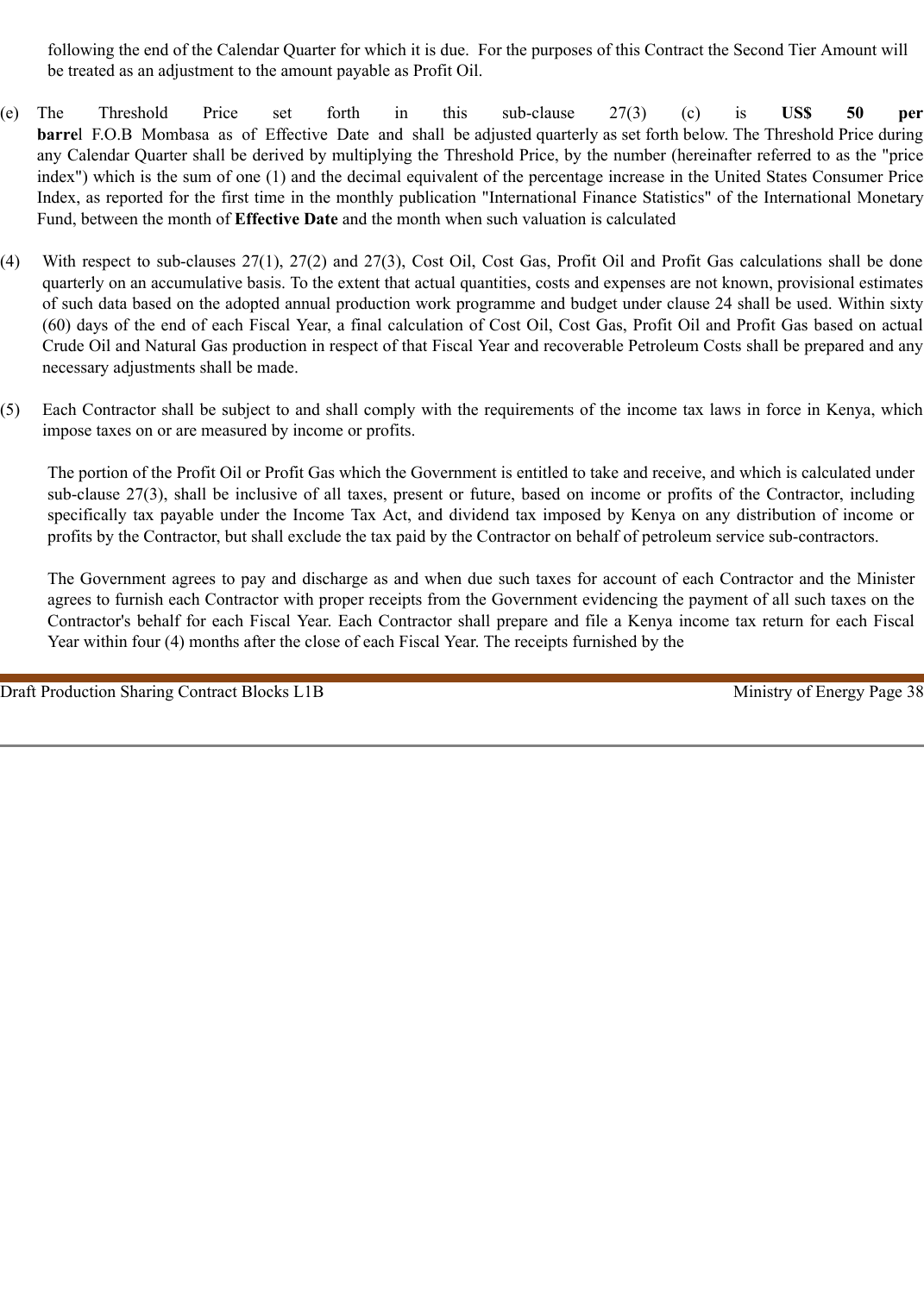following the end of the Calendar Quarter for which it is due. For the purposes of this Contract the Second Tier Amount will be treated as an adjustment to the amount payable as Profit Oil.

(e) The Threshold Price set forth in this sub-clause 27(3) (c) is **US$ 50 per barre**l F.O.B Mombasa as of Effective Date and shall be adjusted quarterly as set forth below. The Threshold Price during any Calendar Quarter shall be derived by multiplying the Threshold Price, by the number (hereinafter referred to as the "price index") which is the sum of one (1) and the decimal equivalent of the percentage increase in the United States Consumer Price Index, as reported for the first time in the monthly publication "International Finance Statistics" of the International Monetary Fund, between the month of **Effective Date** and the month when such valuation is calculated

(4) With respect to sub-clauses 27(1), 27(2) and 27(3), Cost Oil, Cost Gas, Profit Oil and Profit Gas calculations shall be done quarterly on an accumulative basis. To the extent that actual quantities, costs and expenses are not known, provisional estimates of such data based on the adopted annual production work programme and budget under clause 24 shall be used. Within sixty (60) days of the end of each Fiscal Year, a final calculation of Cost Oil, Cost Gas, Profit Oil and Profit Gas based on actual Crude Oil and Natural Gas production in respect of that Fiscal Year and recoverable Petroleum Costs shall be prepared and any necessary adjustments shall be made.

(5) Each Contractor shall be subject to and shall comply with the requirements of the income tax laws in force in Kenya, which impose taxes on or are measured by income or profits.

The portion of the Profit Oil or Profit Gas which the Government is entitled to take and receive, and which is calculated under sub-clause 27(3), shall be inclusive of all taxes, present or future, based on income or profits of the Contractor, including specifically tax payable under the Income Tax Act, and dividend tax imposed by Kenya on any distribution of income or profits by the Contractor, but shall exclude the tax paid by the Contractor on behalf of petroleum service sub-contractors.

The Government agrees to pay and discharge as and when due such taxes for account of each Contractor and the Minister agrees to furnish each Contractor with proper receipts from the Government evidencing the payment of all such taxes on the Contractor's behalf for each Fiscal Year. Each Contractor shall prepare and file a Kenya income tax return for each Fiscal Year within four (4) months after the close of each Fiscal Year. The receipts furnished by the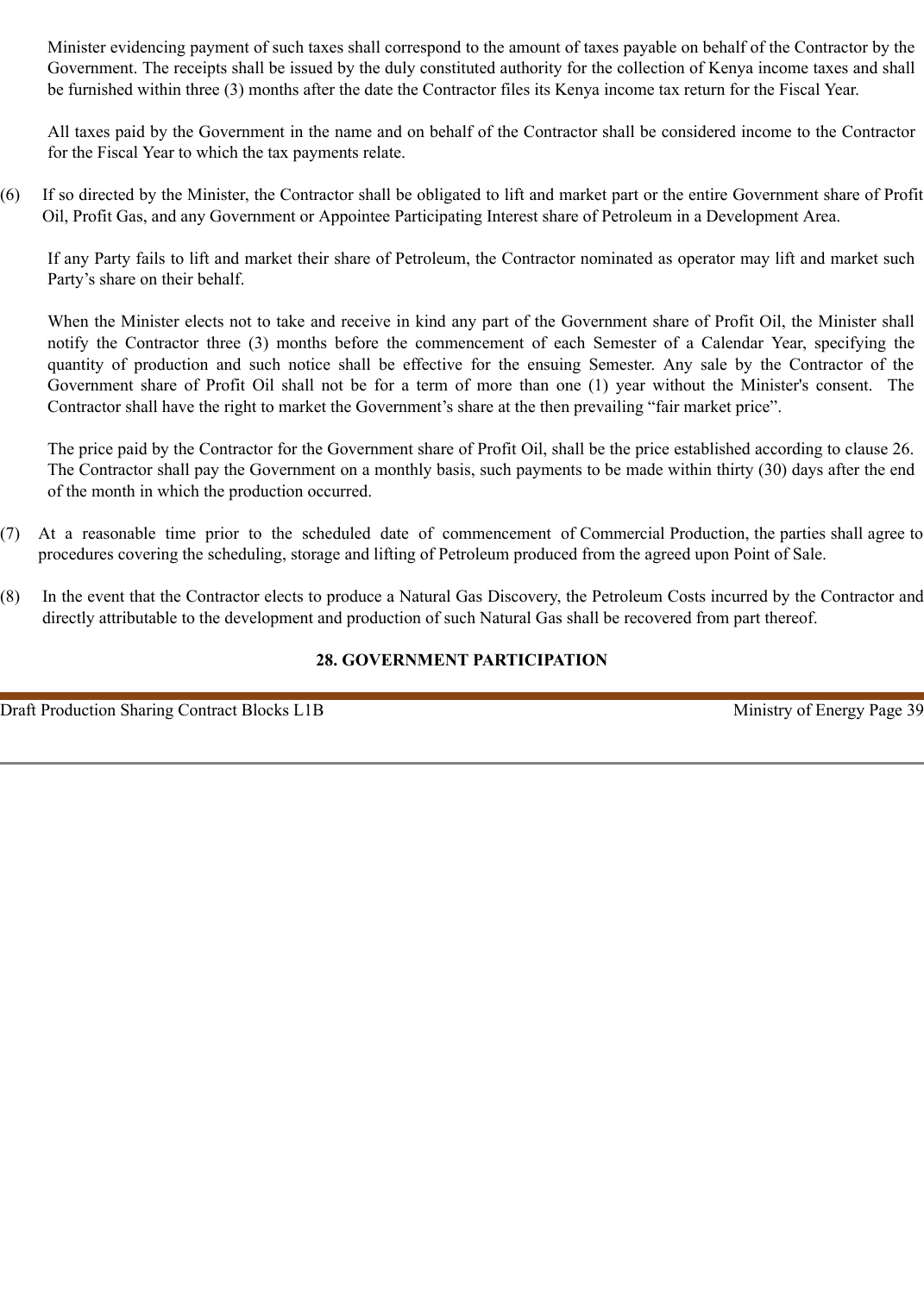Minister evidencing payment of such taxes shall correspond to the amount of taxes payable on behalf of the Contractor by the Government. The receipts shall be issued by the duly constituted authority for the collection of Kenya income taxes and shall be furnished within three (3) months after the date the Contractor files its Kenya income tax return for the Fiscal Year.

All taxes paid by the Government in the name and on behalf of the Contractor shall be considered income to the Contractor for the Fiscal Year to which the tax payments relate.

(6) If so directed by the Minister, the Contractor shall be obligated to lift and market part or the entire Government share of Profit Oil, Profit Gas, and any Government or Appointee Participating Interest share of Petroleum in a Development Area.

If any Party fails to lift and market their share of Petroleum, the Contractor nominated as operator may lift and market such Party's share on their behalf.

When the Minister elects not to take and receive in kind any part of the Government share of Profit Oil, the Minister shall notify the Contractor three (3) months before the commencement of each Semester of a Calendar Year, specifying the quantity of production and such notice shall be effective for the ensuing Semester. Any sale by the Contractor of the Government share of Profit Oil shall not be for a term of more than one (1) year without the Minister's consent. The Contractor shall have the right to market the Government's share at the then prevailing "fair market price".

The price paid by the Contractor for the Government share of Profit Oil, shall be the price established according to clause 26. The Contractor shall pay the Government on a monthly basis, such payments to be made within thirty (30) days after the end of the month in which the production occurred.

(7) At a reasonable time prior to the scheduled date of commencement of Commercial Production, the parties shall agree to procedures covering the scheduling, storage and lifting of Petroleum produced from the agreed upon Point of Sale.

(8) In the event that the Contractor elects to produce a Natural Gas Discovery, the Petroleum Costs incurred by the Contractor and directly attributable to the development and production of such Natural Gas shall be recovered from part thereof.

## 28. GOVERNMENT PARTICIPATION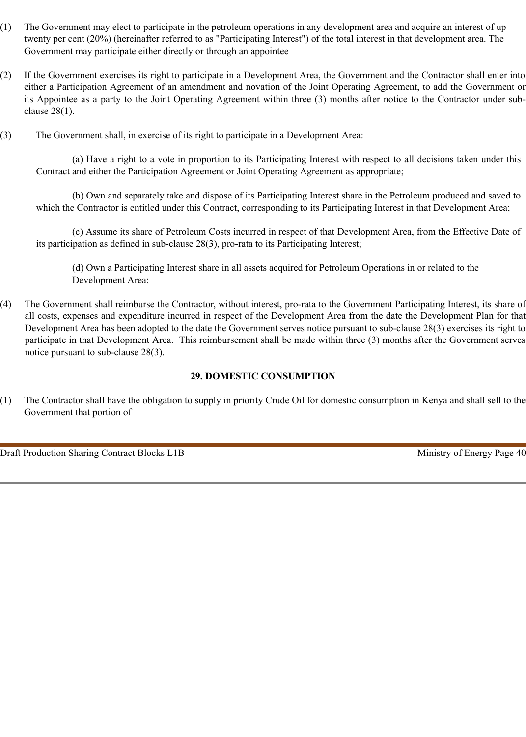(1) The Government may elect to participate in the petroleum operations in any development area and acquire an interest of up twenty per cent (20%) (hereinafter referred to as "Participating Interest") of the total interest in that development area. The Government may participate either directly or through an appointee

(2) If the Government exercises its right to participate in a Development Area, the Government and the Contractor shall enter into either a Participation Agreement of an amendment and novation of the Joint Operating Agreement, to add the Government or its Appointee as a party to the Joint Operating Agreement within three (3) months after notice to the Contractor under sub-clause 28(1).

(3) The Government shall, in exercise of its right to participate in a Development Area:

(a) Have a right to a vote in proportion to its Participating Interest with respect to all decisions taken under this Contract and either the Participation Agreement or Joint Operating Agreement as appropriate;

(b) Own and separately take and dispose of its Participating Interest share in the Petroleum produced and saved to which the Contractor is entitled under this Contract, corresponding to its Participating Interest in that Development Area;

(c) Assume its share of Petroleum Costs incurred in respect of that Development Area, from the Effective Date of its participation as defined in sub-clause 28(3), pro-rata to its Participating Interest;

(d) Own a Participating Interest share in all assets acquired for Petroleum Operations in or related to the Development Area;

(4) The Government shall reimburse the Contractor, without interest, pro-rata to the Government Participating Interest, its share of all costs, expenses and expenditure incurred in respect of the Development Area from the date the Development Plan for that Development Area has been adopted to the date the Government serves notice pursuant to sub-clause 28(3) exercises its right to participate in that Development Area. This reimbursement shall be made within three (3) months after the Government serves notice pursuant to sub-clause 28(3).

## 29. DOMESTIC CONSUMPTION

(1) The Contractor shall have the obligation to supply in priority Crude Oil for domestic consumption in Kenya and shall sell to the Government that portion of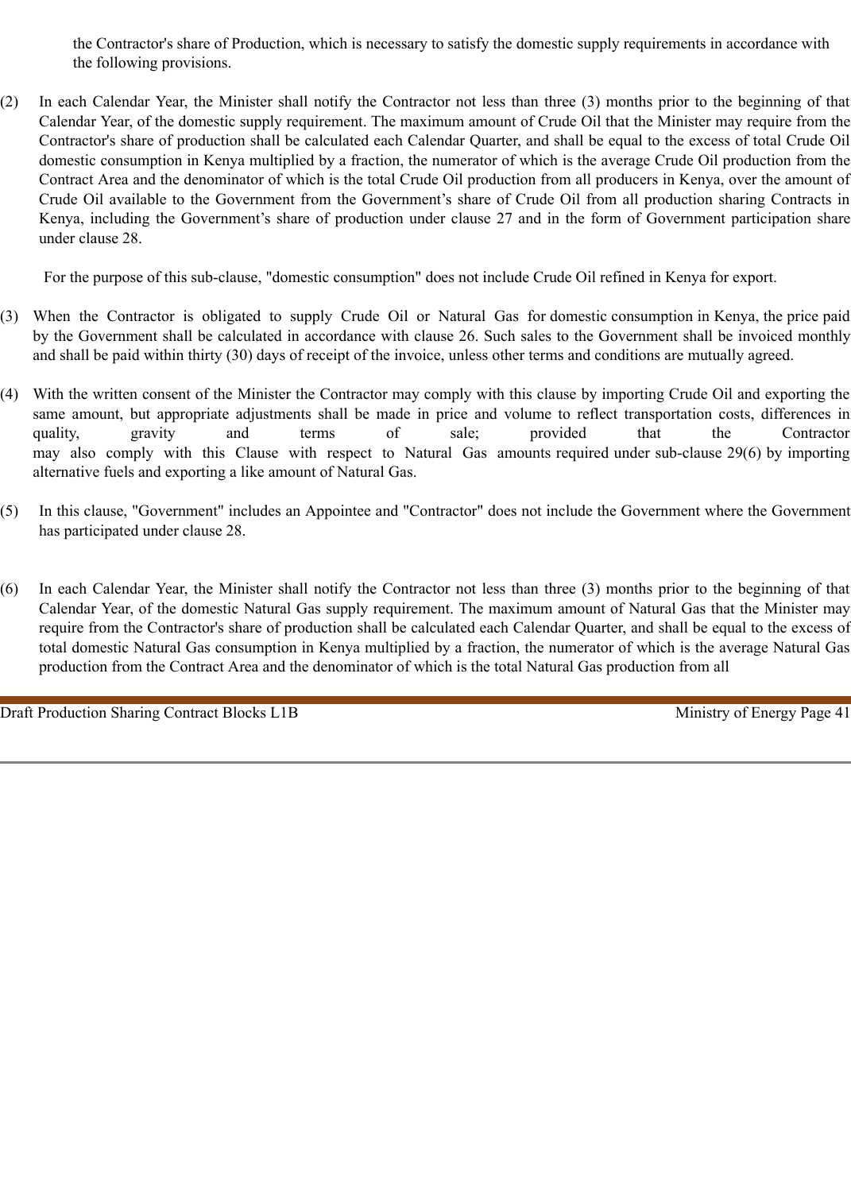the Contractor's share of Production, which is necessary to satisfy the domestic supply requirements in accordance with the following provisions.

(2) In each Calendar Year, the Minister shall notify the Contractor not less than three (3) months prior to the beginning of that Calendar Year, of the domestic supply requirement. The maximum amount of Crude Oil that the Minister may require from the Contractor's share of production shall be calculated each Calendar Quarter, and shall be equal to the excess of total Crude Oil domestic consumption in Kenya multiplied by a fraction, the numerator of which is the average Crude Oil production from the Contract Area and the denominator of which is the total Crude Oil production from all producers in Kenya, over the amount of Crude Oil available to the Government from the Government's share of Crude Oil from all production sharing Contracts in Kenya, including the Government's share of production under clause 27 and in the form of Government participation share under clause 28.

For the purpose of this sub-clause, "domestic consumption" does not include Crude Oil refined in Kenya for export.

(3) When the Contractor is obligated to supply Crude Oil or Natural Gas for domestic consumption in Kenya, the price paid by the Government shall be calculated in accordance with clause 26. Such sales to the Government shall be invoiced monthly and shall be paid within thirty (30) days of receipt of the invoice, unless other terms and conditions are mutually agreed.

(4) With the written consent of the Minister the Contractor may comply with this clause by importing Crude Oil and exporting the same amount, but appropriate adjustments shall be made in price and volume to reflect transportation costs, differences in quality, gravity and terms of sale; provided that the Contractor may also comply with this Clause with respect to Natural Gas amounts required under sub-clause 29(6) by importing alternative fuels and exporting a like amount of Natural Gas.

(5) In this clause, "Government" includes an Appointee and "Contractor" does not include the Government where the Government has participated under clause 28.

(6) In each Calendar Year, the Minister shall notify the Contractor not less than three (3) months prior to the beginning of that Calendar Year, of the domestic Natural Gas supply requirement. The maximum amount of Natural Gas that the Minister may require from the Contractor's share of production shall be calculated each Calendar Quarter, and shall be equal to the excess of total domestic Natural Gas consumption in Kenya multiplied by a fraction, the numerator of which is the average Natural Gas production from the Contract Area and the denominator of which is the total Natural Gas production from all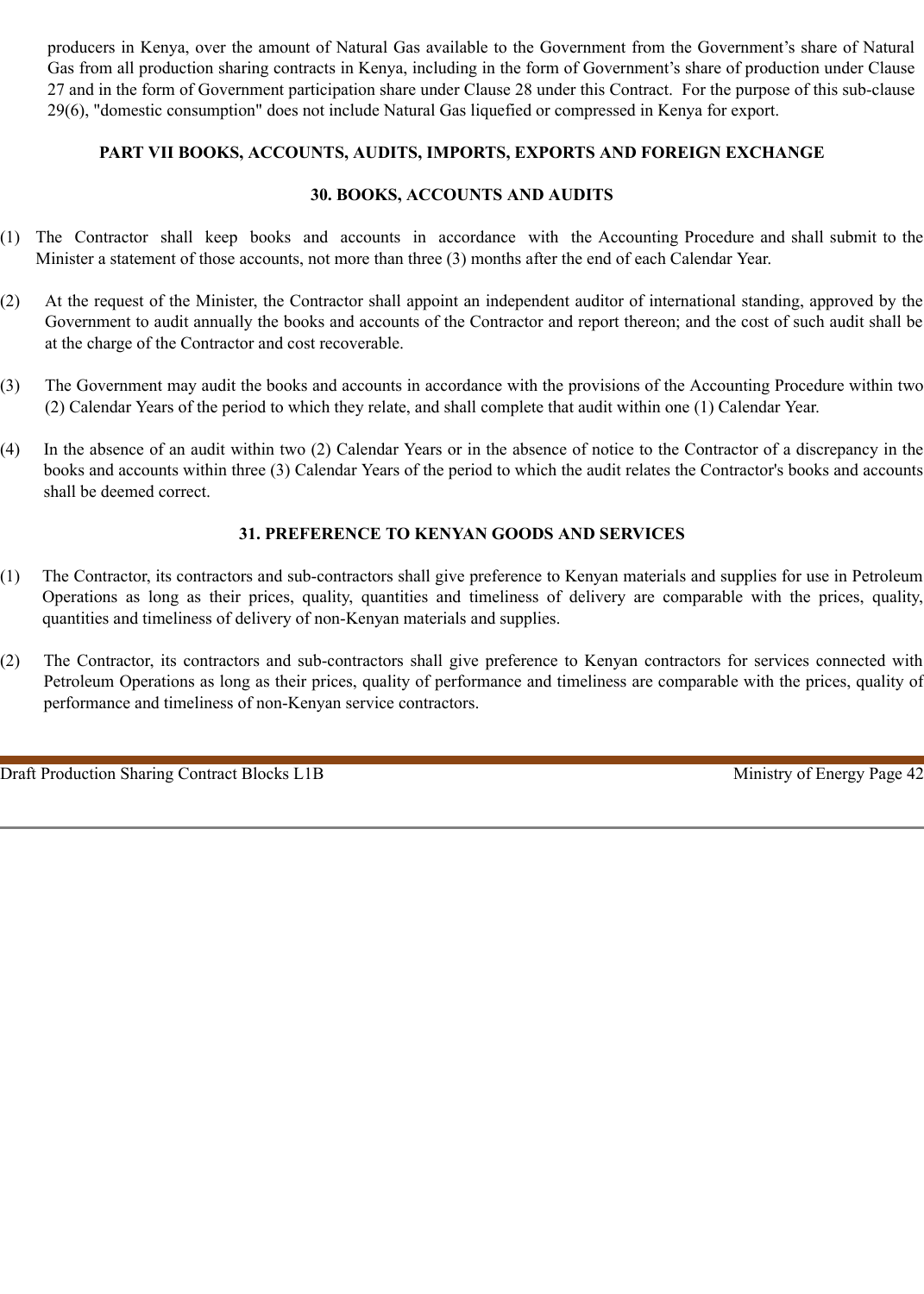producers in Kenya, over the amount of Natural Gas available to the Government from the Government's share of Natural Gas from all production sharing contracts in Kenya, including in the form of Government's share of production under Clause 27 and in the form of Government participation share under Clause 28 under this Contract. For the purpose of this sub-clause 29(6), "domestic consumption" does not include Natural Gas liquefied or compressed in Kenya for export.

## PART VII BOOKS, ACCOUNTS, AUDITS, IMPORTS, EXPORTS AND FOREIGN EXCHANGE

### 30. BOOKS, ACCOUNTS AND AUDITS

(1) The Contractor shall keep books and accounts in accordance with the Accounting Procedure and shall submit to the Minister a statement of those accounts, not more than three (3) months after the end of each Calendar Year.

(2) At the request of the Minister, the Contractor shall appoint an independent auditor of international standing, approved by the Government to audit annually the books and accounts of the Contractor and report thereon; and the cost of such audit shall be at the charge of the Contractor and cost recoverable.

(3) The Government may audit the books and accounts in accordance with the provisions of the Accounting Procedure within two (2) Calendar Years of the period to which they relate, and shall complete that audit within one (1) Calendar Year.

(4) In the absence of an audit within two (2) Calendar Years or in the absence of notice to the Contractor of a discrepancy in the books and accounts within three (3) Calendar Years of the period to which the audit relates the Contractor's books and accounts shall be deemed correct.

### 31. PREFERENCE TO KENYAN GOODS AND SERVICES

(1) The Contractor, its contractors and sub-contractors shall give preference to Kenyan materials and supplies for use in Petroleum Operations as long as their prices, quality, quantities and timeliness of delivery are comparable with the prices, quality, quantities and timeliness of delivery of non-Kenyan materials and supplies.

(2) The Contractor, its contractors and sub-contractors shall give preference to Kenyan contractors for services connected with Petroleum Operations as long as their prices, quality of performance and timeliness are comparable with the prices, quality of performance and timeliness of non-Kenyan service contractors.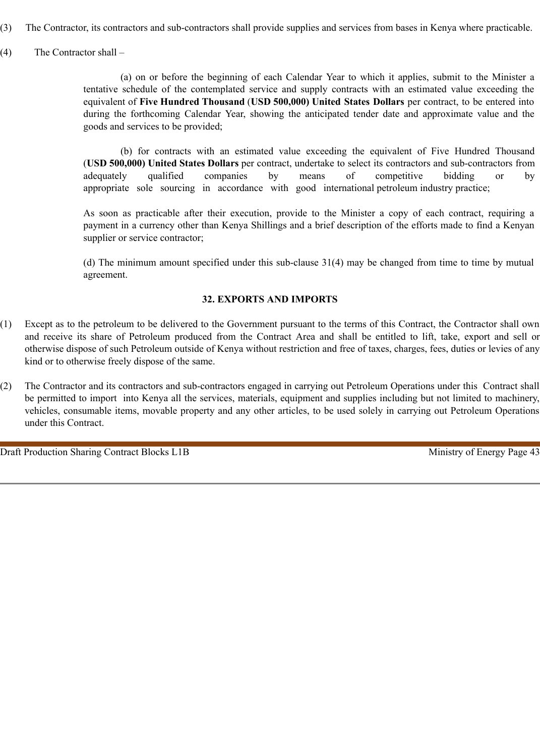(3) The Contractor, its contractors and sub-contractors shall provide supplies and services from bases in Kenya where practicable.

(4) The Contractor shall –

(a) on or before the beginning of each Calendar Year to which it applies, submit to the Minister a tentative schedule of the contemplated service and supply contracts with an estimated value exceeding the equivalent of **Five Hundred Thousand** (**USD 500,000) United States Dollars** per contract, to be entered into during the forthcoming Calendar Year, showing the anticipated tender date and approximate value and the goods and services to be provided;

(b) for contracts with an estimated value exceeding the equivalent of Five Hundred Thousand (**USD 500,000) United States Dollars** per contract, undertake to select its contractors and sub-contractors from adequately qualified companies by means of competitive bidding or by appropriate sole sourcing in accordance with good international petroleum industry practice;

As soon as practicable after their execution, provide to the Minister a copy of each contract, requiring a payment in a currency other than Kenya Shillings and a brief description of the efforts made to find a Kenyan supplier or service contractor;

(d) The minimum amount specified under this sub-clause 31(4) may be changed from time to time by mutual agreement.

## 32. EXPORTS AND IMPORTS

(1) Except as to the petroleum to be delivered to the Government pursuant to the terms of this Contract, the Contractor shall own and receive its share of Petroleum produced from the Contract Area and shall be entitled to lift, take, export and sell or otherwise dispose of such Petroleum outside of Kenya without restriction and free of taxes, charges, fees, duties or levies of any kind or to otherwise freely dispose of the same.

(2) The Contractor and its contractors and sub-contractors engaged in carrying out Petroleum Operations under this Contract shall be permitted to import into Kenya all the services, materials, equipment and supplies including but not limited to machinery, vehicles, consumable items, movable property and any other articles, to be used solely in carrying out Petroleum Operations under this Contract.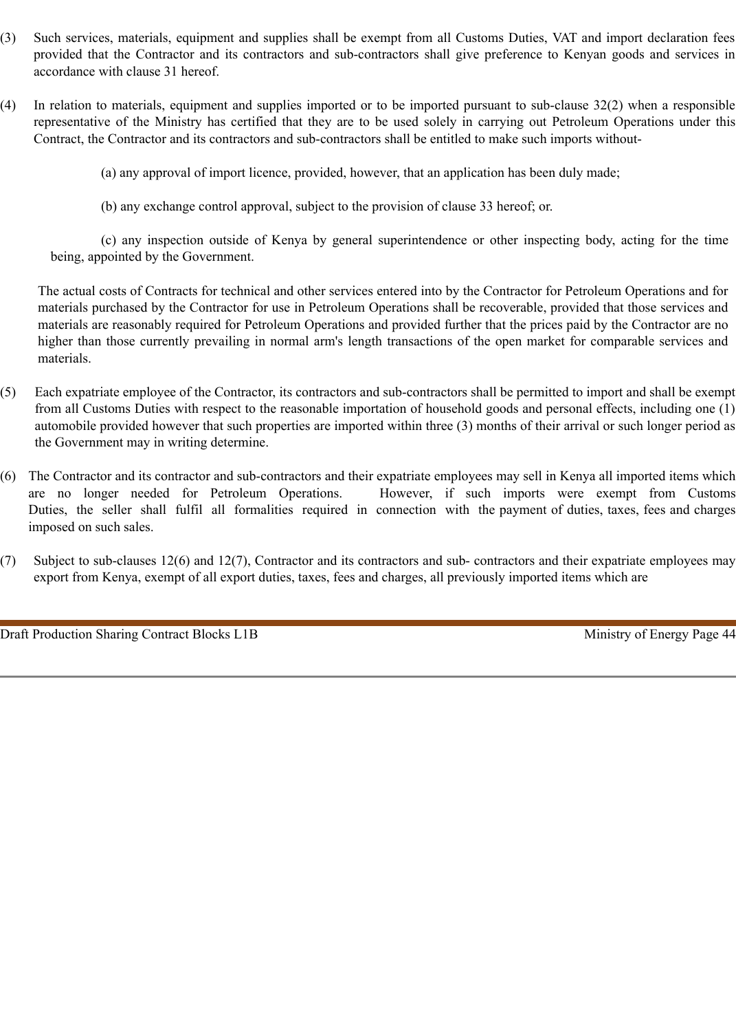(3) Such services, materials, equipment and supplies shall be exempt from all Customs Duties, VAT and import declaration fees provided that the Contractor and its contractors and sub-contractors shall give preference to Kenyan goods and services in accordance with clause 31 hereof.

(4) In relation to materials, equipment and supplies imported or to be imported pursuant to sub-clause 32(2) when a responsible representative of the Ministry has certified that they are to be used solely in carrying out Petroleum Operations under this Contract, the Contractor and its contractors and sub-contractors shall be entitled to make such imports without-

(a) any approval of import licence, provided, however, that an application has been duly made;

(b) any exchange control approval, subject to the provision of clause 33 hereof; or.

(c) any inspection outside of Kenya by general superintendence or other inspecting body, acting for the time being, appointed by the Government.

The actual costs of Contracts for technical and other services entered into by the Contractor for Petroleum Operations and for materials purchased by the Contractor for use in Petroleum Operations shall be recoverable, provided that those services and materials are reasonably required for Petroleum Operations and provided further that the prices paid by the Contractor are no higher than those currently prevailing in normal arm's length transactions of the open market for comparable services and materials.

(5) Each expatriate employee of the Contractor, its contractors and sub-contractors shall be permitted to import and shall be exempt from all Customs Duties with respect to the reasonable importation of household goods and personal effects, including one (1) automobile provided however that such properties are imported within three (3) months of their arrival or such longer period as the Government may in writing determine.

(6) The Contractor and its contractor and sub-contractors and their expatriate employees may sell in Kenya all imported items which are no longer needed for Petroleum Operations. However, if such imports were exempt from Customs Duties, the seller shall fulfil all formalities required in connection with the payment of duties, taxes, fees and charges imposed on such sales.

(7) Subject to sub-clauses 12(6) and 12(7), Contractor and its contractors and sub- contractors and their expatriate employees may export from Kenya, exempt of all export duties, taxes, fees and charges, all previously imported items which are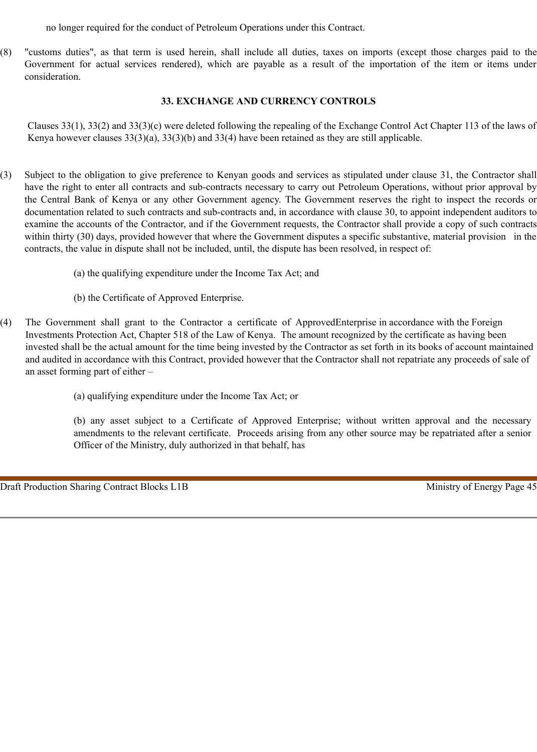no longer required for the conduct of Petroleum Operations under this Contract.

(8) "customs duties", as that term is used herein, shall include all duties, taxes on imports (except those charges paid to the Government for actual services rendered), which are payable as a result of the importation of the item or items under consideration.

## 33. EXCHANGE AND CURRENCY CONTROLS

Clauses 33(1), 33(2) and 33(3)(c) were deleted following the repealing of the Exchange Control Act Chapter 113 of the laws of Kenya however clauses 33(3)(a), 33(3)(b) and 33(4) have been retained as they are still applicable.

(3) Subject to the obligation to give preference to Kenyan goods and services as stipulated under clause 31, the Contractor shall have the right to enter all contracts and sub-contracts necessary to carry out Petroleum Operations, without prior approval by the Central Bank of Kenya or any other Government agency. The Government reserves the right to inspect the records or documentation related to such contracts and sub-contracts and, in accordance with clause 30, to appoint independent auditors to examine the accounts of the Contractor, and if the Government requests, the Contractor shall provide a copy of such contracts within thirty (30) days, provided however that where the Government disputes a specific substantive, material provision in the contracts, the value in dispute shall not be included, until, the dispute has been resolved, in respect of:

(a) the qualifying expenditure under the Income Tax Act; and

(b) the Certificate of Approved Enterprise.

(4) The Government shall grant to the Contractor a certificate of ApprovedEnterprise in accordance with the Foreign Investments Protection Act, Chapter 518 of the Law of Kenya. The amount recognized by the certificate as having been invested shall be the actual amount for the time being invested by the Contractor as set forth in its books of account maintained and audited in accordance with this Contract, provided however that the Contractor shall not repatriate any proceeds of sale of an asset forming part of either –

(a) qualifying expenditure under the Income Tax Act; or

(b) any asset subject to a Certificate of Approved Enterprise; without written approval and the necessary amendments to the relevant certificate. Proceeds arising from any other source may be repatriated after a senior Officer of the Ministry, duly authorized in that behalf, has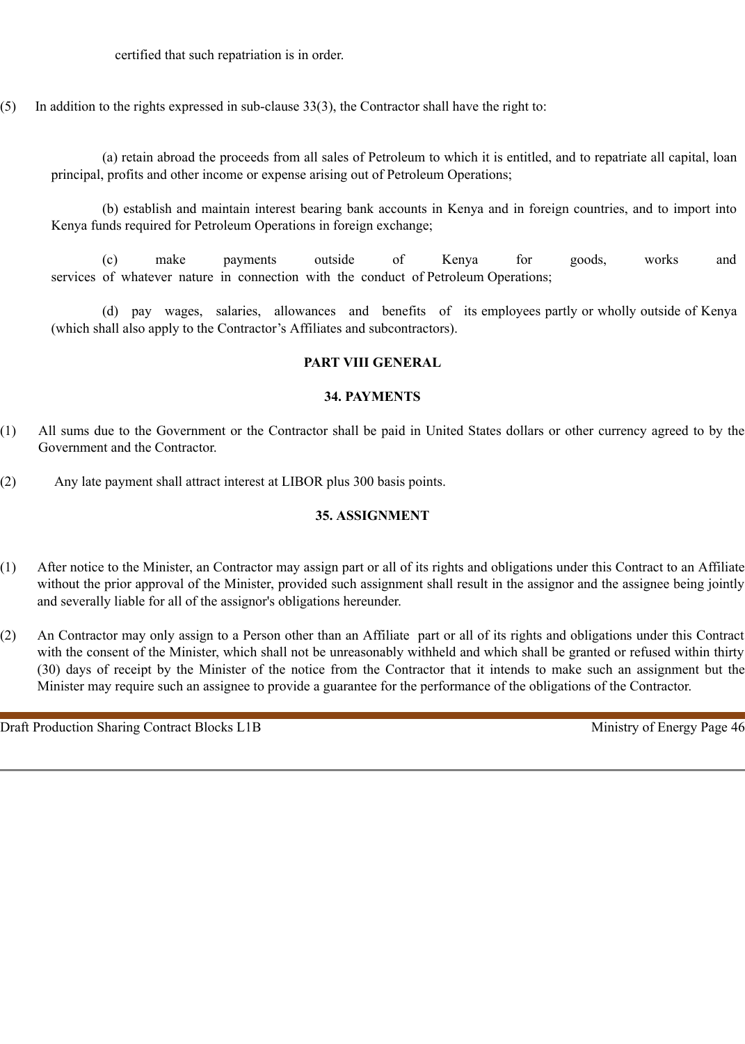certified that such repatriation is in order.

(5) In addition to the rights expressed in sub-clause 33(3), the Contractor shall have the right to:

(a) retain abroad the proceeds from all sales of Petroleum to which it is entitled, and to repatriate all capital, loan principal, profits and other income or expense arising out of Petroleum Operations;

(b) establish and maintain interest bearing bank accounts in Kenya and in foreign countries, and to import into Kenya funds required for Petroleum Operations in foreign exchange;

(c) make payments outside of Kenya for goods, works and services of whatever nature in connection with the conduct of Petroleum Operations;

(d) pay wages, salaries, allowances and benefits of its employees partly or wholly outside of Kenya (which shall also apply to the Contractor's Affiliates and subcontractors).

## PART VIII GENERAL

### 34. PAYMENTS

(1) All sums due to the Government or the Contractor shall be paid in United States dollars or other currency agreed to by the Government and the Contractor.

(2) Any late payment shall attract interest at LIBOR plus 300 basis points.

### 35. ASSIGNMENT

(1) After notice to the Minister, an Contractor may assign part or all of its rights and obligations under this Contract to an Affiliate without the prior approval of the Minister, provided such assignment shall result in the assignor and the assignee being jointly and severally liable for all of the assignor's obligations hereunder.

(2) An Contractor may only assign to a Person other than an Affiliate part or all of its rights and obligations under this Contract with the consent of the Minister, which shall not be unreasonably withheld and which shall be granted or refused within thirty (30) days of receipt by the Minister of the notice from the Contractor that it intends to make such an assignment but the Minister may require such an assignee to provide a guarantee for the performance of the obligations of the Contractor.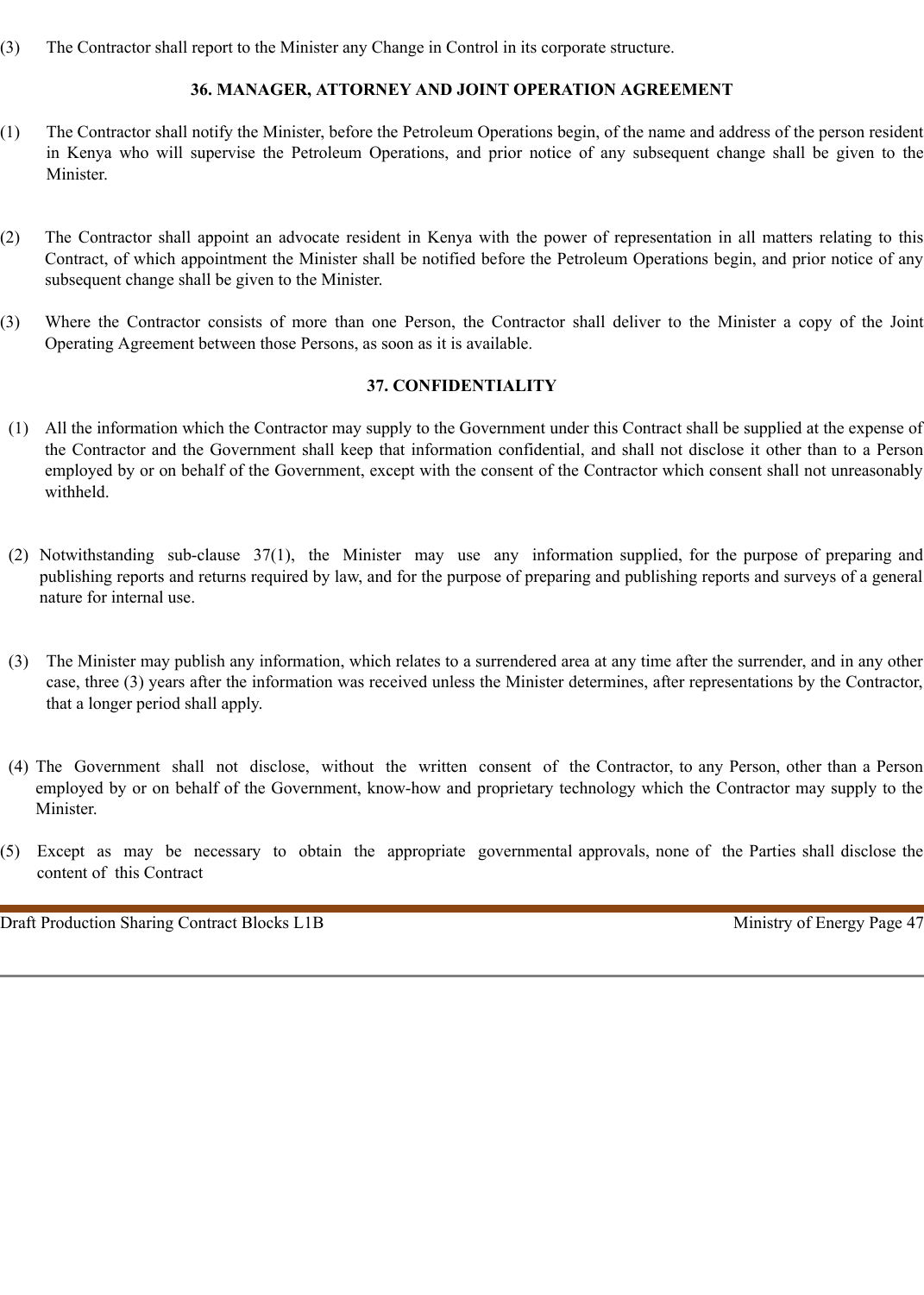(3) The Contractor shall report to the Minister any Change in Control in its corporate structure.

## 36. MANAGER, ATTORNEY AND JOINT OPERATION AGREEMENT

(1) The Contractor shall notify the Minister, before the Petroleum Operations begin, of the name and address of the person resident in Kenya who will supervise the Petroleum Operations, and prior notice of any subsequent change shall be given to the Minister.

(2) The Contractor shall appoint an advocate resident in Kenya with the power of representation in all matters relating to this Contract, of which appointment the Minister shall be notified before the Petroleum Operations begin, and prior notice of any subsequent change shall be given to the Minister.

(3) Where the Contractor consists of more than one Person, the Contractor shall deliver to the Minister a copy of the Joint Operating Agreement between those Persons, as soon as it is available.

## 37. CONFIDENTIALITY

(1) All the information which the Contractor may supply to the Government under this Contract shall be supplied at the expense of the Contractor and the Government shall keep that information confidential, and shall not disclose it other than to a Person employed by or on behalf of the Government, except with the consent of the Contractor which consent shall not unreasonably withheld.

(2) Notwithstanding sub-clause 37(1), the Minister may use any information supplied, for the purpose of preparing and publishing reports and returns required by law, and for the purpose of preparing and publishing reports and surveys of a general nature for internal use.

(3) The Minister may publish any information, which relates to a surrendered area at any time after the surrender, and in any other case, three (3) years after the information was received unless the Minister determines, after representations by the Contractor, that a longer period shall apply.

(4) The Government shall not disclose, without the written consent of the Contractor, to any Person, other than a Person employed by or on behalf of the Government, know-how and proprietary technology which the Contractor may supply to the Minister.

(5) Except as may be necessary to obtain the appropriate governmental approvals, none of the Parties shall disclose the content of this Contract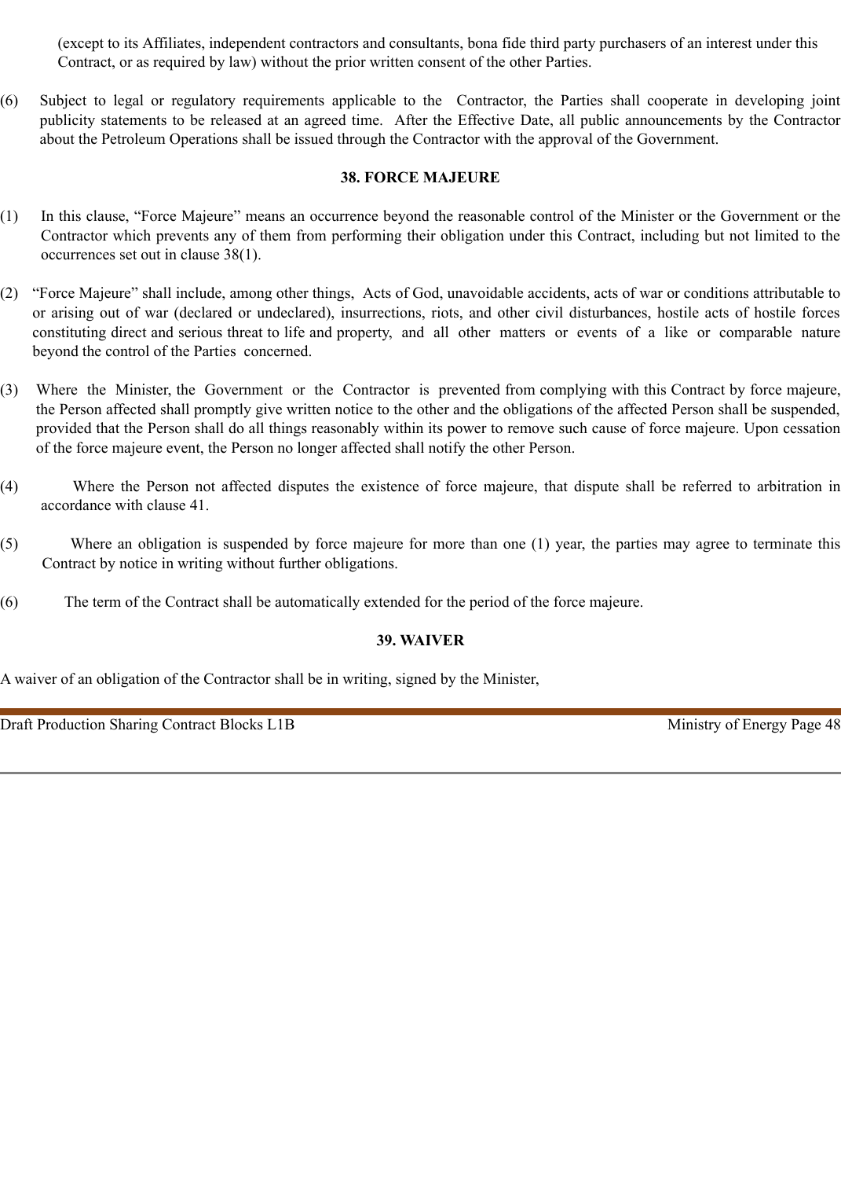(except to its Affiliates, independent contractors and consultants, bona fide third party purchasers of an interest under this Contract, or as required by law) without the prior written consent of the other Parties.

(6) Subject to legal or regulatory requirements applicable to the Contractor, the Parties shall cooperate in developing joint publicity statements to be released at an agreed time. After the Effective Date, all public announcements by the Contractor about the Petroleum Operations shall be issued through the Contractor with the approval of the Government.

## 38. FORCE MAJEURE

(1) In this clause, "Force Majeure" means an occurrence beyond the reasonable control of the Minister or the Government or the Contractor which prevents any of them from performing their obligation under this Contract, including but not limited to the occurrences set out in clause 38(1).

(2) "Force Majeure" shall include, among other things, Acts of God, unavoidable accidents, acts of war or conditions attributable to or arising out of war (declared or undeclared), insurrections, riots, and other civil disturbances, hostile acts of hostile forces constituting direct and serious threat to life and property, and all other matters or events of a like or comparable nature beyond the control of the Parties concerned.

(3) Where the Minister, the Government or the Contractor is prevented from complying with this Contract by force majeure, the Person affected shall promptly give written notice to the other and the obligations of the affected Person shall be suspended, provided that the Person shall do all things reasonably within its power to remove such cause of force majeure. Upon cessation of the force majeure event, the Person no longer affected shall notify the other Person.

(4) Where the Person not affected disputes the existence of force majeure, that dispute shall be referred to arbitration in accordance with clause 41.

(5) Where an obligation is suspended by force majeure for more than one (1) year, the parties may agree to terminate this Contract by notice in writing without further obligations.

(6) The term of the Contract shall be automatically extended for the period of the force majeure.

## 39. WAIVER

A waiver of an obligation of the Contractor shall be in writing, signed by the Minister,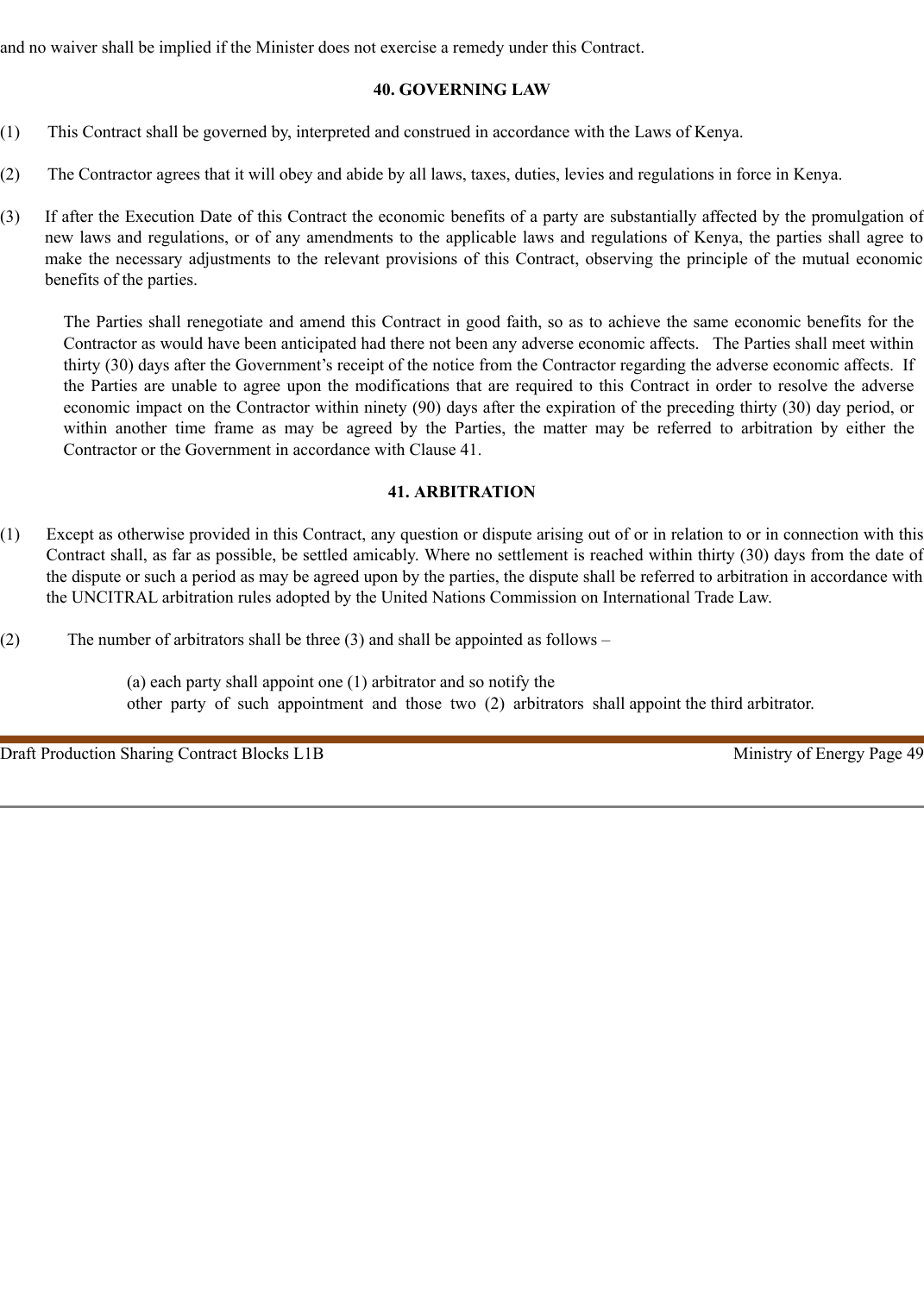and no waiver shall be implied if the Minister does not exercise a remedy under this Contract.

## 40. GOVERNING LAW

(1) This Contract shall be governed by, interpreted and construed in accordance with the Laws of Kenya.

(2) The Contractor agrees that it will obey and abide by all laws, taxes, duties, levies and regulations in force in Kenya.

(3) If after the Execution Date of this Contract the economic benefits of a party are substantially affected by the promulgation of new laws and regulations, or of any amendments to the applicable laws and regulations of Kenya, the parties shall agree to make the necessary adjustments to the relevant provisions of this Contract, observing the principle of the mutual economic benefits of the parties.

The Parties shall renegotiate and amend this Contract in good faith, so as to achieve the same economic benefits for the Contractor as would have been anticipated had there not been any adverse economic affects. The Parties shall meet within thirty (30) days after the Government's receipt of the notice from the Contractor regarding the adverse economic affects. If the Parties are unable to agree upon the modifications that are required to this Contract in order to resolve the adverse economic impact on the Contractor within ninety (90) days after the expiration of the preceding thirty (30) day period, or within another time frame as may be agreed by the Parties, the matter may be referred to arbitration by either the Contractor or the Government in accordance with Clause 41.

## 41. ARBITRATION

(1) Except as otherwise provided in this Contract, any question or dispute arising out of or in relation to or in connection with this Contract shall, as far as possible, be settled amicably. Where no settlement is reached within thirty (30) days from the date of the dispute or such a period as may be agreed upon by the parties, the dispute shall be referred to arbitration in accordance with the UNCITRAL arbitration rules adopted by the United Nations Commission on International Trade Law.

(2) The number of arbitrators shall be three (3) and shall be appointed as follows –

(a) each party shall appoint one (1) arbitrator and so notify the other party of such appointment and those two (2) arbitrators shall appoint the third arbitrator.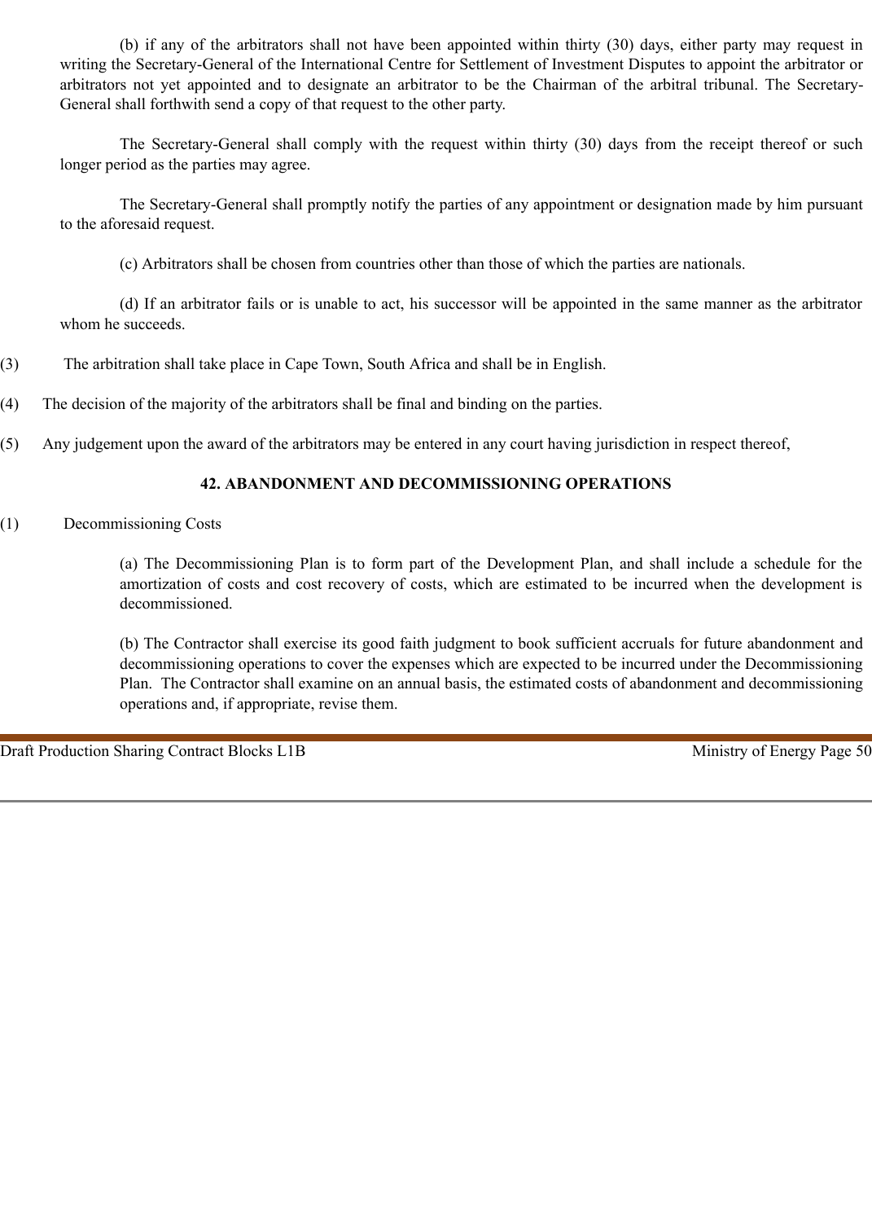(b) if any of the arbitrators shall not have been appointed within thirty (30) days, either party may request in writing the Secretary-General of the International Centre for Settlement of Investment Disputes to appoint the arbitrator or arbitrators not yet appointed and to designate an arbitrator to be the Chairman of the arbitral tribunal. The Secretary-General shall forthwith send a copy of that request to the other party.

The Secretary-General shall comply with the request within thirty (30) days from the receipt thereof or such longer period as the parties may agree.

The Secretary-General shall promptly notify the parties of any appointment or designation made by him pursuant to the aforesaid request.

(c) Arbitrators shall be chosen from countries other than those of which the parties are nationals.

(d) If an arbitrator fails or is unable to act, his successor will be appointed in the same manner as the arbitrator whom he succeeds.

(3) The arbitration shall take place in Cape Town, South Africa and shall be in English.

(4) The decision of the majority of the arbitrators shall be final and binding on the parties.

(5) Any judgement upon the award of the arbitrators may be entered in any court having jurisdiction in respect thereof,

## 42. ABANDONMENT AND DECOMMISSIONING OPERATIONS

(1) Decommissioning Costs

(a) The Decommissioning Plan is to form part of the Development Plan, and shall include a schedule for the amortization of costs and cost recovery of costs, which are estimated to be incurred when the development is decommissioned.

(b) The Contractor shall exercise its good faith judgment to book sufficient accruals for future abandonment and decommissioning operations to cover the expenses which are expected to be incurred under the Decommissioning Plan. The Contractor shall examine on an annual basis, the estimated costs of abandonment and decommissioning operations and, if appropriate, revise them.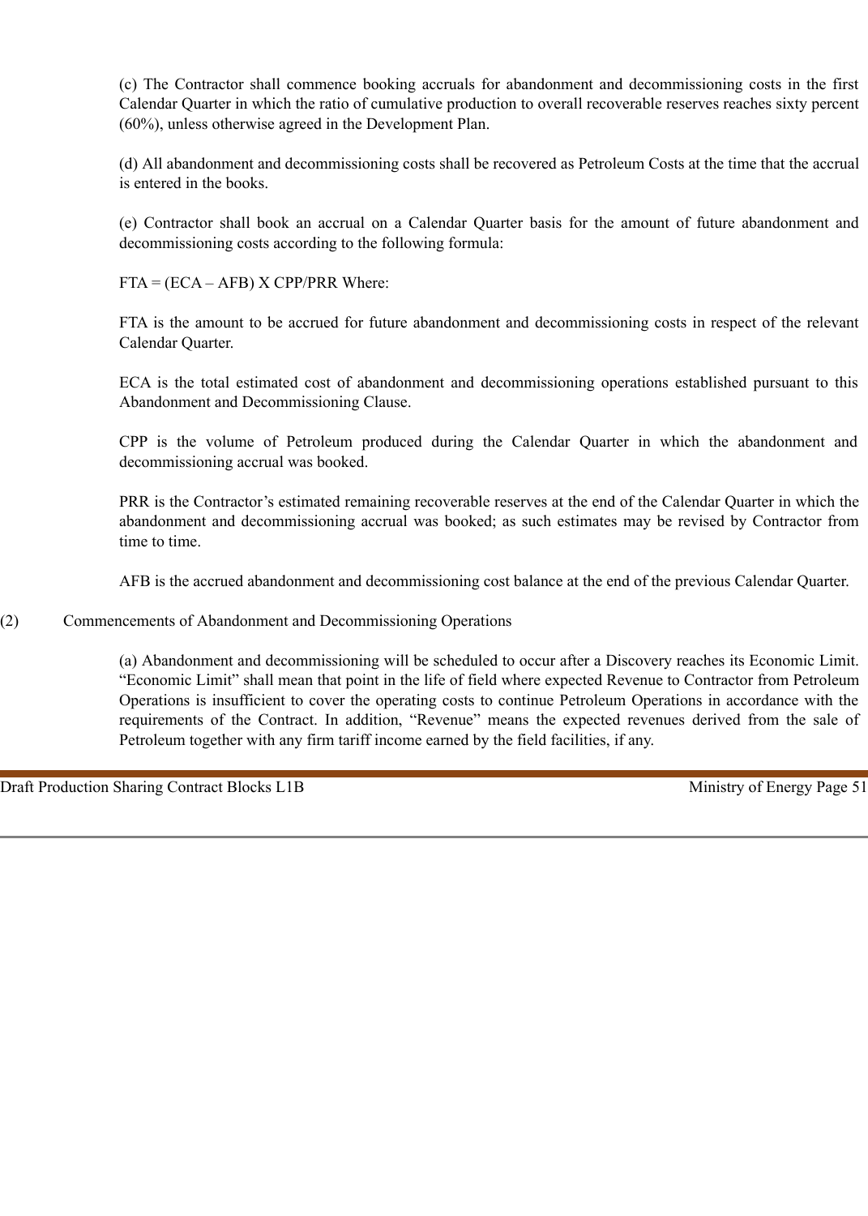(c) The Contractor shall commence booking accruals for abandonment and decommissioning costs in the first Calendar Quarter in which the ratio of cumulative production to overall recoverable reserves reaches sixty percent (60%), unless otherwise agreed in the Development Plan.

(d) All abandonment and decommissioning costs shall be recovered as Petroleum Costs at the time that the accrual is entered in the books.

(e) Contractor shall book an accrual on a Calendar Quarter basis for the amount of future abandonment and decommissioning costs according to the following formula:

$FTA = (ECA – AFB) \times CPP/PRR$ Where:

FTA is the amount to be accrued for future abandonment and decommissioning costs in respect of the relevant Calendar Quarter.

ECA is the total estimated cost of abandonment and decommissioning operations established pursuant to this Abandonment and Decommissioning Clause.

CPP is the volume of Petroleum produced during the Calendar Quarter in which the abandonment and decommissioning accrual was booked.

PRR is the Contractor's estimated remaining recoverable reserves at the end of the Calendar Quarter in which the abandonment and decommissioning accrual was booked; as such estimates may be revised by Contractor from time to time.

AFB is the accrued abandonment and decommissioning cost balance at the end of the previous Calendar Quarter.

(2) Commencements of Abandonment and Decommissioning Operations

(a) Abandonment and decommissioning will be scheduled to occur after a Discovery reaches its Economic Limit. "Economic Limit" shall mean that point in the life of field where expected Revenue to Contractor from Petroleum Operations is insufficient to cover the operating costs to continue Petroleum Operations in accordance with the requirements of the Contract. In addition, "Revenue" means the expected revenues derived from the sale of Petroleum together with any firm tariff income earned by the field facilities, if any.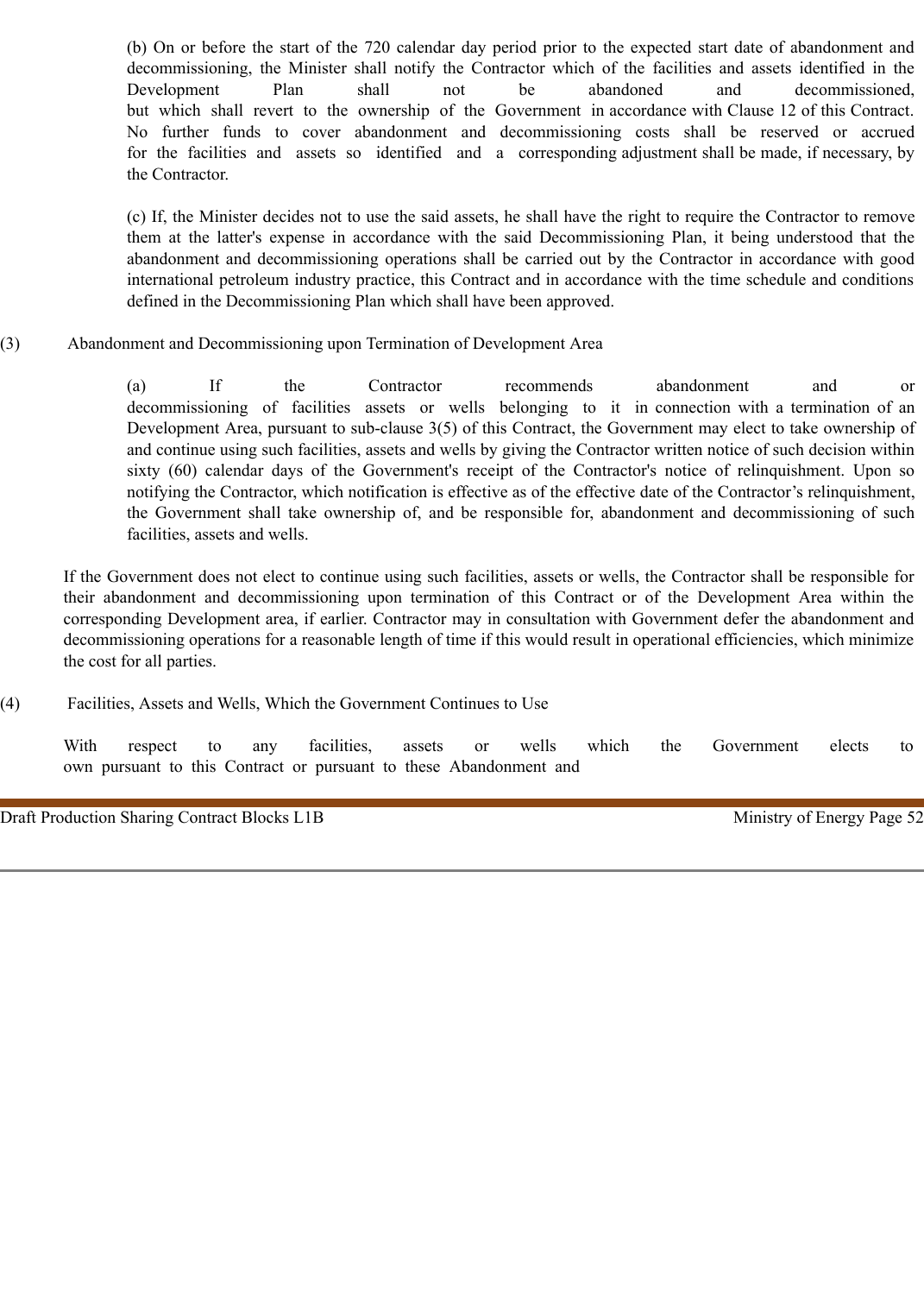(b) On or before the start of the 720 calendar day period prior to the expected start date of abandonment and decommissioning, the Minister shall notify the Contractor which of the facilities and assets identified in the Development Plan shall not be abandoned and decommissioned, but which shall revert to the ownership of the Government in accordance with Clause 12 of this Contract. No further funds to cover abandonment and decommissioning costs shall be reserved or accrued for the facilities and assets so identified and a corresponding adjustment shall be made, if necessary, by the Contractor.

(c) If, the Minister decides not to use the said assets, he shall have the right to require the Contractor to remove them at the latter's expense in accordance with the said Decommissioning Plan, it being understood that the abandonment and decommissioning operations shall be carried out by the Contractor in accordance with good international petroleum industry practice, this Contract and in accordance with the time schedule and conditions defined in the Decommissioning Plan which shall have been approved.

(3) Abandonment and Decommissioning upon Termination of Development Area

(a) If the Contractor recommends abandonment and or decommissioning of facilities assets or wells belonging to it in connection with a termination of an Development Area, pursuant to sub-clause 3(5) of this Contract, the Government may elect to take ownership of and continue using such facilities, assets and wells by giving the Contractor written notice of such decision within sixty (60) calendar days of the Government's receipt of the Contractor's notice of relinquishment. Upon so notifying the Contractor, which notification is effective as of the effective date of the Contractor's relinquishment, the Government shall take ownership of, and be responsible for, abandonment and decommissioning of such facilities, assets and wells.

If the Government does not elect to continue using such facilities, assets or wells, the Contractor shall be responsible for their abandonment and decommissioning upon termination of this Contract or of the Development Area within the corresponding Development area, if earlier. Contractor may in consultation with Government defer the abandonment and decommissioning operations for a reasonable length of time if this would result in operational efficiencies, which minimize the cost for all parties.

(4) Facilities, Assets and Wells, Which the Government Continues to Use

With respect to any facilities, assets or wells which the Government elects to own pursuant to this Contract or pursuant to these Abandonment and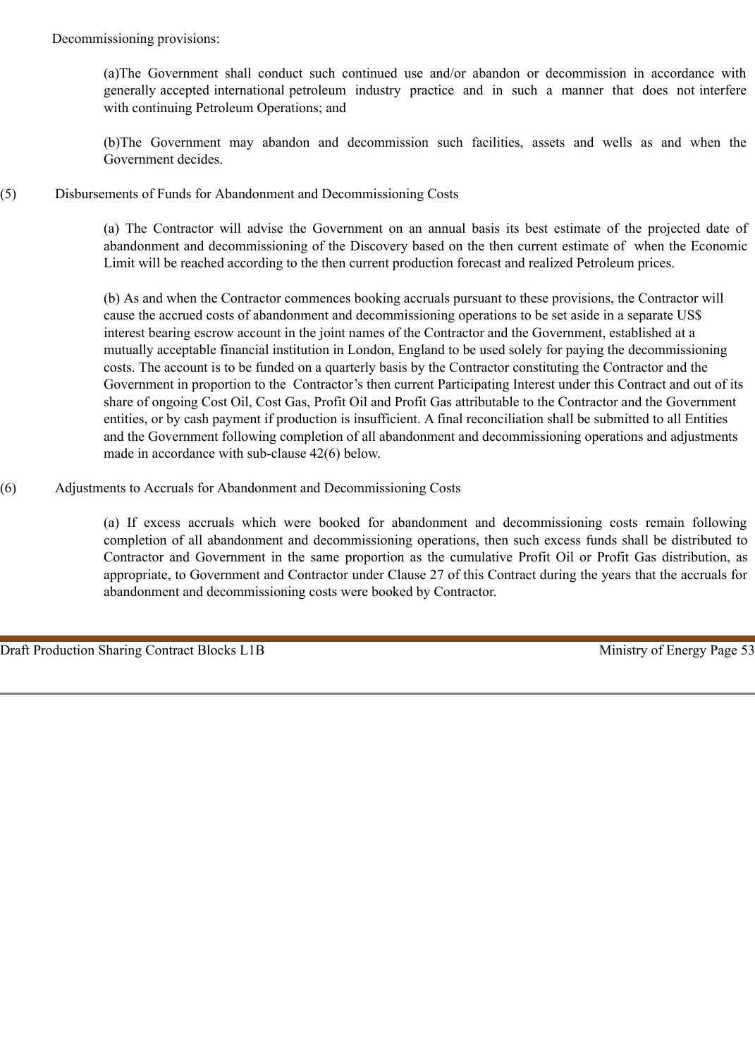Decommissioning provisions:

(a)The Government shall conduct such continued use and/or abandon or decommission in accordance with generally accepted international petroleum industry practice and in such a manner that does not interfere with continuing Petroleum Operations; and

(b)The Government may abandon and decommission such facilities, assets and wells as and when the Government decides.

(5) Disbursements of Funds for Abandonment and Decommissioning Costs

(a) The Contractor will advise the Government on an annual basis its best estimate of the projected date of abandonment and decommissioning of the Discovery based on the then current estimate of when the Economic Limit will be reached according to the then current production forecast and realized Petroleum prices.

(b) As and when the Contractor commences booking accruals pursuant to these provisions, the Contractor will cause the accrued costs of abandonment and decommissioning operations to be set aside in a separate US$ interest bearing escrow account in the joint names of the Contractor and the Government, established at a mutually acceptable financial institution in London, England to be used solely for paying the decommissioning costs. The account is to be funded on a quarterly basis by the Contractor constituting the Contractor and the Government in proportion to the Contractor's then current Participating Interest under this Contract and out of its share of ongoing Cost Oil, Cost Gas, Profit Oil and Profit Gas attributable to the Contractor and the Government entities, or by cash payment if production is insufficient. A final reconciliation shall be submitted to all Entities and the Government following completion of all abandonment and decommissioning operations and adjustments made in accordance with sub-clause 42(6) below.

(6) Adjustments to Accruals for Abandonment and Decommissioning Costs

(a) If excess accruals which were booked for abandonment and decommissioning costs remain following completion of all abandonment and decommissioning operations, then such excess funds shall be distributed to Contractor and Government in the same proportion as the cumulative Profit Oil or Profit Gas distribution, as appropriate, to Government and Contractor under Clause 27 of this Contract during the years that the accruals for abandonment and decommissioning costs were booked by Contractor.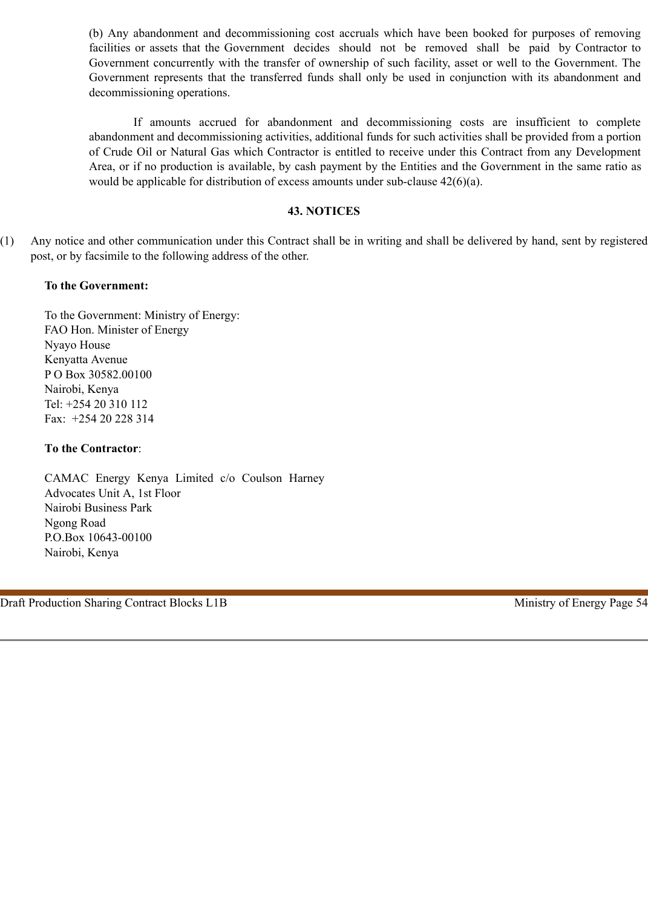(b) Any abandonment and decommissioning cost accruals which have been booked for purposes of removing facilities or assets that the Government decides should not be removed shall be paid by Contractor to Government concurrently with the transfer of ownership of such facility, asset or well to the Government. The Government represents that the transferred funds shall only be used in conjunction with its abandonment and decommissioning operations.

If amounts accrued for abandonment and decommissioning costs are insufficient to complete abandonment and decommissioning activities, additional funds for such activities shall be provided from a portion of Crude Oil or Natural Gas which Contractor is entitled to receive under this Contract from any Development Area, or if no production is available, by cash payment by the Entities and the Government in the same ratio as would be applicable for distribution of excess amounts under sub-clause 42(6)(a).

## 43. NOTICES

(1) Any notice and other communication under this Contract shall be in writing and shall be delivered by hand, sent by registered post, or by facsimile to the following address of the other.

**To the Government:**

To the Government: Ministry of Energy:
FAO Hon. Minister of Energy
Nyayo House
Kenyatta Avenue
P O Box 30582.00100
Nairobi, Kenya
Tel: +254 20 310 112
Fax: +254 20 228 314

**To the Contractor**:

CAMAC Energy Kenya Limited c/o Coulson Harney
Advocates Unit A, 1st Floor
Nairobi Business Park
Ngong Road
P.O.Box 10643-00100
Nairobi, Kenya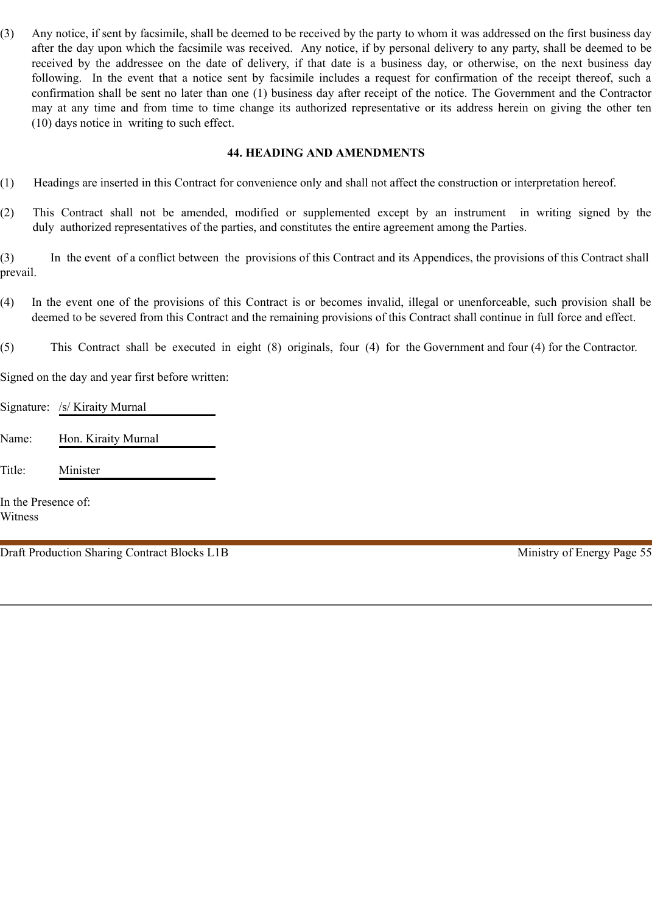(3) Any notice, if sent by facsimile, shall be deemed to be received by the party to whom it was addressed on the first business day after the day upon which the facsimile was received. Any notice, if by personal delivery to any party, shall be deemed to be received by the addressee on the date of delivery, if that date is a business day, or otherwise, on the next business day following. In the event that a notice sent by facsimile includes a request for confirmation of the receipt thereof, such a confirmation shall be sent no later than one (1) business day after receipt of the notice. The Government and the Contractor may at any time and from time to time change its authorized representative or its address herein on giving the other ten (10) days notice in writing to such effect.

## 44. HEADING AND AMENDMENTS

(1) Headings are inserted in this Contract for convenience only and shall not affect the construction or interpretation hereof.

(2) This Contract shall not be amended, modified or supplemented except by an instrument in writing signed by the duly authorized representatives of the parties, and constitutes the entire agreement among the Parties.

(3) In the event of a conflict between the provisions of this Contract and its Appendices, the provisions of this Contract shall prevail.

(4) In the event one of the provisions of this Contract is or becomes invalid, illegal or unenforceable, such provision shall be deemed to be severed from this Contract and the remaining provisions of this Contract shall continue in full force and effect.

(5) This Contract shall be executed in eight (8) originals, four (4) for the Government and four (4) for the Contractor.

Signed on the day and year first before written:

Signature: /s/ Kiraity Murnal

Name: Hon. Kiraity Murnal

Title: Minister

In the Presence of:
Witness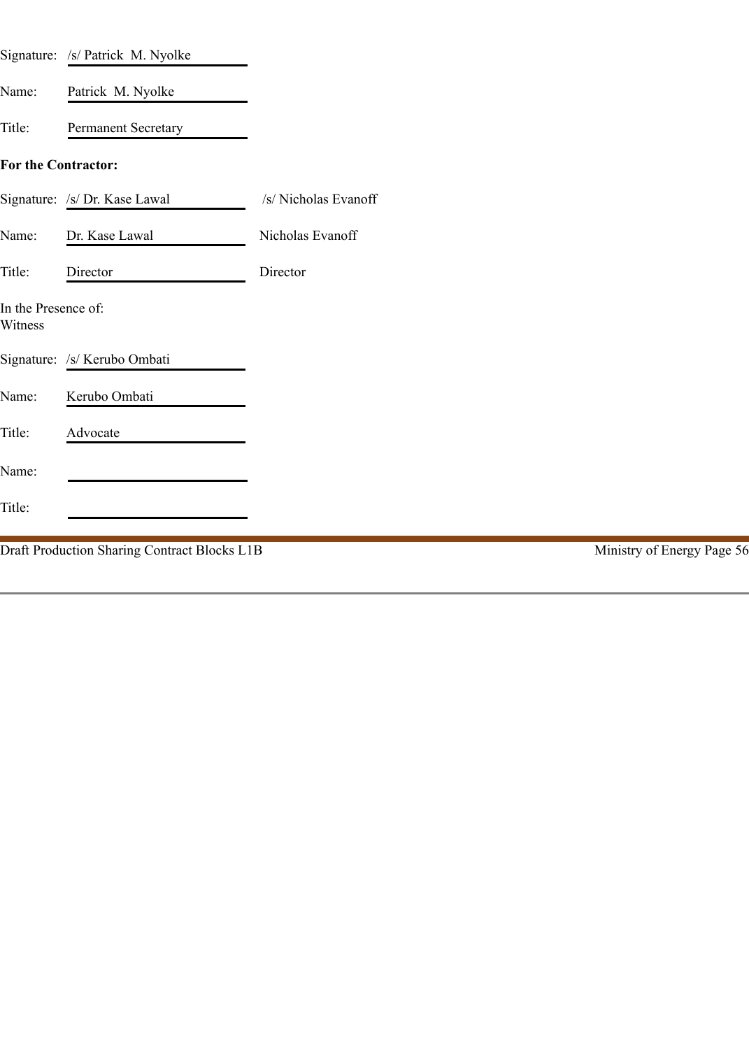Signature: /s/ Patrick M. Nyolke

Name: Patrick M. Nyolke

Title: Permanent Secretary

**For the Contractor:**

| | | |
|---|---|---|
| Signature: | /s/ Dr. Kase Lawal | /s/ Nicholas Evanoff |
| Name: | Dr. Kase Lawal | Nicholas Evanoff |
| Title: | Director | Director |

In the Presence of:
Witness

Signature: /s/ Kerubo Ombati

Name: Kerubo Ombati

Title: Advocate

Name: ______________________

Title: ______________________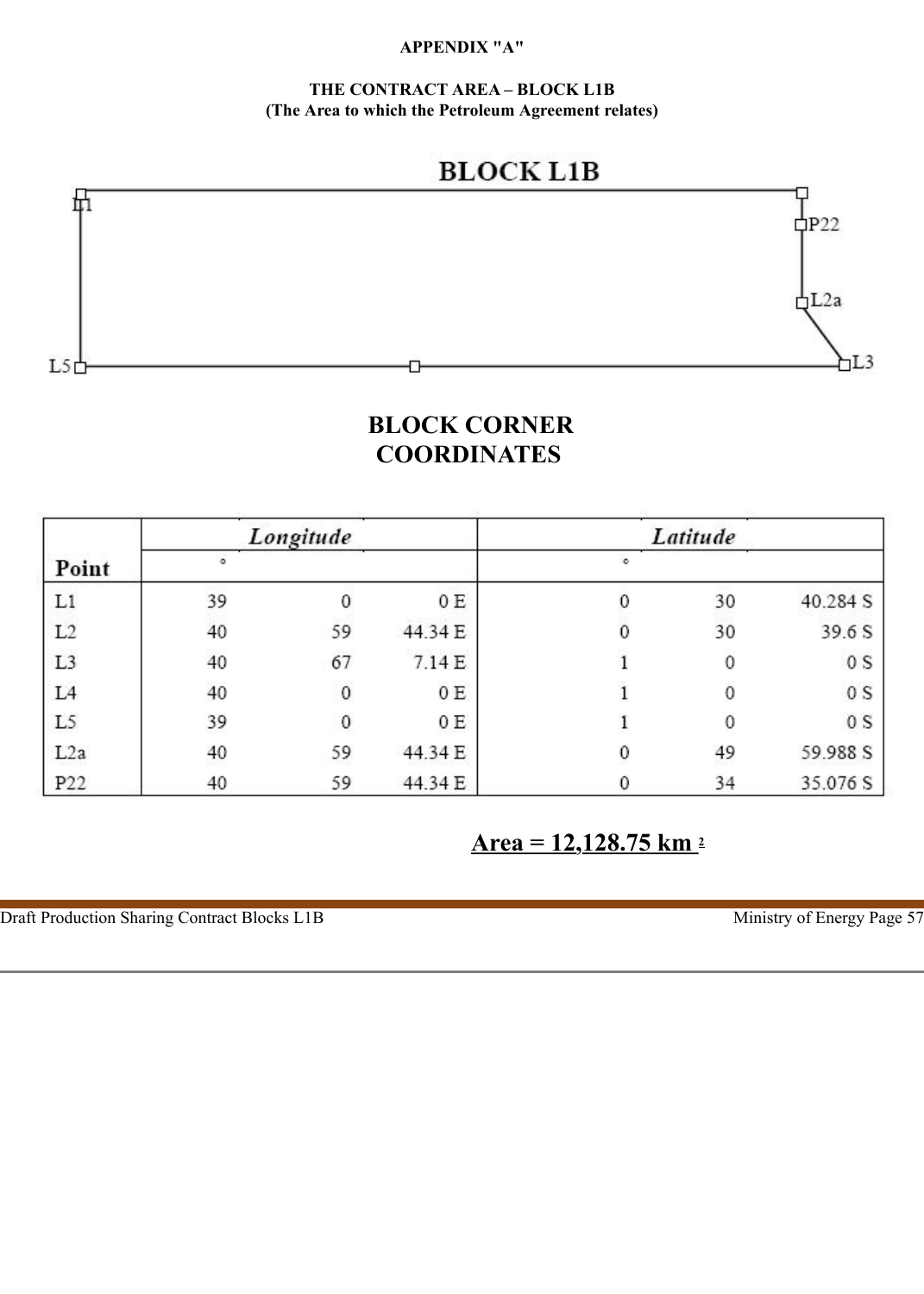**APPENDIX "A"**

**THE CONTRACT AREA – BLOCK L1B**
**(The Area to which the Petroleum Agreement relates)**

# BLOCK CORNER COORDINATES

| Point | Longitude | | | Latitude | | |
|---|---|---|---|---|---|---|
| | ° | | | ° | | |
| L1 | 39 | 0 | 0 E | 0 | 30 | 40.284 S |
| L2 | 40 | 59 | 44.34 E | 0 | 30 | 39.6 S |
| L3 | 40 | 67 | 7.14 E | 1 | 0 | 0 S |
| L4 | 40 | 0 | 0 E | 1 | 0 | 0 S |
| L5 | 39 | 0 | 0 E | 1 | 0 | 0 S |
| L2a | 40 | 59 | 44.34 E | 0 | 49 | 59.988 S |
| P22 | 40 | 59 | 44.34 E | 0 | 34 | 35.076 S |

**Area = 12,128.75 km $^2$**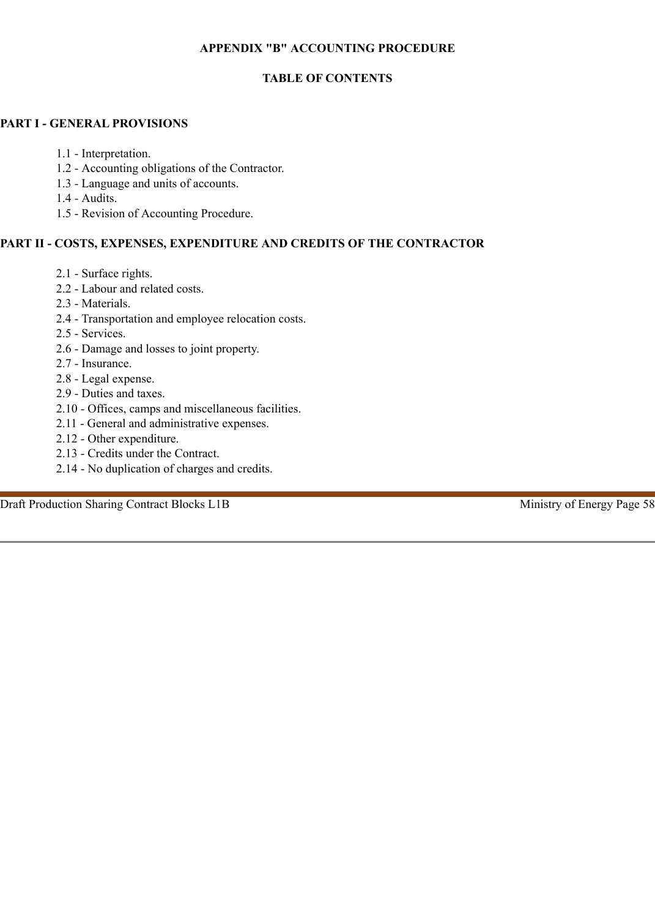# APPENDIX "B" ACCOUNTING PROCEDURE

## TABLE OF CONTENTS

### PART I - GENERAL PROVISIONS

1.1 - Interpretation.
1.2 - Accounting obligations of the Contractor.
1.3 - Language and units of accounts.
1.4 - Audits.
1.5 - Revision of Accounting Procedure.

### PART II - COSTS, EXPENSES, EXPENDITURE AND CREDITS OF THE CONTRACTOR

2.1 - Surface rights.
2.2 - Labour and related costs.
2.3 - Materials.
2.4 - Transportation and employee relocation costs.
2.5 - Services.
2.6 - Damage and losses to joint property.
2.7 - Insurance.
2.8 - Legal expense.
2.9 - Duties and taxes.
2.10 - Offices, camps and miscellaneous facilities.
2.11 - General and administrative expenses.
2.12 - Other expenditure.
2.13 - Credits under the Contract.
2.14 - No duplication of charges and credits.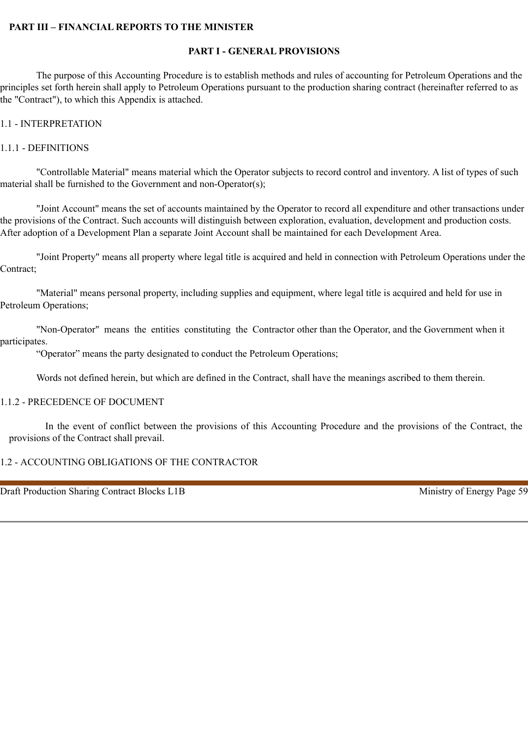**PART III – FINANCIAL REPORTS TO THE MINISTER**

## PART I - GENERAL PROVISIONS

The purpose of this Accounting Procedure is to establish methods and rules of accounting for Petroleum Operations and the principles set forth herein shall apply to Petroleum Operations pursuant to the production sharing contract (hereinafter referred to as the "Contract"), to which this Appendix is attached.

1.1 - INTERPRETATION

1.1.1 - DEFINITIONS

"Controllable Material" means material which the Operator subjects to record control and inventory. A list of types of such material shall be furnished to the Government and non-Operator(s);

"Joint Account" means the set of accounts maintained by the Operator to record all expenditure and other transactions under the provisions of the Contract. Such accounts will distinguish between exploration, evaluation, development and production costs. After adoption of a Development Plan a separate Joint Account shall be maintained for each Development Area.

"Joint Property" means all property where legal title is acquired and held in connection with Petroleum Operations under the Contract;

"Material" means personal property, including supplies and equipment, where legal title is acquired and held for use in Petroleum Operations;

"Non-Operator" means the entities constituting the Contractor other than the Operator, and the Government when it participates.

“Operator” means the party designated to conduct the Petroleum Operations;

Words not defined herein, but which are defined in the Contract, shall have the meanings ascribed to them therein.

1.1.2 - PRECEDENCE OF DOCUMENT

In the event of conflict between the provisions of this Accounting Procedure and the provisions of the Contract, the provisions of the Contract shall prevail.

1.2 - ACCOUNTING OBLIGATIONS OF THE CONTRACTOR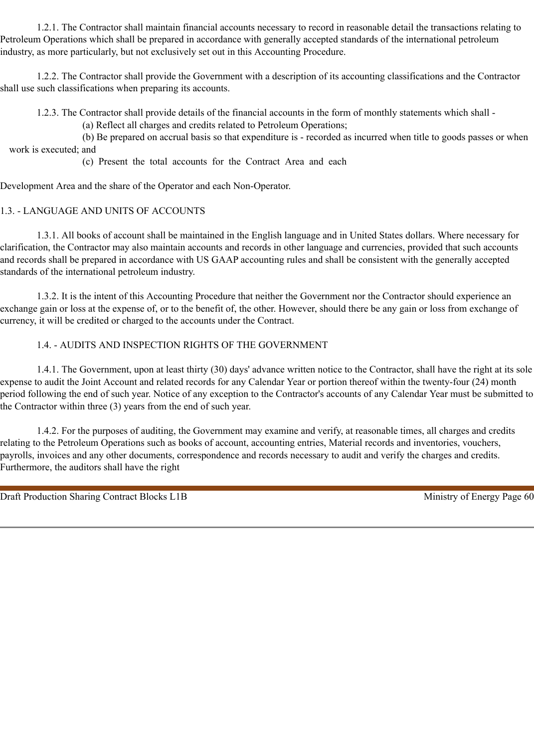1.2.1. The Contractor shall maintain financial accounts necessary to record in reasonable detail the transactions relating to Petroleum Operations which shall be prepared in accordance with generally accepted standards of the international petroleum industry, as more particularly, but not exclusively set out in this Accounting Procedure.

1.2.2. The Contractor shall provide the Government with a description of its accounting classifications and the Contractor shall use such classifications when preparing its accounts.

1.2.3. The Contractor shall provide details of the financial accounts in the form of monthly statements which shall -

(a) Reflect all charges and credits related to Petroleum Operations;

(b) Be prepared on accrual basis so that expenditure is - recorded as incurred when title to goods passes or when work is executed; and

(c) Present the total accounts for the Contract Area and each Development Area and the share of the Operator and each Non-Operator.

## 1.3. - LANGUAGE AND UNITS OF ACCOUNTS

1.3.1. All books of account shall be maintained in the English language and in United States dollars. Where necessary for clarification, the Contractor may also maintain accounts and records in other language and currencies, provided that such accounts and records shall be prepared in accordance with US GAAP accounting rules and shall be consistent with the generally accepted standards of the international petroleum industry.

1.3.2. It is the intent of this Accounting Procedure that neither the Government nor the Contractor should experience an exchange gain or loss at the expense of, or to the benefit of, the other. However, should there be any gain or loss from exchange of currency, it will be credited or charged to the accounts under the Contract.

## 1.4. - AUDITS AND INSPECTION RIGHTS OF THE GOVERNMENT

1.4.1. The Government, upon at least thirty (30) days' advance written notice to the Contractor, shall have the right at its sole expense to audit the Joint Account and related records for any Calendar Year or portion thereof within the twenty-four (24) month period following the end of such year. Notice of any exception to the Contractor's accounts of any Calendar Year must be submitted to the Contractor within three (3) years from the end of such year.

1.4.2. For the purposes of auditing, the Government may examine and verify, at reasonable times, all charges and credits relating to the Petroleum Operations such as books of account, accounting entries, Material records and inventories, vouchers, payrolls, invoices and any other documents, correspondence and records necessary to audit and verify the charges and credits. Furthermore, the auditors shall have the right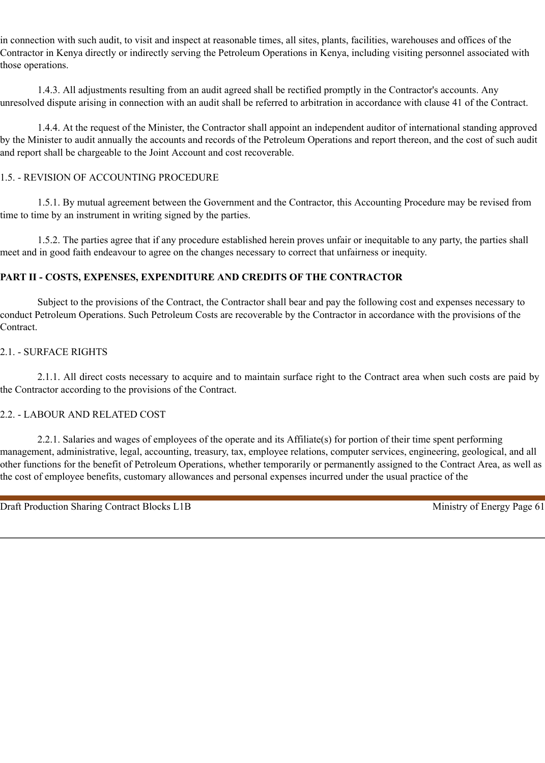in connection with such audit, to visit and inspect at reasonable times, all sites, plants, facilities, warehouses and offices of the Contractor in Kenya directly or indirectly serving the Petroleum Operations in Kenya, including visiting personnel associated with those operations.

1.4.3. All adjustments resulting from an audit agreed shall be rectified promptly in the Contractor's accounts. Any unresolved dispute arising in connection with an audit shall be referred to arbitration in accordance with clause 41 of the Contract.

1.4.4. At the request of the Minister, the Contractor shall appoint an independent auditor of international standing approved by the Minister to audit annually the accounts and records of the Petroleum Operations and report thereon, and the cost of such audit and report shall be chargeable to the Joint Account and cost recoverable.

1.5. - REVISION OF ACCOUNTING PROCEDURE

1.5.1. By mutual agreement between the Government and the Contractor, this Accounting Procedure may be revised from time to time by an instrument in writing signed by the parties.

1.5.2. The parties agree that if any procedure established herein proves unfair or inequitable to any party, the parties shall meet and in good faith endeavour to agree on the changes necessary to correct that unfairness or inequity.

**PART II - COSTS, EXPENSES, EXPENDITURE AND CREDITS OF THE CONTRACTOR**

Subject to the provisions of the Contract, the Contractor shall bear and pay the following cost and expenses necessary to conduct Petroleum Operations. Such Petroleum Costs are recoverable by the Contractor in accordance with the provisions of the Contract.

2.1. - SURFACE RIGHTS

2.1.1. All direct costs necessary to acquire and to maintain surface right to the Contract area when such costs are paid by the Contractor according to the provisions of the Contract.

2.2. - LABOUR AND RELATED COST

2.2.1. Salaries and wages of employees of the operate and its Affiliate(s) for portion of their time spent performing management, administrative, legal, accounting, treasury, tax, employee relations, computer services, engineering, geological, and all other functions for the benefit of Petroleum Operations, whether temporarily or permanently assigned to the Contract Area, as well as the cost of employee benefits, customary allowances and personal expenses incurred under the usual practice of the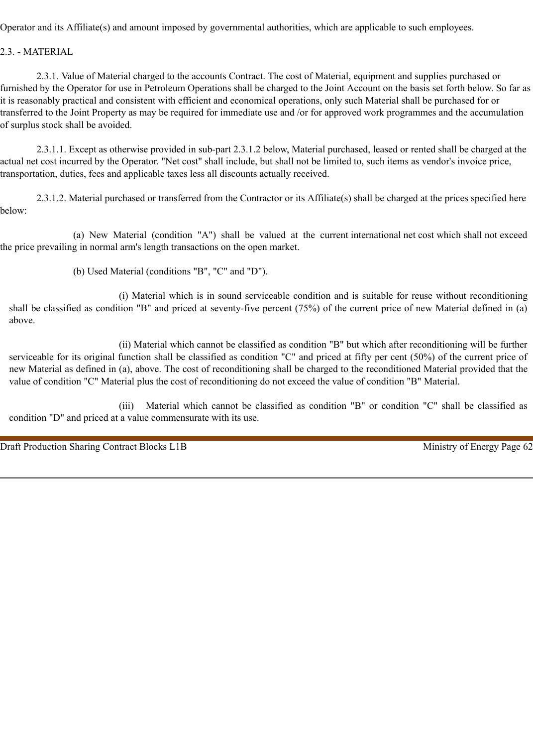Operator and its Affiliate(s) and amount imposed by governmental authorities, which are applicable to such employees.

2.3. - MATERIAL

2.3.1. Value of Material charged to the accounts Contract. The cost of Material, equipment and supplies purchased or furnished by the Operator for use in Petroleum Operations shall be charged to the Joint Account on the basis set forth below. So far as it is reasonably practical and consistent with efficient and economical operations, only such Material shall be purchased for or transferred to the Joint Property as may be required for immediate use and /or for approved work programmes and the accumulation of surplus stock shall be avoided.

2.3.1.1. Except as otherwise provided in sub-part 2.3.1.2 below, Material purchased, leased or rented shall be charged at the actual net cost incurred by the Operator. "Net cost" shall include, but shall not be limited to, such items as vendor's invoice price, transportation, duties, fees and applicable taxes less all discounts actually received.

2.3.1.2. Material purchased or transferred from the Contractor or its Affiliate(s) shall be charged at the prices specified here below:

(a) New Material (condition "A") shall be valued at the current international net cost which shall not exceed the price prevailing in normal arm's length transactions on the open market.

(b) Used Material (conditions "B", "C" and "D").

(i) Material which is in sound serviceable condition and is suitable for reuse without reconditioning shall be classified as condition "B" and priced at seventy-five percent (75%) of the current price of new Material defined in (a) above.

(ii) Material which cannot be classified as condition "B" but which after reconditioning will be further serviceable for its original function shall be classified as condition "C" and priced at fifty per cent (50%) of the current price of new Material as defined in (a), above. The cost of reconditioning shall be charged to the reconditioned Material provided that the value of condition "C" Material plus the cost of reconditioning do not exceed the value of condition "B" Material.

(iii) Material which cannot be classified as condition "B" or condition "C" shall be classified as condition "D" and priced at a value commensurate with its use.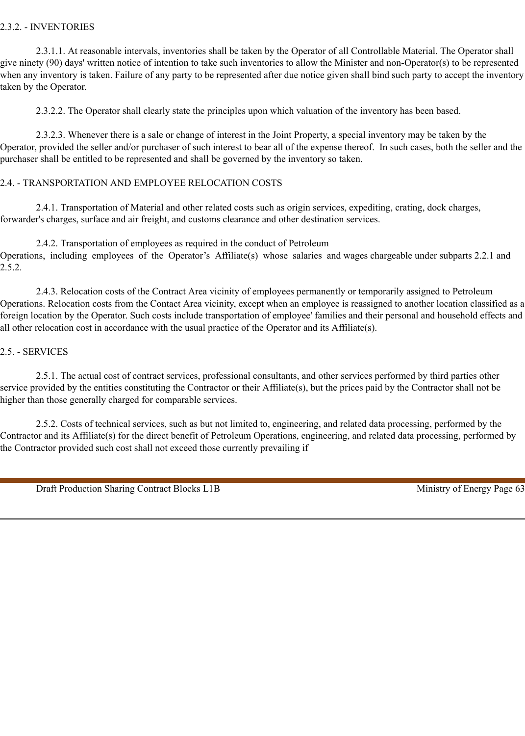2.3.2. - INVENTORIES

2.3.1.1. At reasonable intervals, inventories shall be taken by the Operator of all Controllable Material. The Operator shall give ninety (90) days' written notice of intention to take such inventories to allow the Minister and non-Operator(s) to be represented when any inventory is taken. Failure of any party to be represented after due notice given shall bind such party to accept the inventory taken by the Operator.

2.3.2.2. The Operator shall clearly state the principles upon which valuation of the inventory has been based.

2.3.2.3. Whenever there is a sale or change of interest in the Joint Property, a special inventory may be taken by the Operator, provided the seller and/or purchaser of such interest to bear all of the expense thereof. In such cases, both the seller and the purchaser shall be entitled to be represented and shall be governed by the inventory so taken.

2.4. - TRANSPORTATION AND EMPLOYEE RELOCATION COSTS

2.4.1. Transportation of Material and other related costs such as origin services, expediting, crating, dock charges, forwarder's charges, surface and air freight, and customs clearance and other destination services.

2.4.2. Transportation of employees as required in the conduct of Petroleum Operations, including employees of the Operator's Affiliate(s) whose salaries and wages chargeable under subparts 2.2.1 and 2.5.2.

2.4.3. Relocation costs of the Contract Area vicinity of employees permanently or temporarily assigned to Petroleum Operations. Relocation costs from the Contact Area vicinity, except when an employee is reassigned to another location classified as a foreign location by the Operator. Such costs include transportation of employee' families and their personal and household effects and all other relocation cost in accordance with the usual practice of the Operator and its Affiliate(s).

2.5. - SERVICES

2.5.1. The actual cost of contract services, professional consultants, and other services performed by third parties other service provided by the entities constituting the Contractor or their Affiliate(s), but the prices paid by the Contractor shall not be higher than those generally charged for comparable services.

2.5.2. Costs of technical services, such as but not limited to, engineering, and related data processing, performed by the Contractor and its Affiliate(s) for the direct benefit of Petroleum Operations, engineering, and related data processing, performed by the Contractor provided such cost shall not exceed those currently prevailing if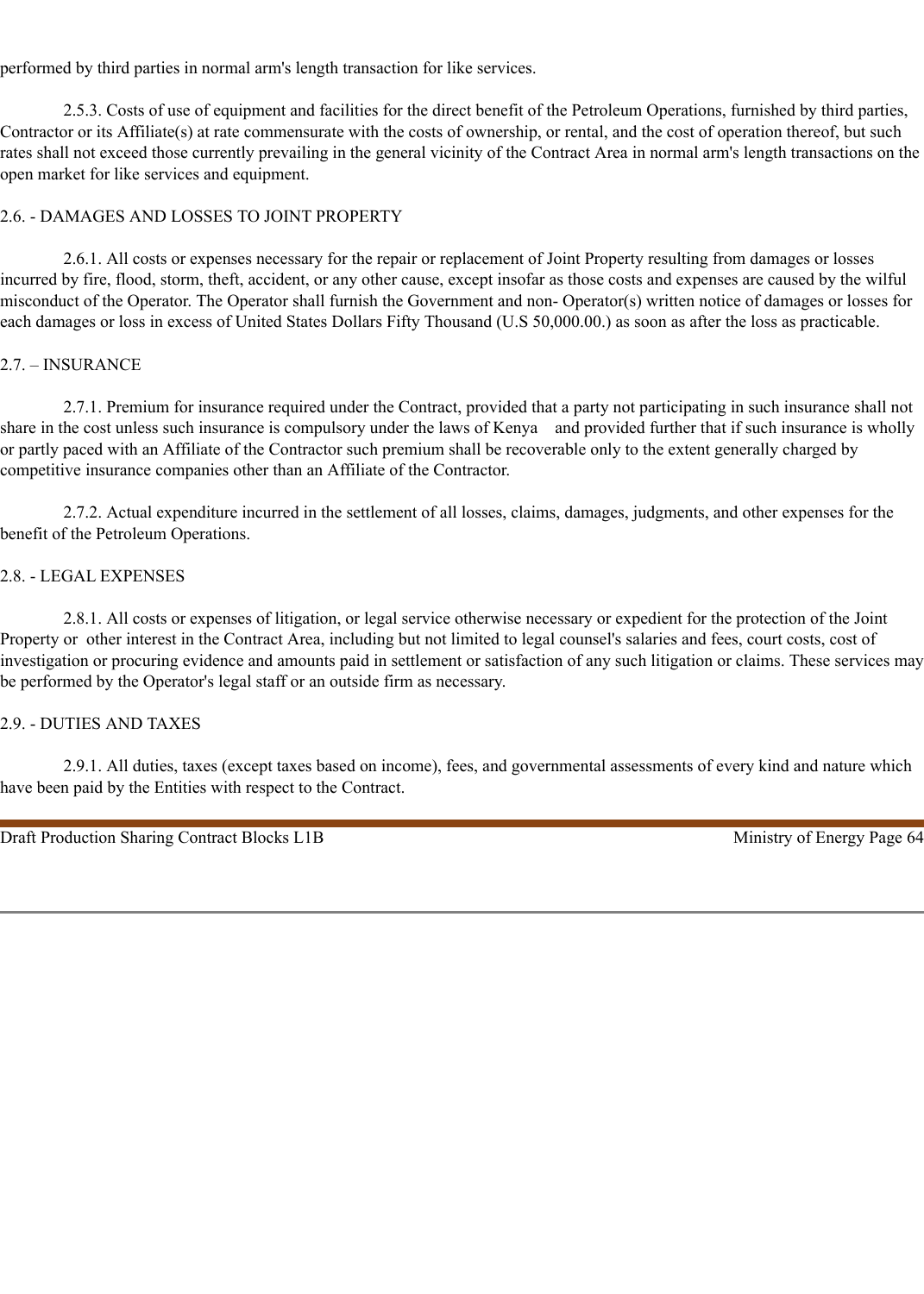performed by third parties in normal arm's length transaction for like services.

2.5.3. Costs of use of equipment and facilities for the direct benefit of the Petroleum Operations, furnished by third parties, Contractor or its Affiliate(s) at rate commensurate with the costs of ownership, or rental, and the cost of operation thereof, but such rates shall not exceed those currently prevailing in the general vicinity of the Contract Area in normal arm's length transactions on the open market for like services and equipment.

## 2.6. - DAMAGES AND LOSSES TO JOINT PROPERTY

2.6.1. All costs or expenses necessary for the repair or replacement of Joint Property resulting from damages or losses incurred by fire, flood, storm, theft, accident, or any other cause, except insofar as those costs and expenses are caused by the wilful misconduct of the Operator. The Operator shall furnish the Government and non- Operator(s) written notice of damages or losses for each damages or loss in excess of United States Dollars Fifty Thousand (U.S 50,000.00.) as soon as after the loss as practicable.

## 2.7. – INSURANCE

2.7.1. Premium for insurance required under the Contract, provided that a party not participating in such insurance shall not share in the cost unless such insurance is compulsory under the laws of Kenya and provided further that if such insurance is wholly or partly paced with an Affiliate of the Contractor such premium shall be recoverable only to the extent generally charged by competitive insurance companies other than an Affiliate of the Contractor.

2.7.2. Actual expenditure incurred in the settlement of all losses, claims, damages, judgments, and other expenses for the benefit of the Petroleum Operations.

## 2.8. - LEGAL EXPENSES

2.8.1. All costs or expenses of litigation, or legal service otherwise necessary or expedient for the protection of the Joint Property or other interest in the Contract Area, including but not limited to legal counsel's salaries and fees, court costs, cost of investigation or procuring evidence and amounts paid in settlement or satisfaction of any such litigation or claims. These services may be performed by the Operator's legal staff or an outside firm as necessary.

## 2.9. - DUTIES AND TAXES

2.9.1. All duties, taxes (except taxes based on income), fees, and governmental assessments of every kind and nature which have been paid by the Entities with respect to the Contract.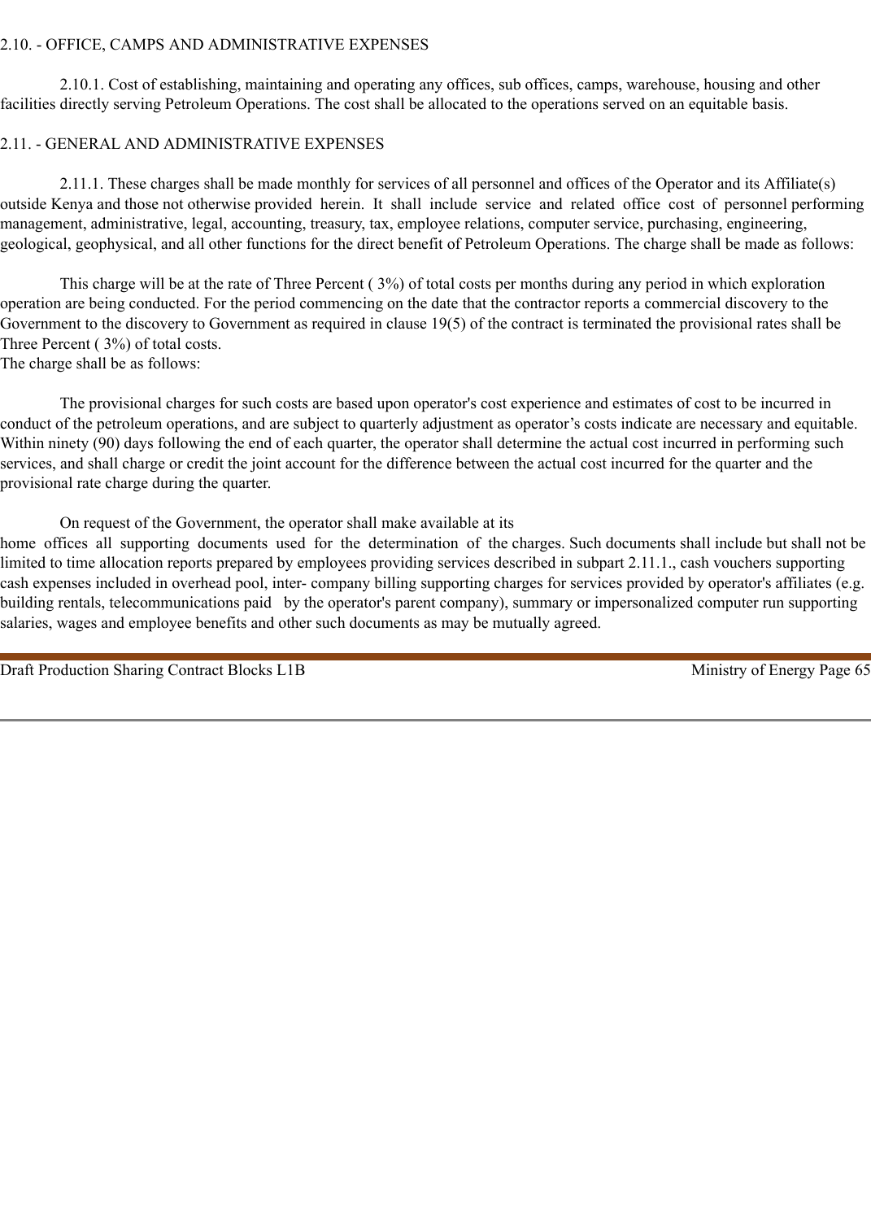2.10. - OFFICE, CAMPS AND ADMINISTRATIVE EXPENSES

2.10.1. Cost of establishing, maintaining and operating any offices, sub offices, camps, warehouse, housing and other facilities directly serving Petroleum Operations. The cost shall be allocated to the operations served on an equitable basis.

2.11. - GENERAL AND ADMINISTRATIVE EXPENSES

2.11.1. These charges shall be made monthly for services of all personnel and offices of the Operator and its Affiliate(s) outside Kenya and those not otherwise provided herein. It shall include service and related office cost of personnel performing management, administrative, legal, accounting, treasury, tax, employee relations, computer service, purchasing, engineering, geological, geophysical, and all other functions for the direct benefit of Petroleum Operations. The charge shall be made as follows:

This charge will be at the rate of Three Percent ( 3%) of total costs per months during any period in which exploration operation are being conducted. For the period commencing on the date that the contractor reports a commercial discovery to the Government to the discovery to Government as required in clause 19(5) of the contract is terminated the provisional rates shall be Three Percent ( 3%) of total costs.
The charge shall be as follows:

The provisional charges for such costs are based upon operator's cost experience and estimates of cost to be incurred in conduct of the petroleum operations, and are subject to quarterly adjustment as operator's costs indicate are necessary and equitable. Within ninety (90) days following the end of each quarter, the operator shall determine the actual cost incurred in performing such services, and shall charge or credit the joint account for the difference between the actual cost incurred for the quarter and the provisional rate charge during the quarter.

On request of the Government, the operator shall make available at its home offices all supporting documents used for the determination of the charges. Such documents shall include but shall not be limited to time allocation reports prepared by employees providing services described in subpart 2.11.1., cash vouchers supporting cash expenses included in overhead pool, inter- company billing supporting charges for services provided by operator's affiliates (e.g. building rentals, telecommunications paid by the operator's parent company), summary or impersonalized computer run supporting salaries, wages and employee benefits and other such documents as may be mutually agreed.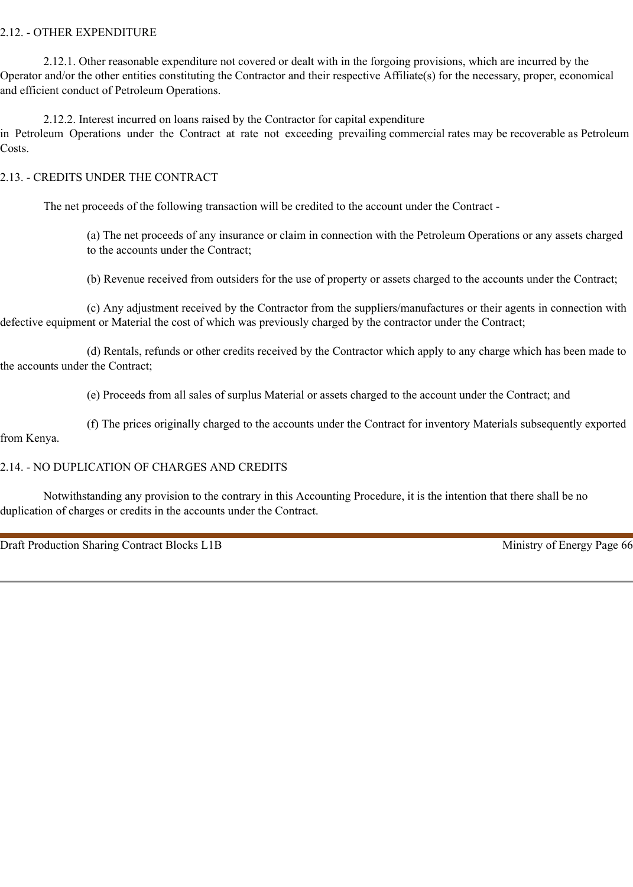## 2.12. - OTHER EXPENDITURE

2.12.1. Other reasonable expenditure not covered or dealt with in the forgoing provisions, which are incurred by the Operator and/or the other entities constituting the Contractor and their respective Affiliate(s) for the necessary, proper, economical and efficient conduct of Petroleum Operations.

2.12.2. Interest incurred on loans raised by the Contractor for capital expenditure in Petroleum Operations under the Contract at rate not exceeding prevailing commercial rates may be recoverable as Petroleum Costs.

## 2.13. - CREDITS UNDER THE CONTRACT

The net proceeds of the following transaction will be credited to the account under the Contract -

(a) The net proceeds of any insurance or claim in connection with the Petroleum Operations or any assets charged to the accounts under the Contract;

(b) Revenue received from outsiders for the use of property or assets charged to the accounts under the Contract;

(c) Any adjustment received by the Contractor from the suppliers/manufactures or their agents in connection with defective equipment or Material the cost of which was previously charged by the contractor under the Contract;

(d) Rentals, refunds or other credits received by the Contractor which apply to any charge which has been made to the accounts under the Contract;

(e) Proceeds from all sales of surplus Material or assets charged to the account under the Contract; and

(f) The prices originally charged to the accounts under the Contract for inventory Materials subsequently exported from Kenya.

## 2.14. - NO DUPLICATION OF CHARGES AND CREDITS

Notwithstanding any provision to the contrary in this Accounting Procedure, it is the intention that there shall be no duplication of charges or credits in the accounts under the Contract.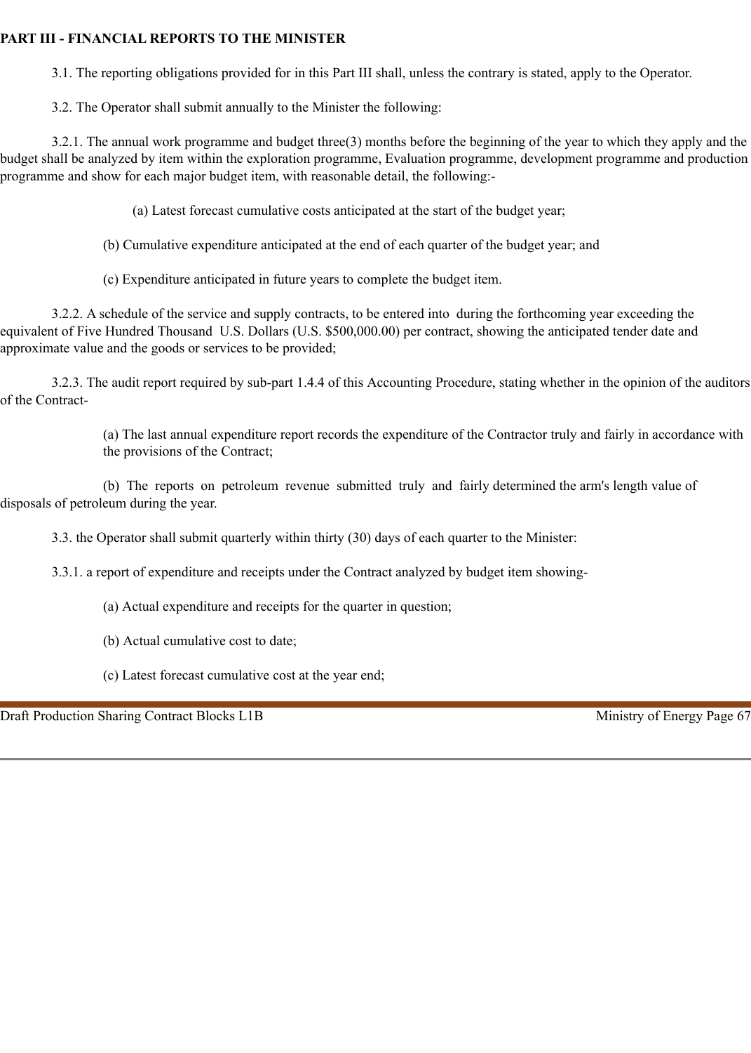**PART III - FINANCIAL REPORTS TO THE MINISTER**

3.1. The reporting obligations provided for in this Part III shall, unless the contrary is stated, apply to the Operator.

3.2. The Operator shall submit annually to the Minister the following:

3.2.1. The annual work programme and budget three(3) months before the beginning of the year to which they apply and the budget shall be analyzed by item within the exploration programme, Evaluation programme, development programme and production programme and show for each major budget item, with reasonable detail, the following:-

(a) Latest forecast cumulative costs anticipated at the start of the budget year;

(b) Cumulative expenditure anticipated at the end of each quarter of the budget year; and

(c) Expenditure anticipated in future years to complete the budget item.

3.2.2. A schedule of the service and supply contracts, to be entered into during the forthcoming year exceeding the equivalent of Five Hundred Thousand U.S. Dollars (U.S. $500,000.00) per contract, showing the anticipated tender date and approximate value and the goods or services to be provided;

3.2.3. The audit report required by sub-part 1.4.4 of this Accounting Procedure, stating whether in the opinion of the auditors of the Contract-

(a) The last annual expenditure report records the expenditure of the Contractor truly and fairly in accordance with the provisions of the Contract;

(b) The reports on petroleum revenue submitted truly and fairly determined the arm's length value of disposals of petroleum during the year.

3.3. the Operator shall submit quarterly within thirty (30) days of each quarter to the Minister:

3.3.1. a report of expenditure and receipts under the Contract analyzed by budget item showing-

(a) Actual expenditure and receipts for the quarter in question;

(b) Actual cumulative cost to date;

(c) Latest forecast cumulative cost at the year end;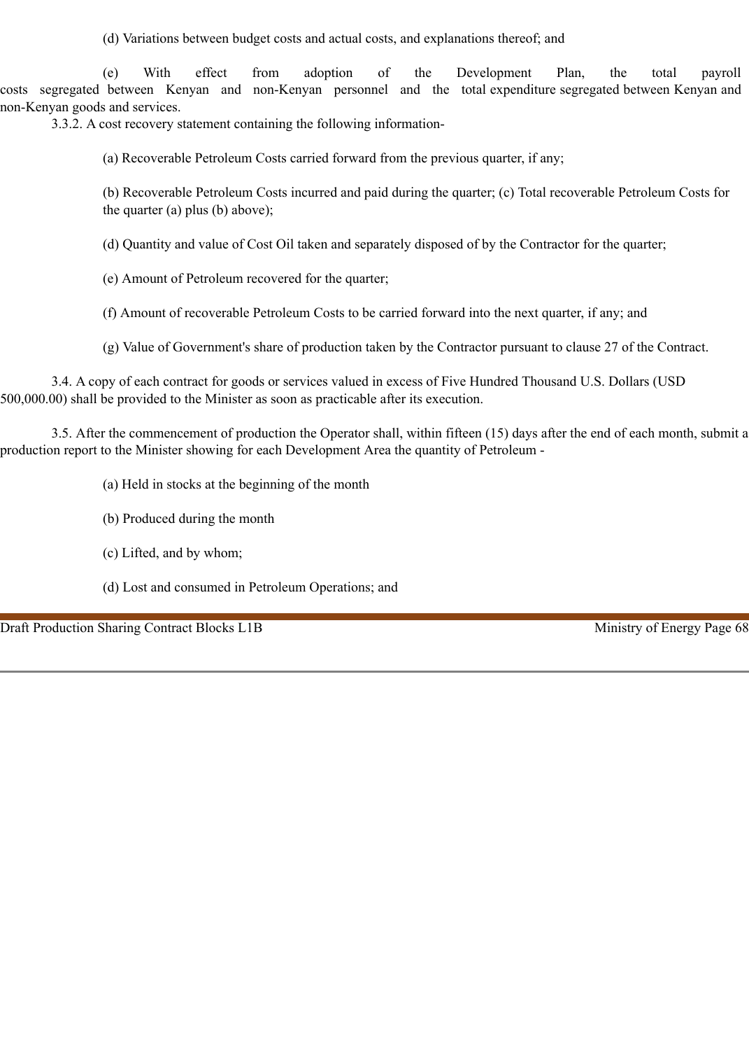(d) Variations between budget costs and actual costs, and explanations thereof; and

(e) With effect from adoption of the Development Plan, the total payroll costs segregated between Kenyan and non-Kenyan personnel and the total expenditure segregated between Kenyan and non-Kenyan goods and services.

3.3.2. A cost recovery statement containing the following information-

(a) Recoverable Petroleum Costs carried forward from the previous quarter, if any;

(b) Recoverable Petroleum Costs incurred and paid during the quarter; (c) Total recoverable Petroleum Costs for the quarter (a) plus (b) above);

(d) Quantity and value of Cost Oil taken and separately disposed of by the Contractor for the quarter;

(e) Amount of Petroleum recovered for the quarter;

(f) Amount of recoverable Petroleum Costs to be carried forward into the next quarter, if any; and

(g) Value of Government's share of production taken by the Contractor pursuant to clause 27 of the Contract.

3.4. A copy of each contract for goods or services valued in excess of Five Hundred Thousand U.S. Dollars (USD 500,000.00) shall be provided to the Minister as soon as practicable after its execution.

3.5. After the commencement of production the Operator shall, within fifteen (15) days after the end of each month, submit a production report to the Minister showing for each Development Area the quantity of Petroleum -

(a) Held in stocks at the beginning of the month

(b) Produced during the month

(c) Lifted, and by whom;

(d) Lost and consumed in Petroleum Operations; and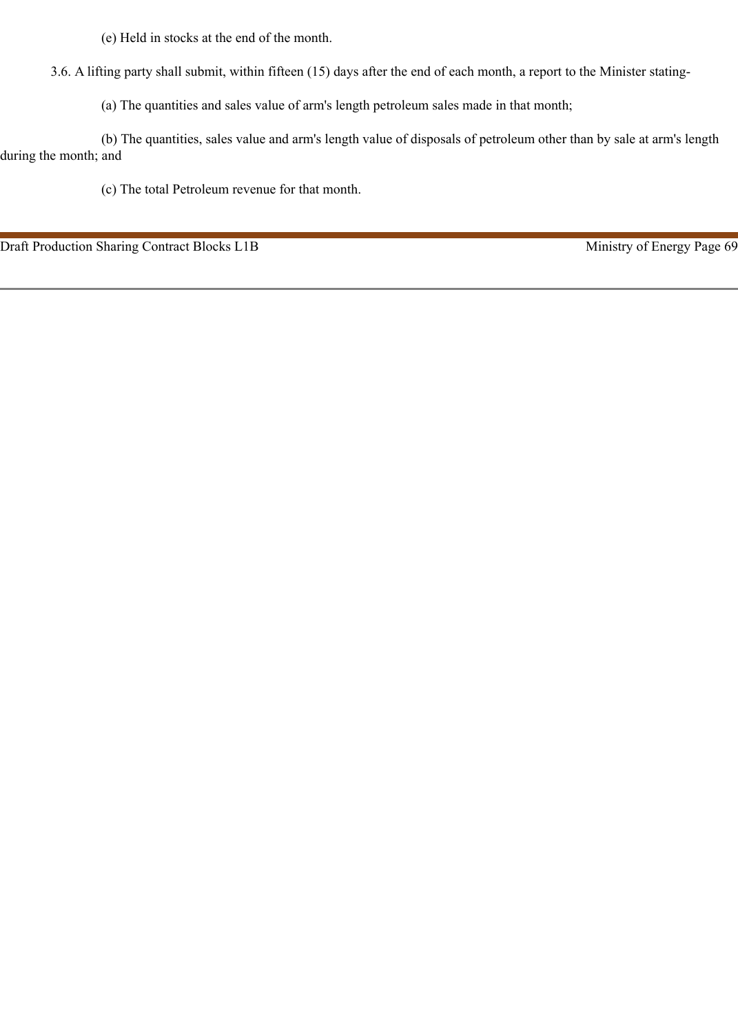(e) Held in stocks at the end of the month.

3.6. A lifting party shall submit, within fifteen (15) days after the end of each month, a report to the Minister stating-

(a) The quantities and sales value of arm's length petroleum sales made in that month;

(b) The quantities, sales value and arm's length value of disposals of petroleum other than by sale at arm's length during the month; and

(c) The total Petroleum revenue for that month.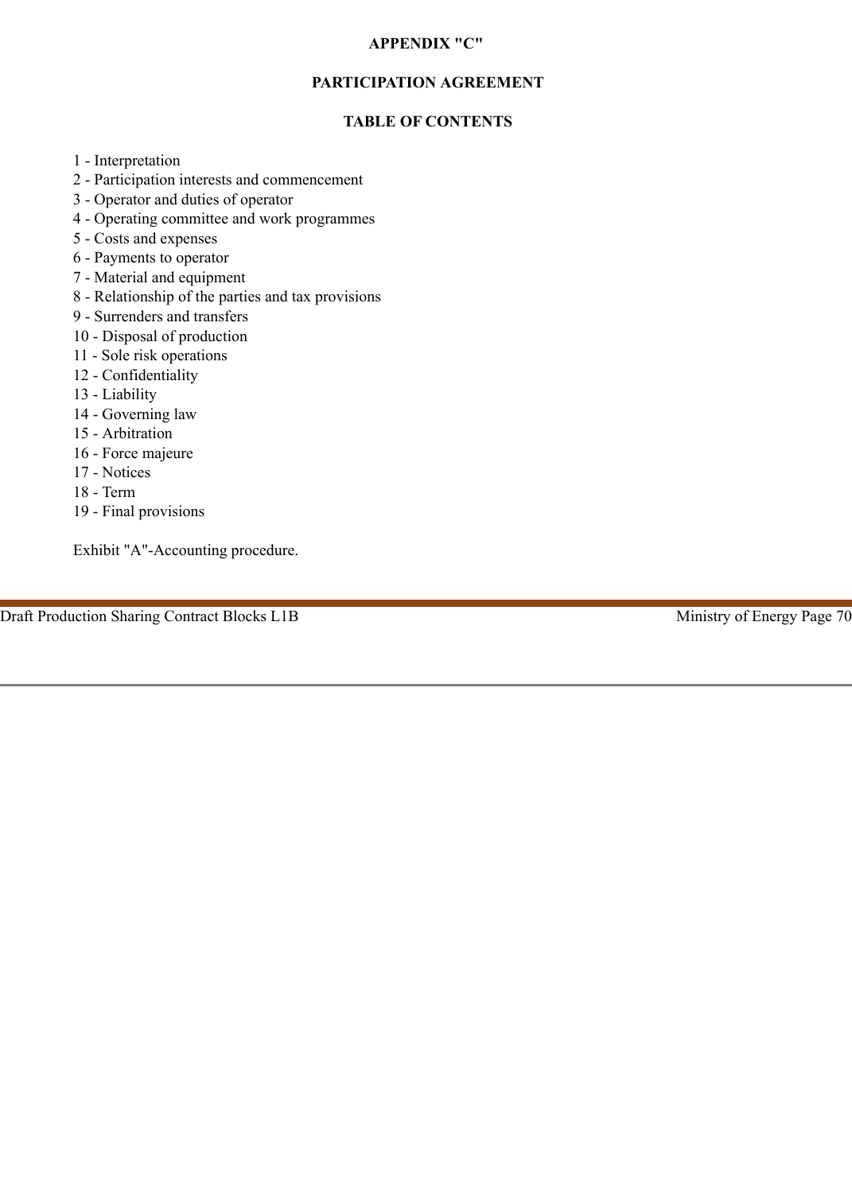# APPENDIX "C"

## PARTICIPATION AGREEMENT

### TABLE OF CONTENTS

1 - Interpretation
2 - Participation interests and commencement
3 - Operator and duties of operator
4 - Operating committee and work programmes
5 - Costs and expenses
6 - Payments to operator
7 - Material and equipment
8 - Relationship of the parties and tax provisions
9 - Surrenders and transfers
10 - Disposal of production
11 - Sole risk operations
12 - Confidentiality
13 - Liability
14 - Governing law
15 - Arbitration
16 - Force majeure
17 - Notices
18 - Term
19 - Final provisions

Exhibit "A"-Accounting procedure.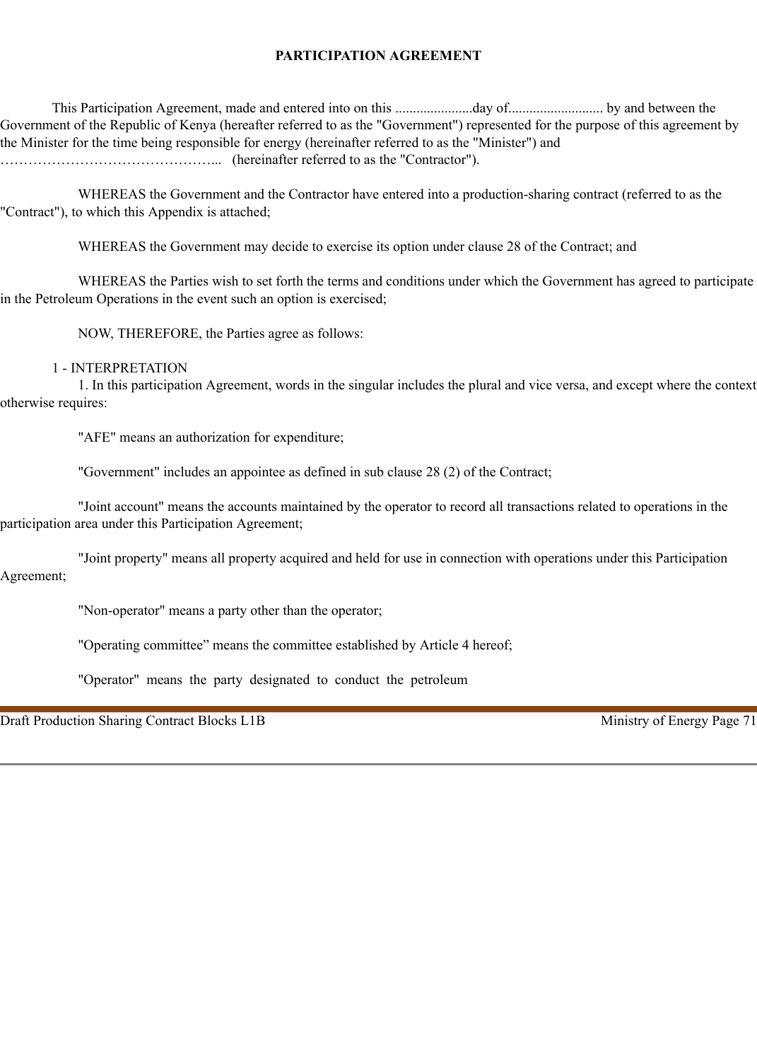**PARTICIPATION AGREEMENT**

This Participation Agreement, made and entered into on this ......................day of........................... by and between the Government of the Republic of Kenya (hereafter referred to as the "Government") represented for the purpose of this agreement by the Minister for the time being responsible for energy (hereinafter referred to as the "Minister") and ………………………………………... (hereinafter referred to as the "Contractor").

WHEREAS the Government and the Contractor have entered into a production-sharing contract (referred to as the "Contract"), to which this Appendix is attached;

WHEREAS the Government may decide to exercise its option under clause 28 of the Contract; and

WHEREAS the Parties wish to set forth the terms and conditions under which the Government has agreed to participate in the Petroleum Operations in the event such an option is exercised;

NOW, THEREFORE, the Parties agree as follows:

1 - INTERPRETATION

1. In this participation Agreement, words in the singular includes the plural and vice versa, and except where the context otherwise requires:

"AFE" means an authorization for expenditure;

"Government" includes an appointee as defined in sub clause 28 (2) of the Contract;

"Joint account" means the accounts maintained by the operator to record all transactions related to operations in the participation area under this Participation Agreement;

"Joint property" means all property acquired and held for use in connection with operations under this Participation Agreement;

"Non-operator" means a party other than the operator;

"Operating committee" means the committee established by Article 4 hereof;

"Operator" means the party designated to conduct the petroleum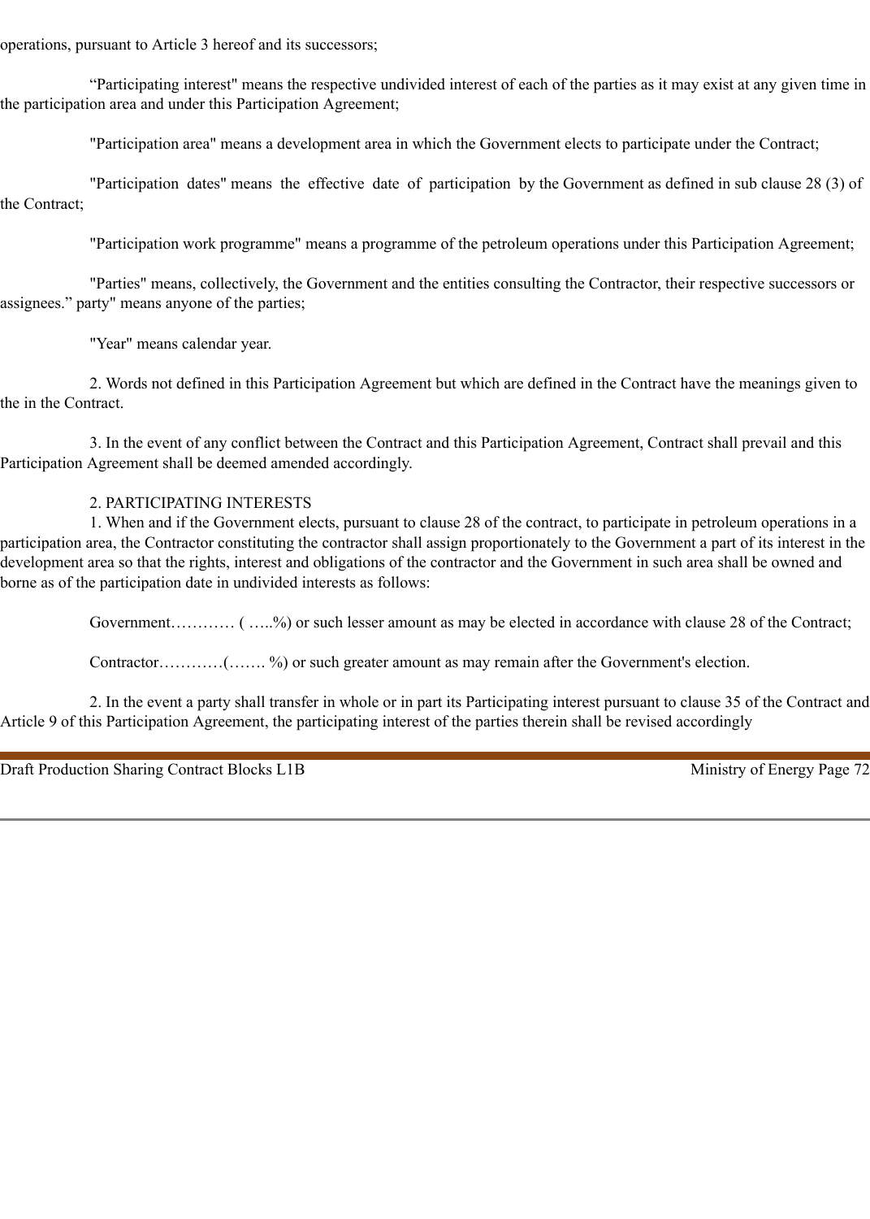operations, pursuant to Article 3 hereof and its successors;

“Participating interest" means the respective undivided interest of each of the parties as it may exist at any given time in the participation area and under this Participation Agreement;

"Participation area" means a development area in which the Government elects to participate under the Contract;

"Participation dates" means the effective date of participation by the Government as defined in sub clause 28 (3) of the Contract;

"Participation work programme" means a programme of the petroleum operations under this Participation Agreement;

"Parties" means, collectively, the Government and the entities consulting the Contractor, their respective successors or assignees.” party" means anyone of the parties;

"Year" means calendar year.

2. Words not defined in this Participation Agreement but which are defined in the Contract have the meanings given to the in the Contract.

3. In the event of any conflict between the Contract and this Participation Agreement, Contract shall prevail and this Participation Agreement shall be deemed amended accordingly.

## 2. PARTICIPATING INTERESTS

1. When and if the Government elects, pursuant to clause 28 of the contract, to participate in petroleum operations in a participation area, the Contractor constituting the contractor shall assign proportionately to the Government a part of its interest in the development area so that the rights, interest and obligations of the contractor and the Government in such area shall be owned and borne as of the participation date in undivided interests as follows:

Government………… ( …..%) or such lesser amount as may be elected in accordance with clause 28 of the Contract;

Contractor…………(……. %) or such greater amount as may remain after the Government's election.

2. In the event a party shall transfer in whole or in part its Participating interest pursuant to clause 35 of the Contract and Article 9 of this Participation Agreement, the participating interest of the parties therein shall be revised accordingly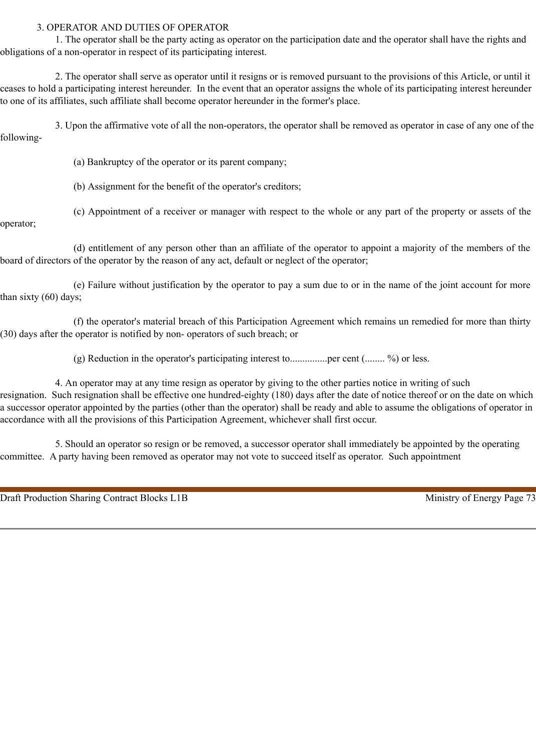## 3. OPERATOR AND DUTIES OF OPERATOR

1. The operator shall be the party acting as operator on the participation date and the operator shall have the rights and obligations of a non-operator in respect of its participating interest.

2. The operator shall serve as operator until it resigns or is removed pursuant to the provisions of this Article, or until it ceases to hold a participating interest hereunder. In the event that an operator assigns the whole of its participating interest hereunder to one of its affiliates, such affiliate shall become operator hereunder in the former's place.

3. Upon the affirmative vote of all the non-operators, the operator shall be removed as operator in case of any one of the following-

(a) Bankruptcy of the operator or its parent company;

(b) Assignment for the benefit of the operator's creditors;

(c) Appointment of a receiver or manager with respect to the whole or any part of the property or assets of the operator;

(d) entitlement of any person other than an affiliate of the operator to appoint a majority of the members of the board of directors of the operator by the reason of any act, default or neglect of the operator;

(e) Failure without justification by the operator to pay a sum due to or in the name of the joint account for more than sixty (60) days;

(f) the operator's material breach of this Participation Agreement which remains un remedied for more than thirty (30) days after the operator is notified by non- operators of such breach; or

(g) Reduction in the operator's participating interest to...............per cent (........ %) or less.

4. An operator may at any time resign as operator by giving to the other parties notice in writing of such resignation. Such resignation shall be effective one hundred-eighty (180) days after the date of notice thereof or on the date on which a successor operator appointed by the parties (other than the operator) shall be ready and able to assume the obligations of operator in accordance with all the provisions of this Participation Agreement, whichever shall first occur.

5. Should an operator so resign or be removed, a successor operator shall immediately be appointed by the operating committee. A party having been removed as operator may not vote to succeed itself as operator. Such appointment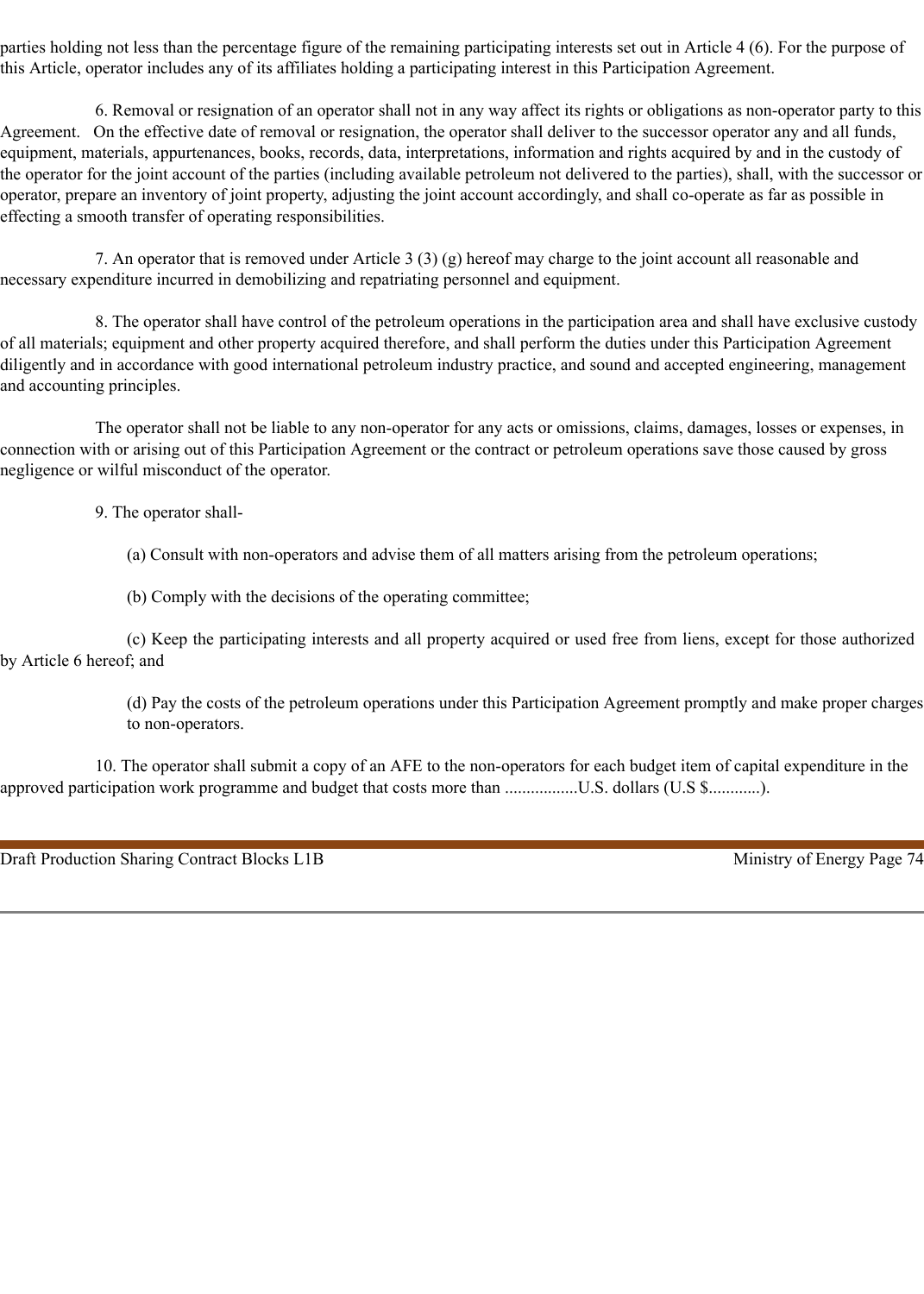parties holding not less than the percentage figure of the remaining participating interests set out in Article 4 (6). For the purpose of this Article, operator includes any of its affiliates holding a participating interest in this Participation Agreement.

6. Removal or resignation of an operator shall not in any way affect its rights or obligations as non-operator party to this Agreement. On the effective date of removal or resignation, the operator shall deliver to the successor operator any and all funds, equipment, materials, appurtenances, books, records, data, interpretations, information and rights acquired by and in the custody of the operator for the joint account of the parties (including available petroleum not delivered to the parties), shall, with the successor or operator, prepare an inventory of joint property, adjusting the joint account accordingly, and shall co-operate as far as possible in effecting a smooth transfer of operating responsibilities.

7. An operator that is removed under Article 3 (3) (g) hereof may charge to the joint account all reasonable and necessary expenditure incurred in demobilizing and repatriating personnel and equipment.

8. The operator shall have control of the petroleum operations in the participation area and shall have exclusive custody of all materials; equipment and other property acquired therefore, and shall perform the duties under this Participation Agreement diligently and in accordance with good international petroleum industry practice, and sound and accepted engineering, management and accounting principles.

The operator shall not be liable to any non-operator for any acts or omissions, claims, damages, losses or expenses, in connection with or arising out of this Participation Agreement or the contract or petroleum operations save those caused by gross negligence or wilful misconduct of the operator.

9. The operator shall-

(a) Consult with non-operators and advise them of all matters arising from the petroleum operations;

(b) Comply with the decisions of the operating committee;

(c) Keep the participating interests and all property acquired or used free from liens, except for those authorized by Article 6 hereof; and

(d) Pay the costs of the petroleum operations under this Participation Agreement promptly and make proper charges to non-operators.

10. The operator shall submit a copy of an AFE to the non-operators for each budget item of capital expenditure in the approved participation work programme and budget that costs more than .................U.S. dollars (U.S $............).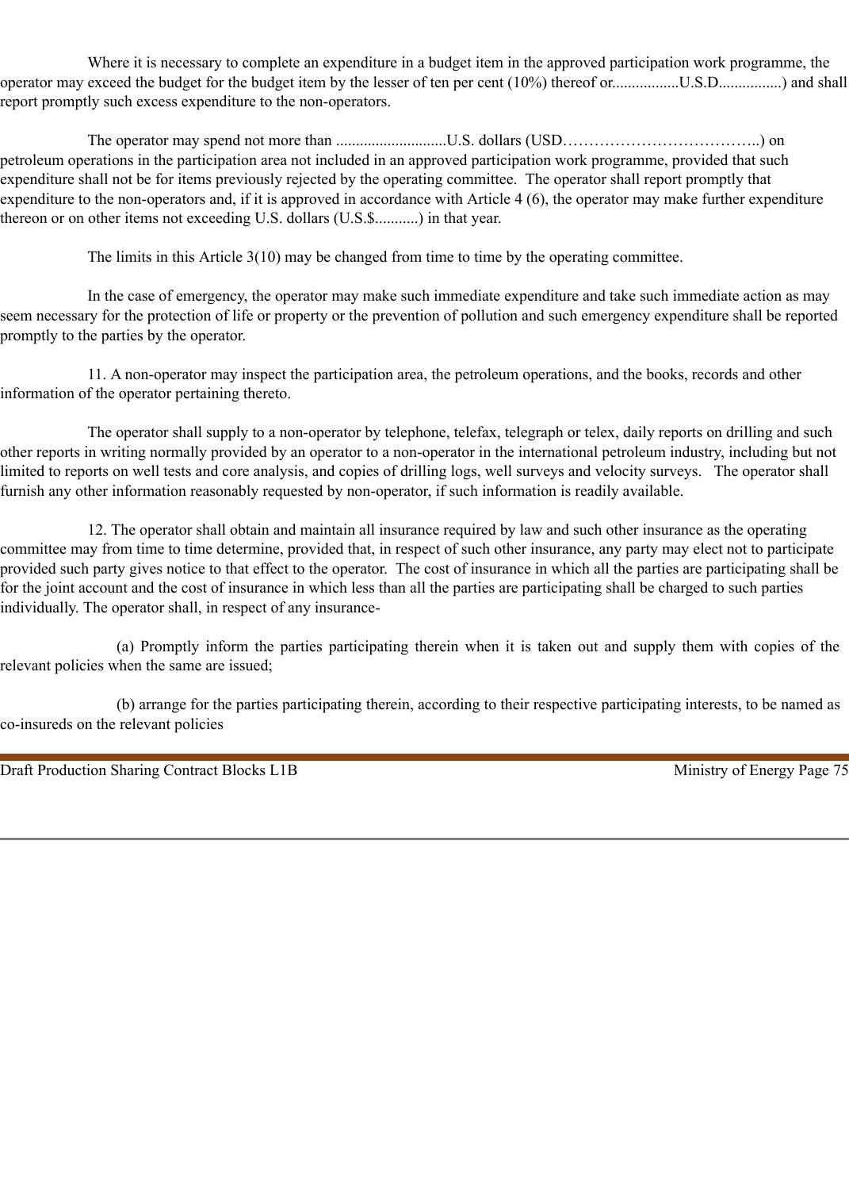Where it is necessary to complete an expenditure in a budget item in the approved participation work programme, the operator may exceed the budget for the budget item by the lesser of ten per cent (10%) thereof or.................U.S.D................) and shall report promptly such excess expenditure to the non-operators.

The operator may spend not more than ............................U.S. dollars (USD………………………………..) on petroleum operations in the participation area not included in an approved participation work programme, provided that such expenditure shall not be for items previously rejected by the operating committee. The operator shall report promptly that expenditure to the non-operators and, if it is approved in accordance with Article 4 (6), the operator may make further expenditure thereon or on other items not exceeding U.S. dollars (U.S.$...........) in that year.

The limits in this Article 3(10) may be changed from time to time by the operating committee.

In the case of emergency, the operator may make such immediate expenditure and take such immediate action as may seem necessary for the protection of life or property or the prevention of pollution and such emergency expenditure shall be reported promptly to the parties by the operator.

11. A non-operator may inspect the participation area, the petroleum operations, and the books, records and other information of the operator pertaining thereto.

The operator shall supply to a non-operator by telephone, telefax, telegraph or telex, daily reports on drilling and such other reports in writing normally provided by an operator to a non-operator in the international petroleum industry, including but not limited to reports on well tests and core analysis, and copies of drilling logs, well surveys and velocity surveys. The operator shall furnish any other information reasonably requested by non-operator, if such information is readily available.

12. The operator shall obtain and maintain all insurance required by law and such other insurance as the operating committee may from time to time determine, provided that, in respect of such other insurance, any party may elect not to participate provided such party gives notice to that effect to the operator. The cost of insurance in which all the parties are participating shall be for the joint account and the cost of insurance in which less than all the parties are participating shall be charged to such parties individually. The operator shall, in respect of any insurance-

(a) Promptly inform the parties participating therein when it is taken out and supply them with copies of the relevant policies when the same are issued;

(b) arrange for the parties participating therein, according to their respective participating interests, to be named as co-insureds on the relevant policies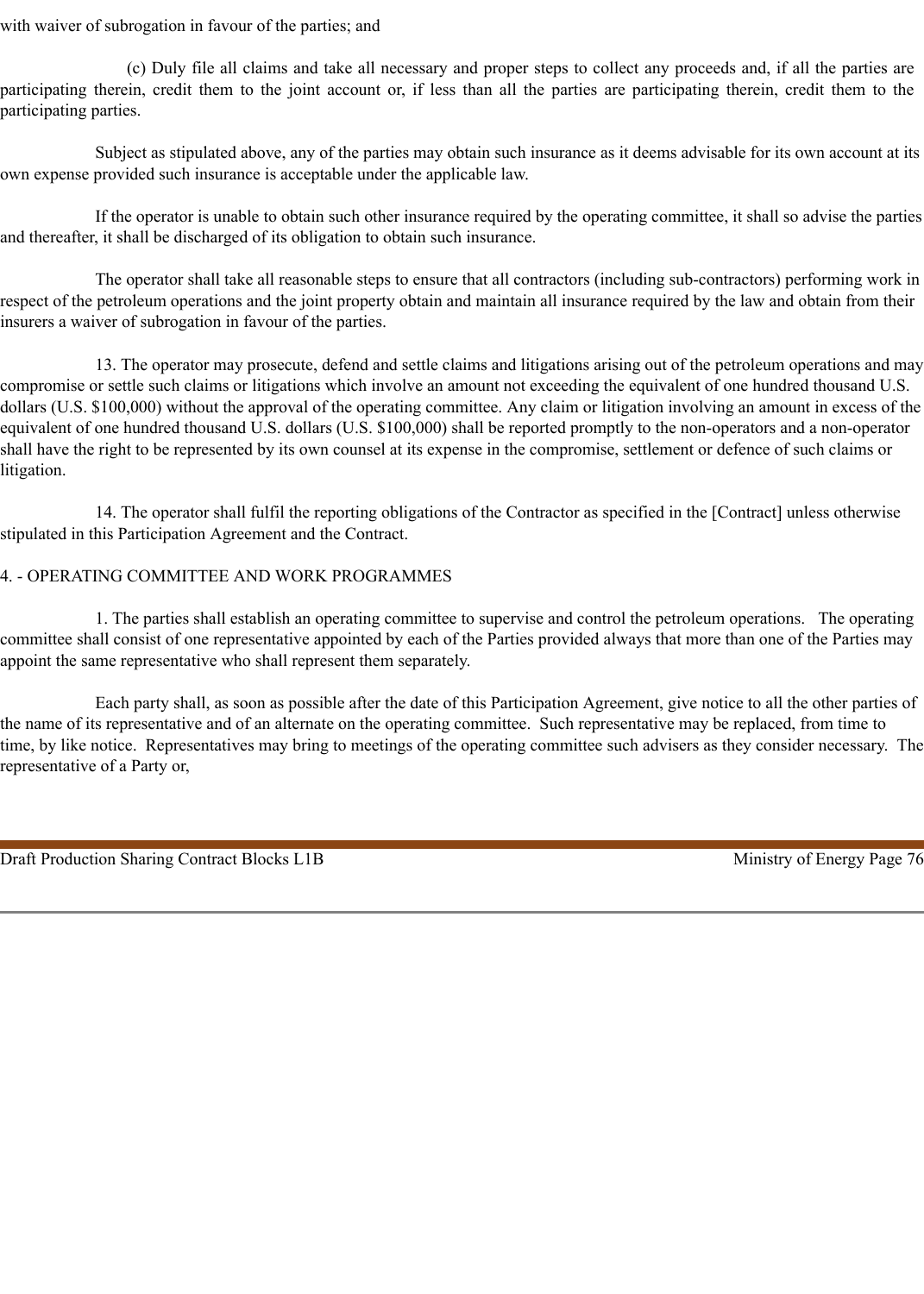with waiver of subrogation in favour of the parties; and

(c) Duly file all claims and take all necessary and proper steps to collect any proceeds and, if all the parties are participating therein, credit them to the joint account or, if less than all the parties are participating therein, credit them to the participating parties.

Subject as stipulated above, any of the parties may obtain such insurance as it deems advisable for its own account at its own expense provided such insurance is acceptable under the applicable law.

If the operator is unable to obtain such other insurance required by the operating committee, it shall so advise the parties and thereafter, it shall be discharged of its obligation to obtain such insurance.

The operator shall take all reasonable steps to ensure that all contractors (including sub-contractors) performing work in respect of the petroleum operations and the joint property obtain and maintain all insurance required by the law and obtain from their insurers a waiver of subrogation in favour of the parties.

13. The operator may prosecute, defend and settle claims and litigations arising out of the petroleum operations and may compromise or settle such claims or litigations which involve an amount not exceeding the equivalent of one hundred thousand U.S. dollars (U.S. $100,000) without the approval of the operating committee. Any claim or litigation involving an amount in excess of the equivalent of one hundred thousand U.S. dollars (U.S. $100,000) shall be reported promptly to the non-operators and a non-operator shall have the right to be represented by its own counsel at its expense in the compromise, settlement or defence of such claims or litigation.

14. The operator shall fulfil the reporting obligations of the Contractor as specified in the [Contract] unless otherwise stipulated in this Participation Agreement and the Contract.

## 4. - OPERATING COMMITTEE AND WORK PROGRAMMES

1. The parties shall establish an operating committee to supervise and control the petroleum operations. The operating committee shall consist of one representative appointed by each of the Parties provided always that more than one of the Parties may appoint the same representative who shall represent them separately.

Each party shall, as soon as possible after the date of this Participation Agreement, give notice to all the other parties of the name of its representative and of an alternate on the operating committee. Such representative may be replaced, from time to time, by like notice. Representatives may bring to meetings of the operating committee such advisers as they consider necessary. The representative of a Party or,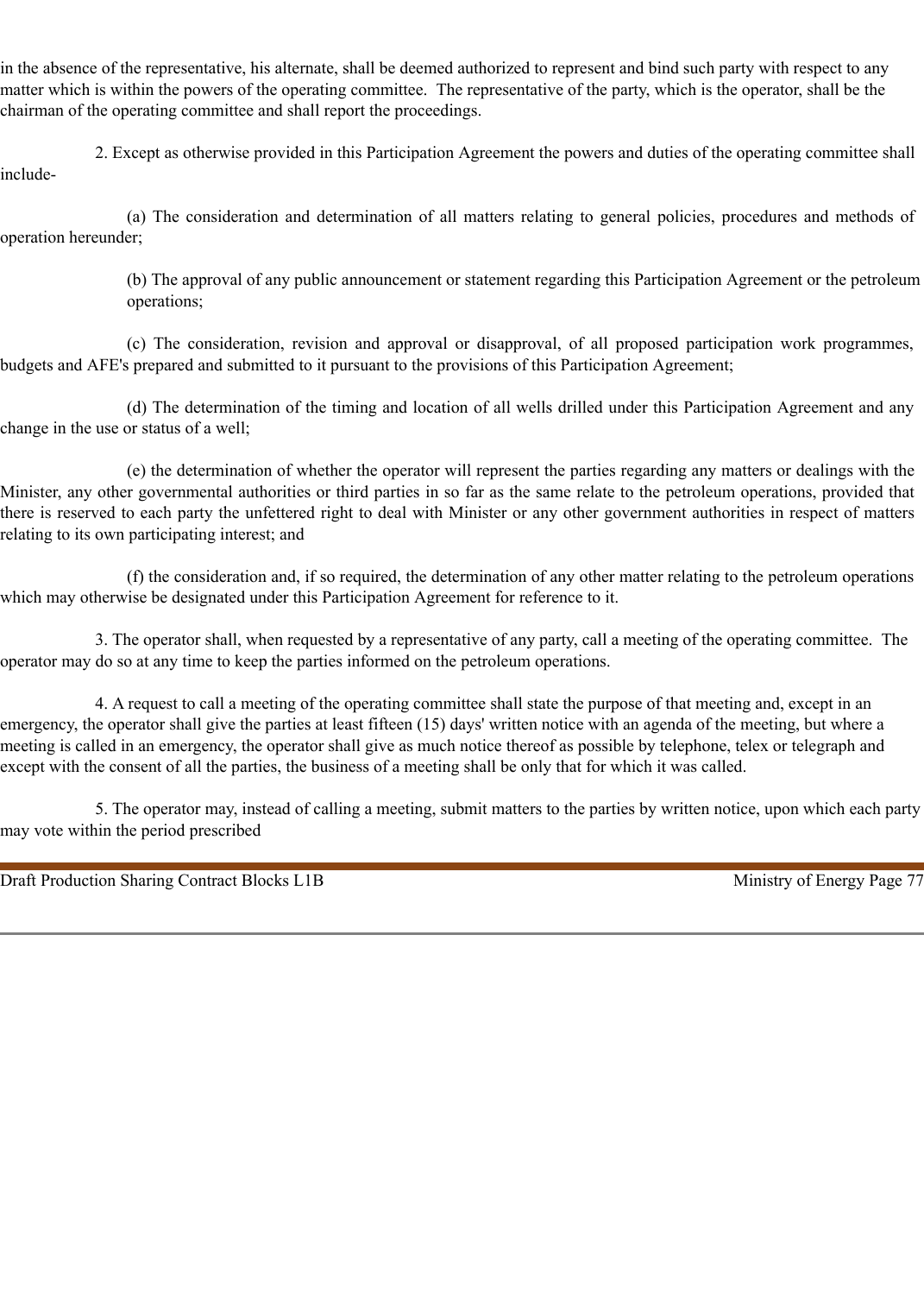in the absence of the representative, his alternate, shall be deemed authorized to represent and bind such party with respect to any matter which is within the powers of the operating committee. The representative of the party, which is the operator, shall be the chairman of the operating committee and shall report the proceedings.

2. Except as otherwise provided in this Participation Agreement the powers and duties of the operating committee shall include-

(a) The consideration and determination of all matters relating to general policies, procedures and methods of operation hereunder;

(b) The approval of any public announcement or statement regarding this Participation Agreement or the petroleum operations;

(c) The consideration, revision and approval or disapproval, of all proposed participation work programmes, budgets and AFE's prepared and submitted to it pursuant to the provisions of this Participation Agreement;

(d) The determination of the timing and location of all wells drilled under this Participation Agreement and any change in the use or status of a well;

(e) the determination of whether the operator will represent the parties regarding any matters or dealings with the Minister, any other governmental authorities or third parties in so far as the same relate to the petroleum operations, provided that there is reserved to each party the unfettered right to deal with Minister or any other government authorities in respect of matters relating to its own participating interest; and

(f) the consideration and, if so required, the determination of any other matter relating to the petroleum operations which may otherwise be designated under this Participation Agreement for reference to it.

3. The operator shall, when requested by a representative of any party, call a meeting of the operating committee. The operator may do so at any time to keep the parties informed on the petroleum operations.

4. A request to call a meeting of the operating committee shall state the purpose of that meeting and, except in an emergency, the operator shall give the parties at least fifteen (15) days' written notice with an agenda of the meeting, but where a meeting is called in an emergency, the operator shall give as much notice thereof as possible by telephone, telex or telegraph and except with the consent of all the parties, the business of a meeting shall be only that for which it was called.

5. The operator may, instead of calling a meeting, submit matters to the parties by written notice, upon which each party may vote within the period prescribed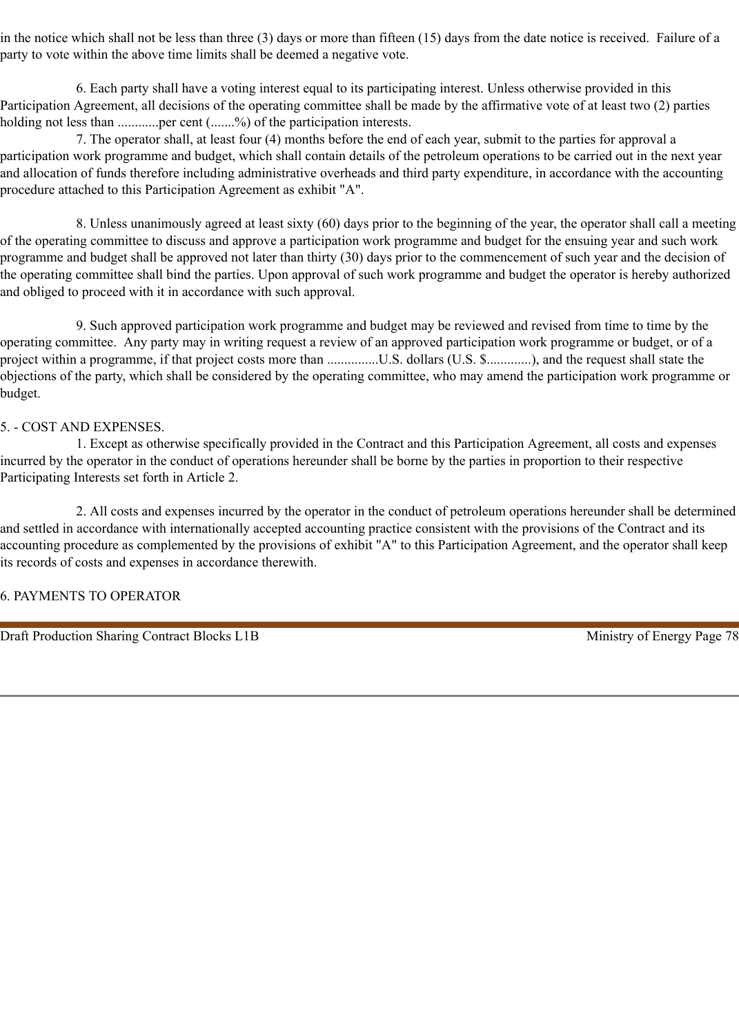in the notice which shall not be less than three (3) days or more than fifteen (15) days from the date notice is received. Failure of a party to vote within the above time limits shall be deemed a negative vote.

6. Each party shall have a voting interest equal to its participating interest. Unless otherwise provided in this Participation Agreement, all decisions of the operating committee shall be made by the affirmative vote of at least two (2) parties holding not less than ............per cent (.......%) of the participation interests.

7. The operator shall, at least four (4) months before the end of each year, submit to the parties for approval a participation work programme and budget, which shall contain details of the petroleum operations to be carried out in the next year and allocation of funds therefore including administrative overheads and third party expenditure, in accordance with the accounting procedure attached to this Participation Agreement as exhibit "A".

8. Unless unanimously agreed at least sixty (60) days prior to the beginning of the year, the operator shall call a meeting of the operating committee to discuss and approve a participation work programme and budget for the ensuing year and such work programme and budget shall be approved not later than thirty (30) days prior to the commencement of such year and the decision of the operating committee shall bind the parties. Upon approval of such work programme and budget the operator is hereby authorized and obliged to proceed with it in accordance with such approval.

9. Such approved participation work programme and budget may be reviewed and revised from time to time by the operating committee. Any party may in writing request a review of an approved participation work programme or budget, or of a project within a programme, if that project costs more than ...............U.S. dollars (U.S. $............), and the request shall state the objections of the party, which shall be considered by the operating committee, who may amend the participation work programme or budget.

5. - COST AND EXPENSES.

1. Except as otherwise specifically provided in the Contract and this Participation Agreement, all costs and expenses incurred by the operator in the conduct of operations hereunder shall be borne by the parties in proportion to their respective Participating Interests set forth in Article 2.

2. All costs and expenses incurred by the operator in the conduct of petroleum operations hereunder shall be determined and settled in accordance with internationally accepted accounting practice consistent with the provisions of the Contract and its accounting procedure as complemented by the provisions of exhibit "A" to this Participation Agreement, and the operator shall keep its records of costs and expenses in accordance therewith.

6. PAYMENTS TO OPERATOR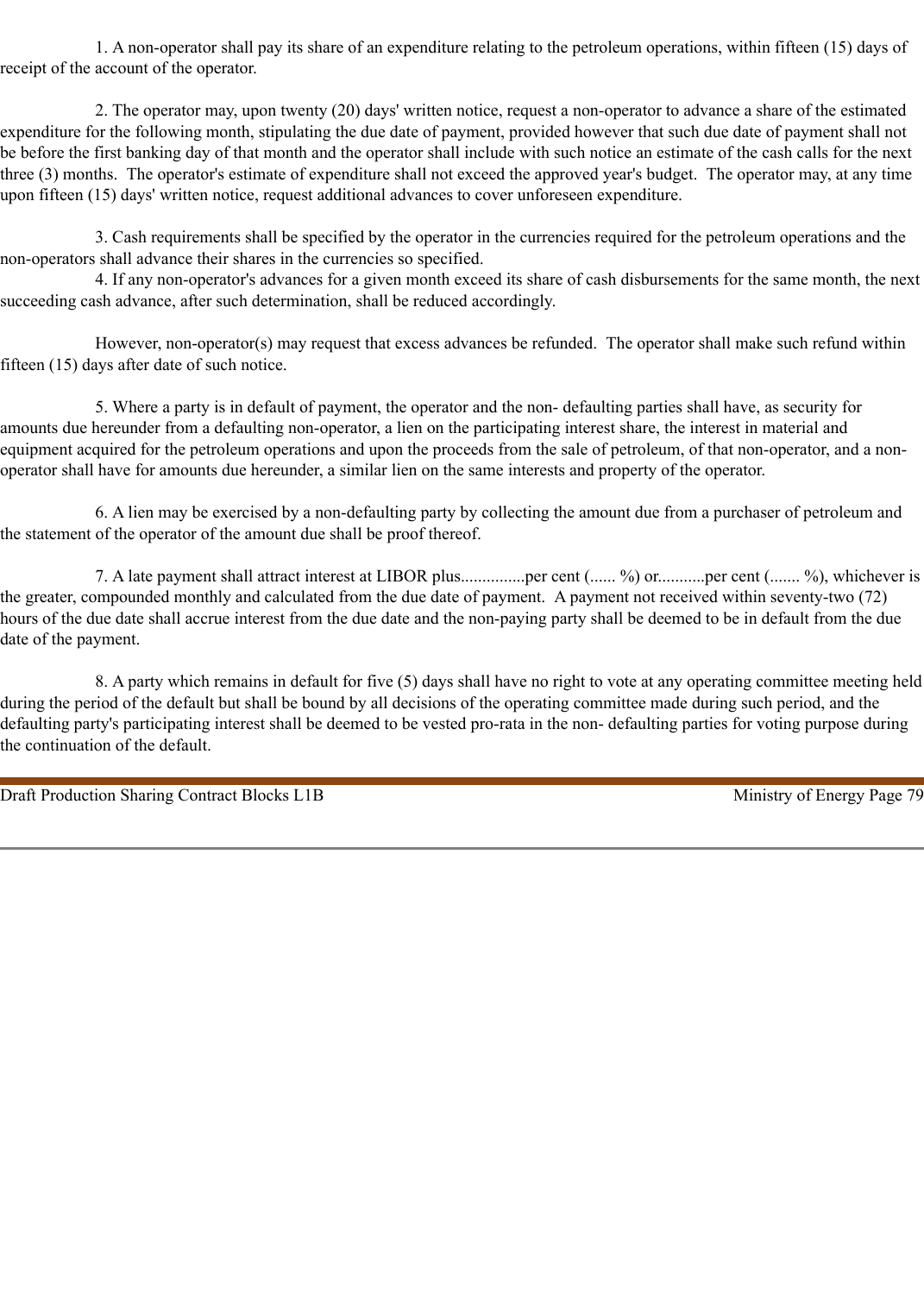1. A non-operator shall pay its share of an expenditure relating to the petroleum operations, within fifteen (15) days of receipt of the account of the operator.

2. The operator may, upon twenty (20) days' written notice, request a non-operator to advance a share of the estimated expenditure for the following month, stipulating the due date of payment, provided however that such due date of payment shall not be before the first banking day of that month and the operator shall include with such notice an estimate of the cash calls for the next three (3) months. The operator's estimate of expenditure shall not exceed the approved year's budget. The operator may, at any time upon fifteen (15) days' written notice, request additional advances to cover unforeseen expenditure.

3. Cash requirements shall be specified by the operator in the currencies required for the petroleum operations and the non-operators shall advance their shares in the currencies so specified.

4. If any non-operator's advances for a given month exceed its share of cash disbursements for the same month, the next succeeding cash advance, after such determination, shall be reduced accordingly.

However, non-operator(s) may request that excess advances be refunded. The operator shall make such refund within fifteen (15) days after date of such notice.

5. Where a party is in default of payment, the operator and the non- defaulting parties shall have, as security for amounts due hereunder from a defaulting non-operator, a lien on the participating interest share, the interest in material and equipment acquired for the petroleum operations and upon the proceeds from the sale of petroleum, of that non-operator, and a non-operator shall have for amounts due hereunder, a similar lien on the same interests and property of the operator.

6. A lien may be exercised by a non-defaulting party by collecting the amount due from a purchaser of petroleum and the statement of the operator of the amount due shall be proof thereof.

7. A late payment shall attract interest at LIBOR plus...............per cent (...... %) or...........per cent (....... %), whichever is the greater, compounded monthly and calculated from the due date of payment. A payment not received within seventy-two (72) hours of the due date shall accrue interest from the due date and the non-paying party shall be deemed to be in default from the due date of the payment.

8. A party which remains in default for five (5) days shall have no right to vote at any operating committee meeting held during the period of the default but shall be bound by all decisions of the operating committee made during such period, and the defaulting party's participating interest shall be deemed to be vested pro-rata in the non- defaulting parties for voting purpose during the continuation of the default.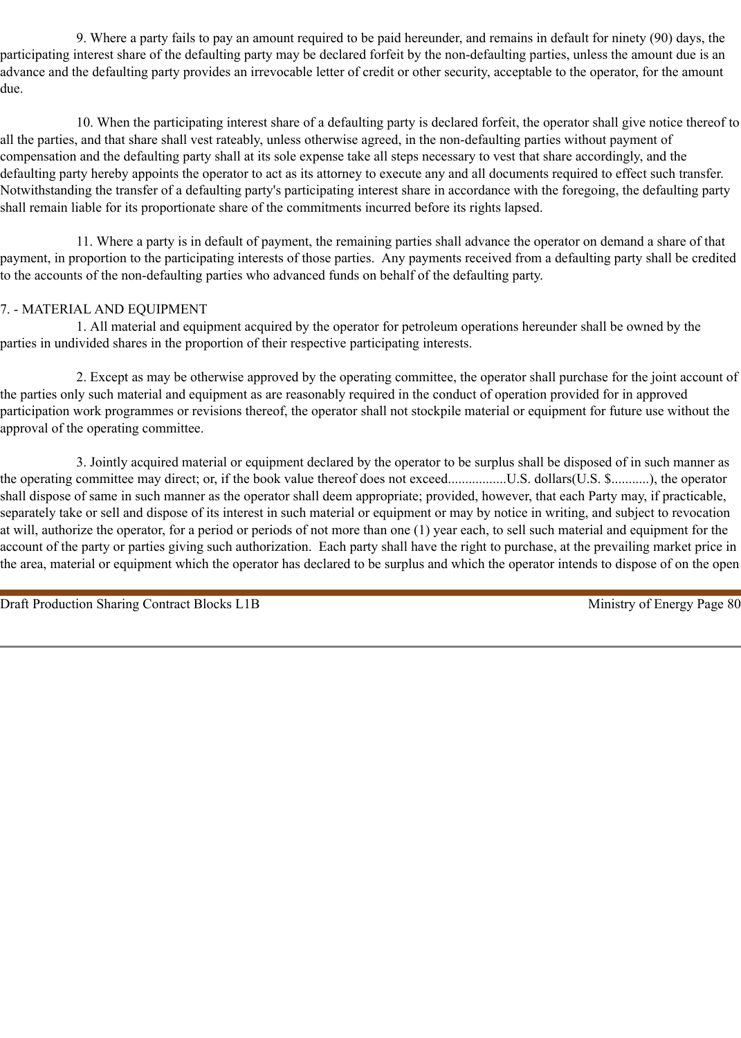9. Where a party fails to pay an amount required to be paid hereunder, and remains in default for ninety (90) days, the participating interest share of the defaulting party may be declared forfeit by the non-defaulting parties, unless the amount due is an advance and the defaulting party provides an irrevocable letter of credit or other security, acceptable to the operator, for the amount due.

10. When the participating interest share of a defaulting party is declared forfeit, the operator shall give notice thereof to all the parties, and that share shall vest rateably, unless otherwise agreed, in the non-defaulting parties without payment of compensation and the defaulting party shall at its sole expense take all steps necessary to vest that share accordingly, and the defaulting party hereby appoints the operator to act as its attorney to execute any and all documents required to effect such transfer. Notwithstanding the transfer of a defaulting party's participating interest share in accordance with the foregoing, the defaulting party shall remain liable for its proportionate share of the commitments incurred before its rights lapsed.

11. Where a party is in default of payment, the remaining parties shall advance the operator on demand a share of that payment, in proportion to the participating interests of those parties. Any payments received from a defaulting party shall be credited to the accounts of the non-defaulting parties who advanced funds on behalf of the defaulting party.

7. - MATERIAL AND EQUIPMENT

1. All material and equipment acquired by the operator for petroleum operations hereunder shall be owned by the parties in undivided shares in the proportion of their respective participating interests.

2. Except as may be otherwise approved by the operating committee, the operator shall purchase for the joint account of the parties only such material and equipment as are reasonably required in the conduct of operation provided for in approved participation work programmes or revisions thereof, the operator shall not stockpile material or equipment for future use without the approval of the operating committee.

3. Jointly acquired material or equipment declared by the operator to be surplus shall be disposed of in such manner as the operating committee may direct; or, if the book value thereof does not exceed.................U.S. dollars(U.S. $...........), the operator shall dispose of same in such manner as the operator shall deem appropriate; provided, however, that each Party may, if practicable, separately take or sell and dispose of its interest in such material or equipment or may by notice in writing, and subject to revocation at will, authorize the operator, for a period or periods of not more than one (1) year each, to sell such material and equipment for the account of the party or parties giving such authorization. Each party shall have the right to purchase, at the prevailing market price in the area, material or equipment which the operator has declared to be surplus and which the operator intends to dispose of on the open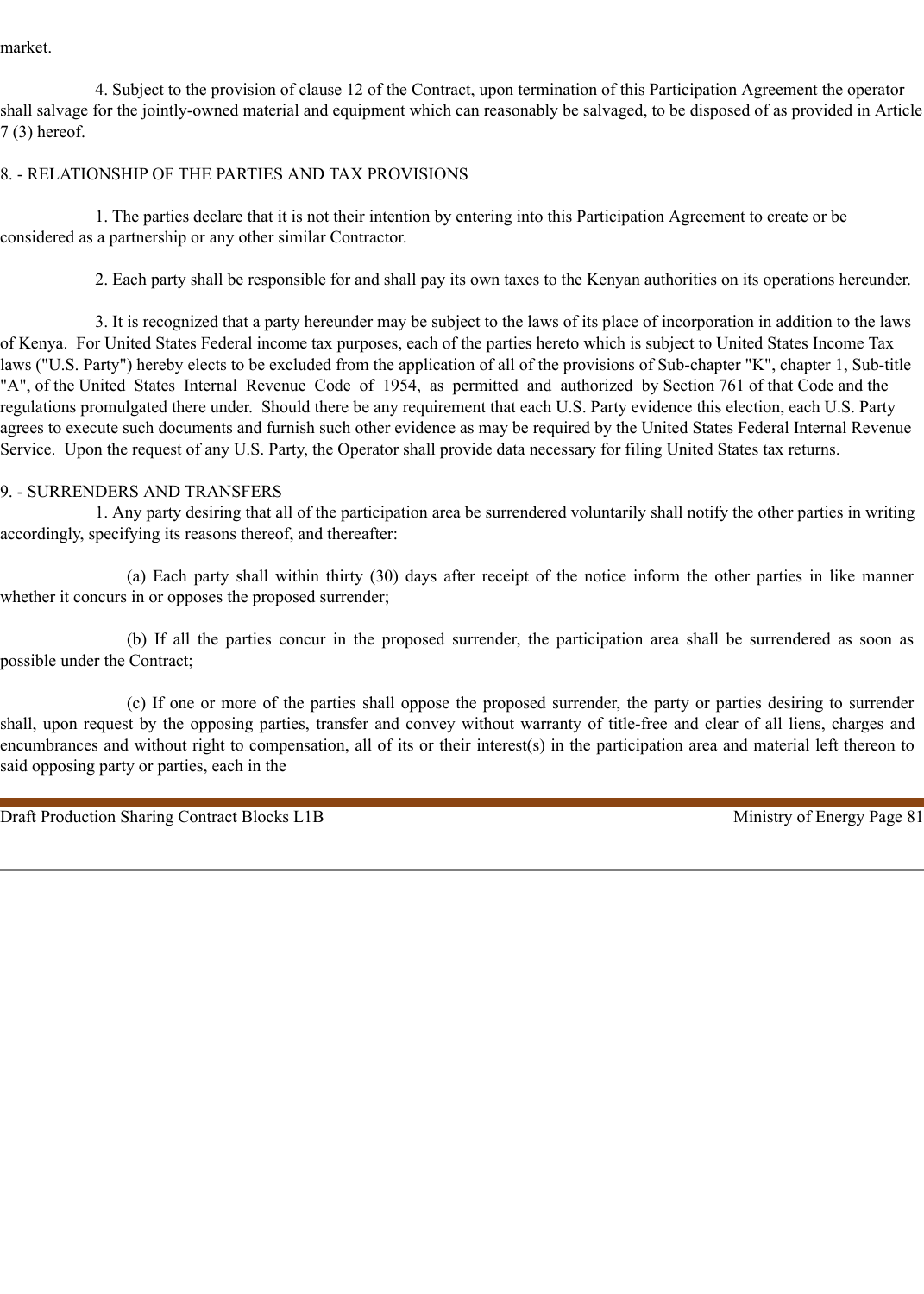market.

4. Subject to the provision of clause 12 of the Contract, upon termination of this Participation Agreement the operator shall salvage for the jointly-owned material and equipment which can reasonably be salvaged, to be disposed of as provided in Article 7 (3) hereof.

8. - RELATIONSHIP OF THE PARTIES AND TAX PROVISIONS

1. The parties declare that it is not their intention by entering into this Participation Agreement to create or be considered as a partnership or any other similar Contractor.

2. Each party shall be responsible for and shall pay its own taxes to the Kenyan authorities on its operations hereunder.

3. It is recognized that a party hereunder may be subject to the laws of its place of incorporation in addition to the laws of Kenya. For United States Federal income tax purposes, each of the parties hereto which is subject to United States Income Tax laws ("U.S. Party") hereby elects to be excluded from the application of all of the provisions of Sub-chapter "K", chapter 1, Sub-title "A", of the United States Internal Revenue Code of 1954, as permitted and authorized by Section 761 of that Code and the regulations promulgated there under. Should there be any requirement that each U.S. Party evidence this election, each U.S. Party agrees to execute such documents and furnish such other evidence as may be required by the United States Federal Internal Revenue Service. Upon the request of any U.S. Party, the Operator shall provide data necessary for filing United States tax returns.

9. - SURRENDERS AND TRANSFERS

1. Any party desiring that all of the participation area be surrendered voluntarily shall notify the other parties in writing accordingly, specifying its reasons thereof, and thereafter:

(a) Each party shall within thirty (30) days after receipt of the notice inform the other parties in like manner whether it concurs in or opposes the proposed surrender;

(b) If all the parties concur in the proposed surrender, the participation area shall be surrendered as soon as possible under the Contract;

(c) If one or more of the parties shall oppose the proposed surrender, the party or parties desiring to surrender shall, upon request by the opposing parties, transfer and convey without warranty of title-free and clear of all liens, charges and encumbrances and without right to compensation, all of its or their interest(s) in the participation area and material left thereon to said opposing party or parties, each in the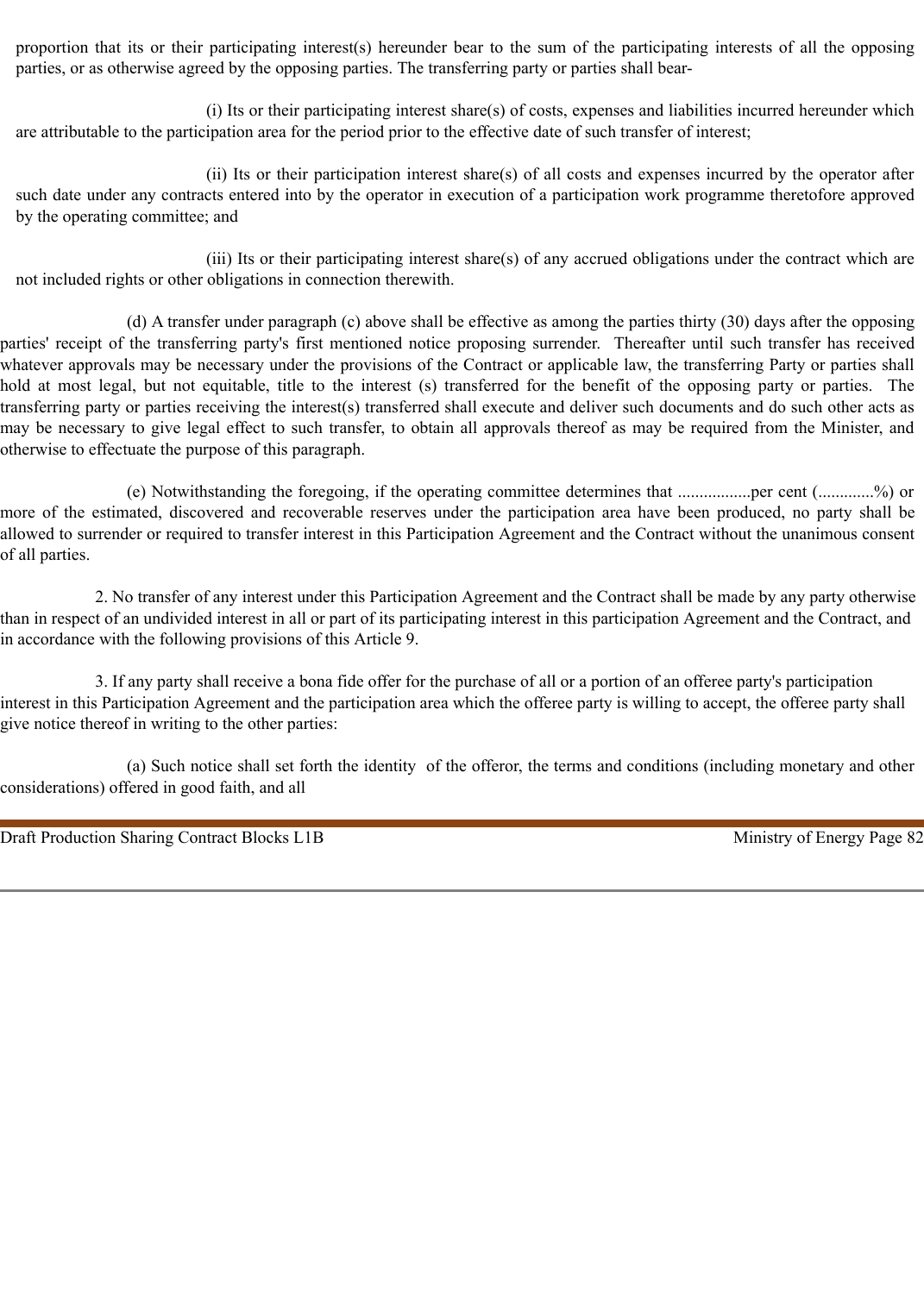proportion that its or their participating interest(s) hereunder bear to the sum of the participating interests of all the opposing parties, or as otherwise agreed by the opposing parties. The transferring party or parties shall bear-

(i) Its or their participating interest share(s) of costs, expenses and liabilities incurred hereunder which are attributable to the participation area for the period prior to the effective date of such transfer of interest;

(ii) Its or their participation interest share(s) of all costs and expenses incurred by the operator after such date under any contracts entered into by the operator in execution of a participation work programme theretofore approved by the operating committee; and

(iii) Its or their participating interest share(s) of any accrued obligations under the contract which are not included rights or other obligations in connection therewith.

(d) A transfer under paragraph (c) above shall be effective as among the parties thirty (30) days after the opposing parties' receipt of the transferring party's first mentioned notice proposing surrender. Thereafter until such transfer has received whatever approvals may be necessary under the provisions of the Contract or applicable law, the transferring Party or parties shall hold at most legal, but not equitable, title to the interest (s) transferred for the benefit of the opposing party or parties. The transferring party or parties receiving the interest(s) transferred shall execute and deliver such documents and do such other acts as may be necessary to give legal effect to such transfer, to obtain all approvals thereof as may be required from the Minister, and otherwise to effectuate the purpose of this paragraph.

(e) Notwithstanding the foregoing, if the operating committee determines that .................per cent (............%) or more of the estimated, discovered and recoverable reserves under the participation area have been produced, no party shall be allowed to surrender or required to transfer interest in this Participation Agreement and the Contract without the unanimous consent of all parties.

2. No transfer of any interest under this Participation Agreement and the Contract shall be made by any party otherwise than in respect of an undivided interest in all or part of its participating interest in this participation Agreement and the Contract, and in accordance with the following provisions of this Article 9.

3. If any party shall receive a bona fide offer for the purchase of all or a portion of an offeree party's participation interest in this Participation Agreement and the participation area which the offeree party is willing to accept, the offeree party shall give notice thereof in writing to the other parties:

(a) Such notice shall set forth the identity of the offeror, the terms and conditions (including monetary and other considerations) offered in good faith, and all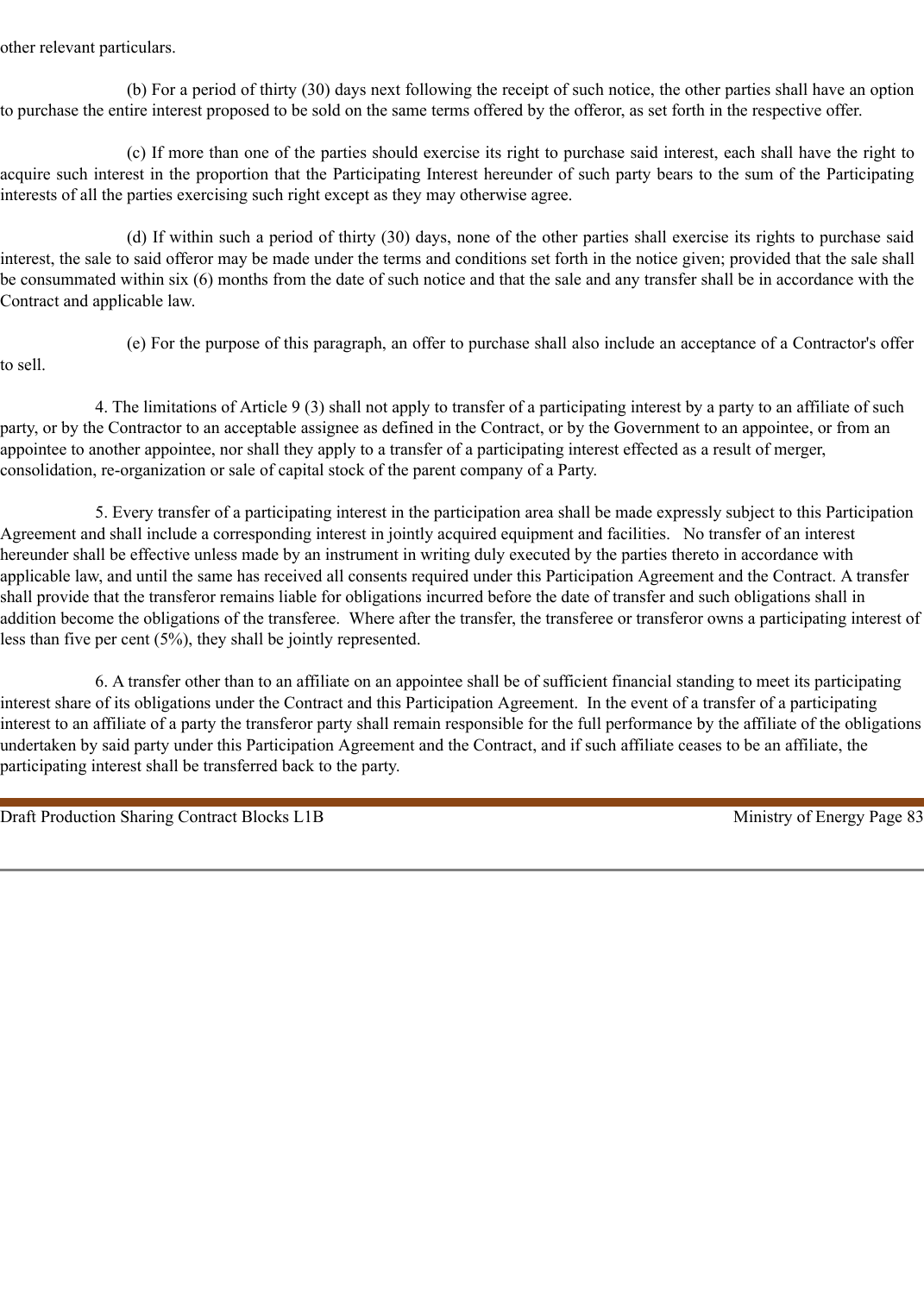other relevant particulars.

(b) For a period of thirty (30) days next following the receipt of such notice, the other parties shall have an option to purchase the entire interest proposed to be sold on the same terms offered by the offeror, as set forth in the respective offer.

(c) If more than one of the parties should exercise its right to purchase said interest, each shall have the right to acquire such interest in the proportion that the Participating Interest hereunder of such party bears to the sum of the Participating interests of all the parties exercising such right except as they may otherwise agree.

(d) If within such a period of thirty (30) days, none of the other parties shall exercise its rights to purchase said interest, the sale to said offeror may be made under the terms and conditions set forth in the notice given; provided that the sale shall be consummated within six (6) months from the date of such notice and that the sale and any transfer shall be in accordance with the Contract and applicable law.

(e) For the purpose of this paragraph, an offer to purchase shall also include an acceptance of a Contractor's offer to sell.

4. The limitations of Article 9 (3) shall not apply to transfer of a participating interest by a party to an affiliate of such party, or by the Contractor to an acceptable assignee as defined in the Contract, or by the Government to an appointee, or from an appointee to another appointee, nor shall they apply to a transfer of a participating interest effected as a result of merger, consolidation, re-organization or sale of capital stock of the parent company of a Party.

5. Every transfer of a participating interest in the participation area shall be made expressly subject to this Participation Agreement and shall include a corresponding interest in jointly acquired equipment and facilities. No transfer of an interest hereunder shall be effective unless made by an instrument in writing duly executed by the parties thereto in accordance with applicable law, and until the same has received all consents required under this Participation Agreement and the Contract. A transfer shall provide that the transferor remains liable for obligations incurred before the date of transfer and such obligations shall in addition become the obligations of the transferee. Where after the transfer, the transferee or transferor owns a participating interest of less than five per cent (5%), they shall be jointly represented.

6. A transfer other than to an affiliate on an appointee shall be of sufficient financial standing to meet its participating interest share of its obligations under the Contract and this Participation Agreement. In the event of a transfer of a participating interest to an affiliate of a party the transferor party shall remain responsible for the full performance by the affiliate of the obligations undertaken by said party under this Participation Agreement and the Contract, and if such affiliate ceases to be an affiliate, the participating interest shall be transferred back to the party.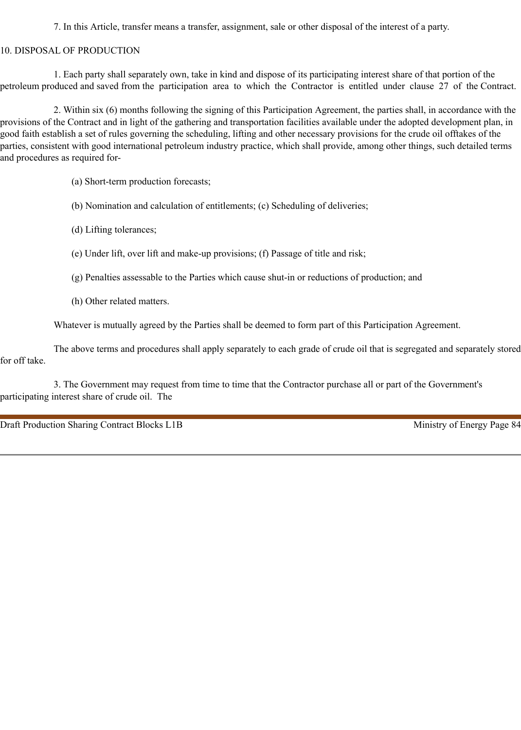7. In this Article, transfer means a transfer, assignment, sale or other disposal of the interest of a party.

## 10. DISPOSAL OF PRODUCTION

1. Each party shall separately own, take in kind and dispose of its participating interest share of that portion of the petroleum produced and saved from the participation area to which the Contractor is entitled under clause 27 of the Contract.

2. Within six (6) months following the signing of this Participation Agreement, the parties shall, in accordance with the provisions of the Contract and in light of the gathering and transportation facilities available under the adopted development plan, in good faith establish a set of rules governing the scheduling, lifting and other necessary provisions for the crude oil offtakes of the parties, consistent with good international petroleum industry practice, which shall provide, among other things, such detailed terms and procedures as required for-

(a) Short-term production forecasts;

(b) Nomination and calculation of entitlements; (c) Scheduling of deliveries;

(d) Lifting tolerances;

(e) Under lift, over lift and make-up provisions; (f) Passage of title and risk;

(g) Penalties assessable to the Parties which cause shut-in or reductions of production; and

(h) Other related matters.

Whatever is mutually agreed by the Parties shall be deemed to form part of this Participation Agreement.

The above terms and procedures shall apply separately to each grade of crude oil that is segregated and separately stored for off take.

3. The Government may request from time to time that the Contractor purchase all or part of the Government's participating interest share of crude oil. The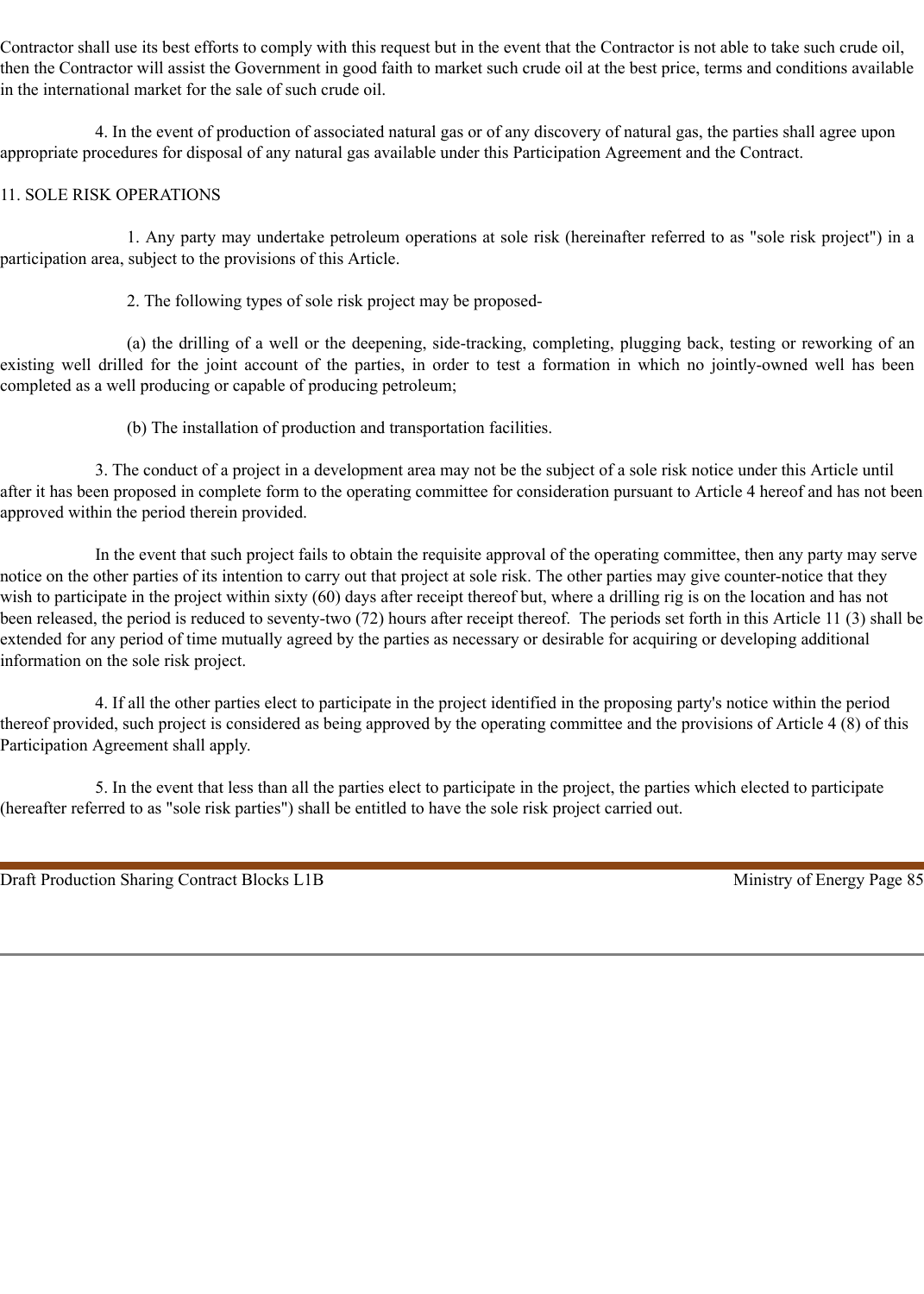Contractor shall use its best efforts to comply with this request but in the event that the Contractor is not able to take such crude oil, then the Contractor will assist the Government in good faith to market such crude oil at the best price, terms and conditions available in the international market for the sale of such crude oil.

4. In the event of production of associated natural gas or of any discovery of natural gas, the parties shall agree upon appropriate procedures for disposal of any natural gas available under this Participation Agreement and the Contract.

11. SOLE RISK OPERATIONS

1. Any party may undertake petroleum operations at sole risk (hereinafter referred to as "sole risk project") in a participation area, subject to the provisions of this Article.

2. The following types of sole risk project may be proposed-

(a) the drilling of a well or the deepening, side-tracking, completing, plugging back, testing or reworking of an existing well drilled for the joint account of the parties, in order to test a formation in which no jointly-owned well has been completed as a well producing or capable of producing petroleum;

(b) The installation of production and transportation facilities.

3. The conduct of a project in a development area may not be the subject of a sole risk notice under this Article until after it has been proposed in complete form to the operating committee for consideration pursuant to Article 4 hereof and has not been approved within the period therein provided.

In the event that such project fails to obtain the requisite approval of the operating committee, then any party may serve notice on the other parties of its intention to carry out that project at sole risk. The other parties may give counter-notice that they wish to participate in the project within sixty (60) days after receipt thereof but, where a drilling rig is on the location and has not been released, the period is reduced to seventy-two (72) hours after receipt thereof. The periods set forth in this Article 11 (3) shall be extended for any period of time mutually agreed by the parties as necessary or desirable for acquiring or developing additional information on the sole risk project.

4. If all the other parties elect to participate in the project identified in the proposing party's notice within the period thereof provided, such project is considered as being approved by the operating committee and the provisions of Article 4 (8) of this Participation Agreement shall apply.

5. In the event that less than all the parties elect to participate in the project, the parties which elected to participate (hereafter referred to as "sole risk parties") shall be entitled to have the sole risk project carried out.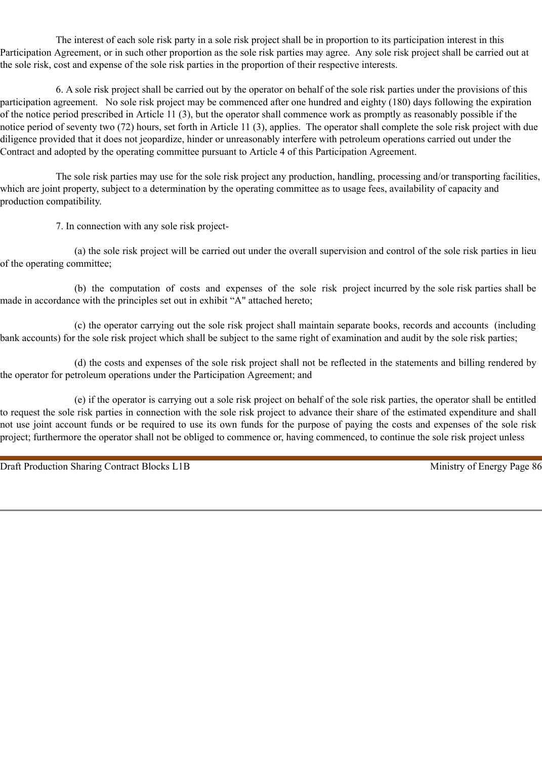The interest of each sole risk party in a sole risk project shall be in proportion to its participation interest in this Participation Agreement, or in such other proportion as the sole risk parties may agree. Any sole risk project shall be carried out at the sole risk, cost and expense of the sole risk parties in the proportion of their respective interests.

6. A sole risk project shall be carried out by the operator on behalf of the sole risk parties under the provisions of this participation agreement. No sole risk project may be commenced after one hundred and eighty (180) days following the expiration of the notice period prescribed in Article 11 (3), but the operator shall commence work as promptly as reasonably possible if the notice period of seventy two (72) hours, set forth in Article 11 (3), applies. The operator shall complete the sole risk project with due diligence provided that it does not jeopardize, hinder or unreasonably interfere with petroleum operations carried out under the Contract and adopted by the operating committee pursuant to Article 4 of this Participation Agreement.

The sole risk parties may use for the sole risk project any production, handling, processing and/or transporting facilities, which are joint property, subject to a determination by the operating committee as to usage fees, availability of capacity and production compatibility.

7. In connection with any sole risk project-

(a) the sole risk project will be carried out under the overall supervision and control of the sole risk parties in lieu of the operating committee;

(b) the computation of costs and expenses of the sole risk project incurred by the sole risk parties shall be made in accordance with the principles set out in exhibit “A" attached hereto;

(c) the operator carrying out the sole risk project shall maintain separate books, records and accounts (including bank accounts) for the sole risk project which shall be subject to the same right of examination and audit by the sole risk parties;

(d) the costs and expenses of the sole risk project shall not be reflected in the statements and billing rendered by the operator for petroleum operations under the Participation Agreement; and

(e) if the operator is carrying out a sole risk project on behalf of the sole risk parties, the operator shall be entitled to request the sole risk parties in connection with the sole risk project to advance their share of the estimated expenditure and shall not use joint account funds or be required to use its own funds for the purpose of paying the costs and expenses of the sole risk project; furthermore the operator shall not be obliged to commence or, having commenced, to continue the sole risk project unless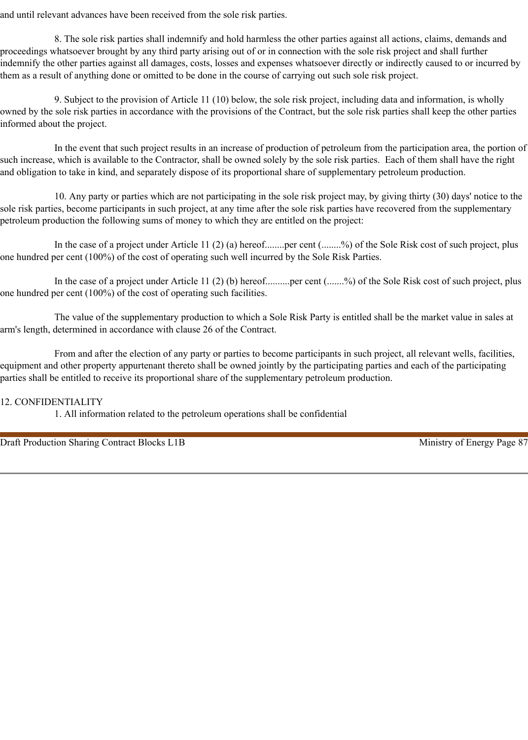and until relevant advances have been received from the sole risk parties.

8. The sole risk parties shall indemnify and hold harmless the other parties against all actions, claims, demands and proceedings whatsoever brought by any third party arising out of or in connection with the sole risk project and shall further indemnify the other parties against all damages, costs, losses and expenses whatsoever directly or indirectly caused to or incurred by them as a result of anything done or omitted to be done in the course of carrying out such sole risk project.

9. Subject to the provision of Article 11 (10) below, the sole risk project, including data and information, is wholly owned by the sole risk parties in accordance with the provisions of the Contract, but the sole risk parties shall keep the other parties informed about the project.

In the event that such project results in an increase of production of petroleum from the participation area, the portion of such increase, which is available to the Contractor, shall be owned solely by the sole risk parties. Each of them shall have the right and obligation to take in kind, and separately dispose of its proportional share of supplementary petroleum production.

10. Any party or parties which are not participating in the sole risk project may, by giving thirty (30) days' notice to the sole risk parties, become participants in such project, at any time after the sole risk parties have recovered from the supplementary petroleum production the following sums of money to which they are entitled on the project:

In the case of a project under Article 11 (2) (a) hereof........per cent (........%) of the Sole Risk cost of such project, plus one hundred per cent (100%) of the cost of operating such well incurred by the Sole Risk Parties.

In the case of a project under Article 11 (2) (b) hereof..........per cent (.......%) of the Sole Risk cost of such project, plus one hundred per cent (100%) of the cost of operating such facilities.

The value of the supplementary production to which a Sole Risk Party is entitled shall be the market value in sales at arm's length, determined in accordance with clause 26 of the Contract.

From and after the election of any party or parties to become participants in such project, all relevant wells, facilities, equipment and other property appurtenant thereto shall be owned jointly by the participating parties and each of the participating parties shall be entitled to receive its proportional share of the supplementary petroleum production.

## 12. CONFIDENTIALITY

1. All information related to the petroleum operations shall be confidential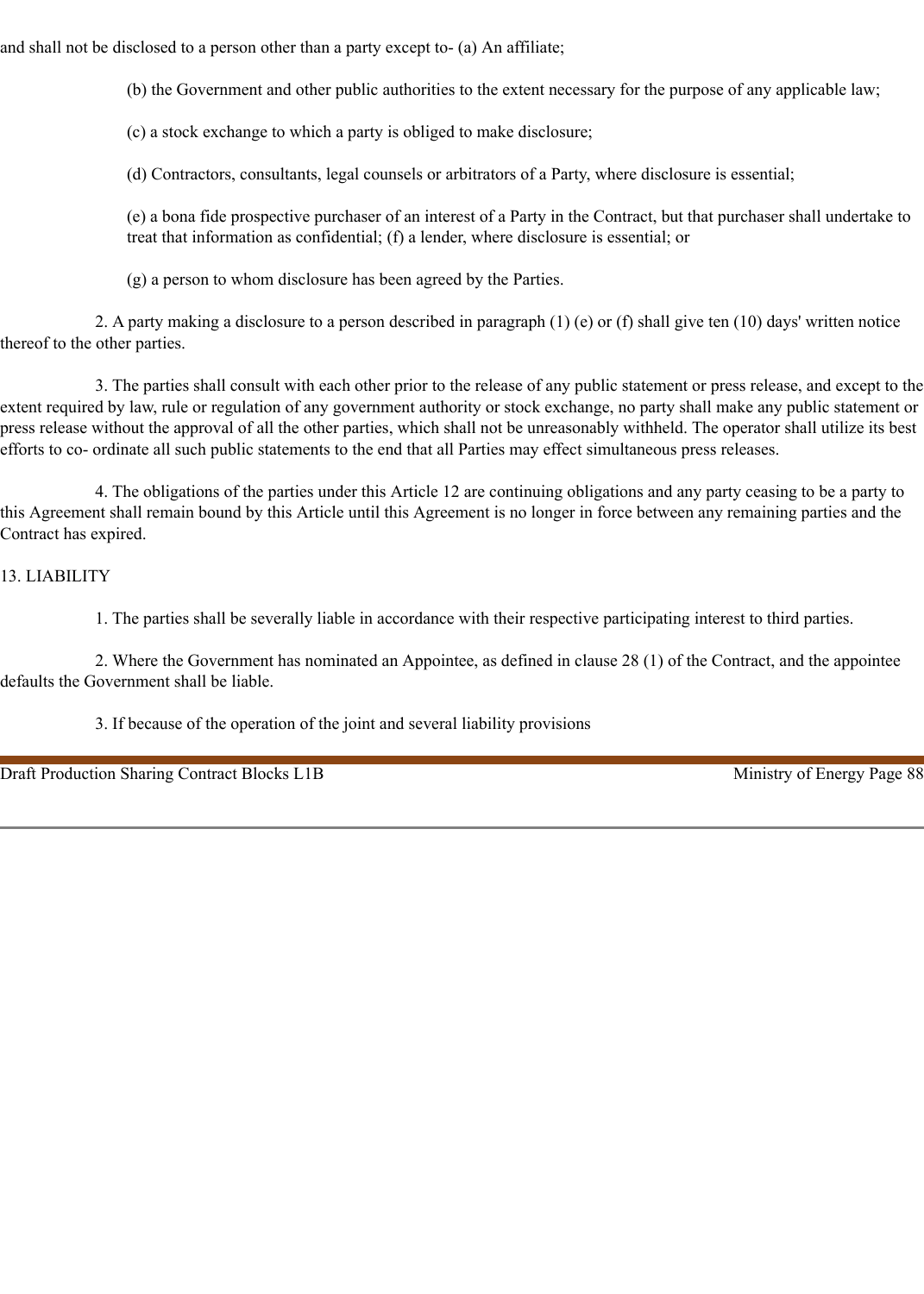and shall not be disclosed to a person other than a party except to- (a) An affiliate;

(b) the Government and other public authorities to the extent necessary for the purpose of any applicable law;

(c) a stock exchange to which a party is obliged to make disclosure;

(d) Contractors, consultants, legal counsels or arbitrators of a Party, where disclosure is essential;

(e) a bona fide prospective purchaser of an interest of a Party in the Contract, but that purchaser shall undertake to treat that information as confidential; (f) a lender, where disclosure is essential; or

(g) a person to whom disclosure has been agreed by the Parties.

2. A party making a disclosure to a person described in paragraph (1) (e) or (f) shall give ten (10) days' written notice thereof to the other parties.

3. The parties shall consult with each other prior to the release of any public statement or press release, and except to the extent required by law, rule or regulation of any government authority or stock exchange, no party shall make any public statement or press release without the approval of all the other parties, which shall not be unreasonably withheld. The operator shall utilize its best efforts to co- ordinate all such public statements to the end that all Parties may effect simultaneous press releases.

4. The obligations of the parties under this Article 12 are continuing obligations and any party ceasing to be a party to this Agreement shall remain bound by this Article until this Agreement is no longer in force between any remaining parties and the Contract has expired.

13. LIABILITY

1. The parties shall be severally liable in accordance with their respective participating interest to third parties.

2. Where the Government has nominated an Appointee, as defined in clause 28 (1) of the Contract, and the appointee defaults the Government shall be liable.

3. If because of the operation of the joint and several liability provisions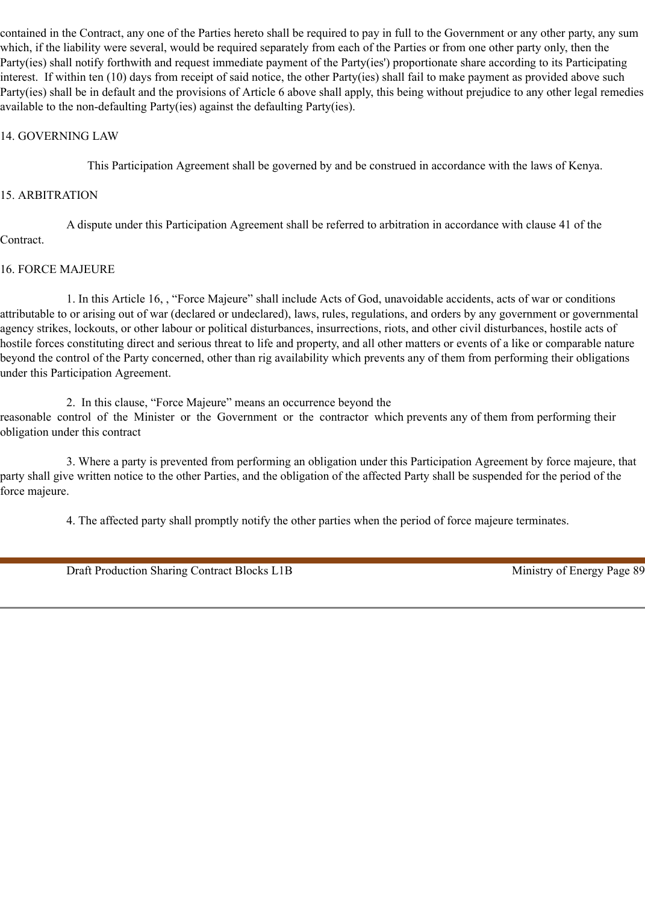contained in the Contract, any one of the Parties hereto shall be required to pay in full to the Government or any other party, any sum which, if the liability were several, would be required separately from each of the Parties or from one other party only, then the Party(ies) shall notify forthwith and request immediate payment of the Party(ies') proportionate share according to its Participating interest. If within ten (10) days from receipt of said notice, the other Party(ies) shall fail to make payment as provided above such Party(ies) shall be in default and the provisions of Article 6 above shall apply, this being without prejudice to any other legal remedies available to the non-defaulting Party(ies) against the defaulting Party(ies).

## 14. GOVERNING LAW

This Participation Agreement shall be governed by and be construed in accordance with the laws of Kenya.

## 15. ARBITRATION

A dispute under this Participation Agreement shall be referred to arbitration in accordance with clause 41 of the Contract.

## 16. FORCE MAJEURE

1. In this Article 16, , “Force Majeure” shall include Acts of God, unavoidable accidents, acts of war or conditions attributable to or arising out of war (declared or undeclared), laws, rules, regulations, and orders by any government or governmental agency strikes, lockouts, or other labour or political disturbances, insurrections, riots, and other civil disturbances, hostile acts of hostile forces constituting direct and serious threat to life and property, and all other matters or events of a like or comparable nature beyond the control of the Party concerned, other than rig availability which prevents any of them from performing their obligations under this Participation Agreement.

2. In this clause, “Force Majeure” means an occurrence beyond the reasonable control of the Minister or the Government or the contractor which prevents any of them from performing their obligation under this contract

3. Where a party is prevented from performing an obligation under this Participation Agreement by force majeure, that party shall give written notice to the other Parties, and the obligation of the affected Party shall be suspended for the period of the force majeure.

4. The affected party shall promptly notify the other parties when the period of force majeure terminates.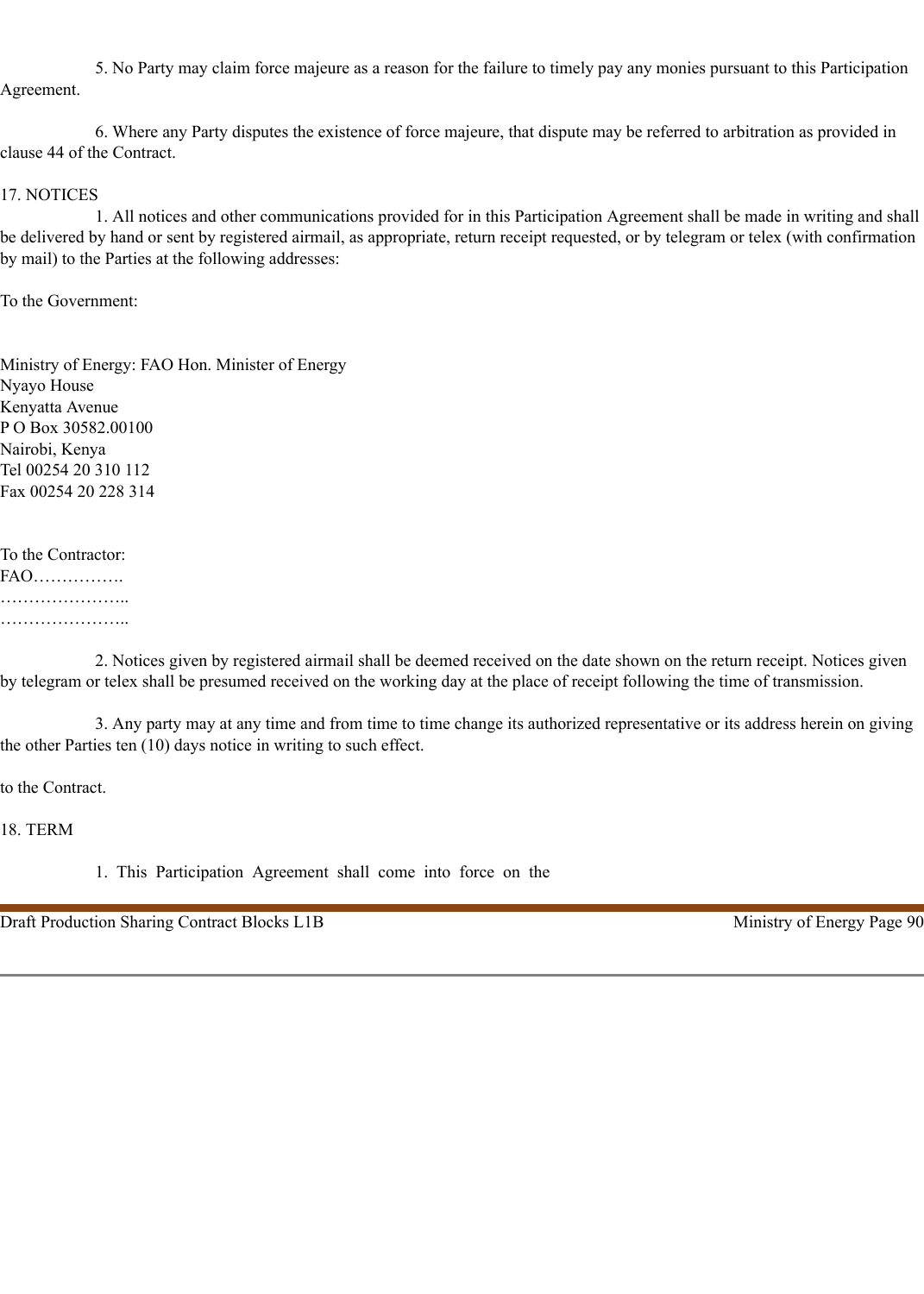5. No Party may claim force majeure as a reason for the failure to timely pay any monies pursuant to this Participation Agreement.

6. Where any Party disputes the existence of force majeure, that dispute may be referred to arbitration as provided in clause 44 of the Contract.

## 17. NOTICES

1. All notices and other communications provided for in this Participation Agreement shall be made in writing and shall be delivered by hand or sent by registered airmail, as appropriate, return receipt requested, or by telegram or telex (with confirmation by mail) to the Parties at the following addresses:

To the Government:

Ministry of Energy: FAO Hon. Minister of Energy
Nyayo House
Kenyatta Avenue
P O Box 30582.00100
Nairobi, Kenya
Tel 00254 20 310 112
Fax 00254 20 228 314

To the Contractor:
FAO…………….
…………………..
…………………..

2. Notices given by registered airmail shall be deemed received on the date shown on the return receipt. Notices given by telegram or telex shall be presumed received on the working day at the place of receipt following the time of transmission.

3. Any party may at any time and from time to time change its authorized representative or its address herein on giving the other Parties ten (10) days notice in writing to such effect.

to the Contract.

## 18. TERM

1. This Participation Agreement shall come into force on the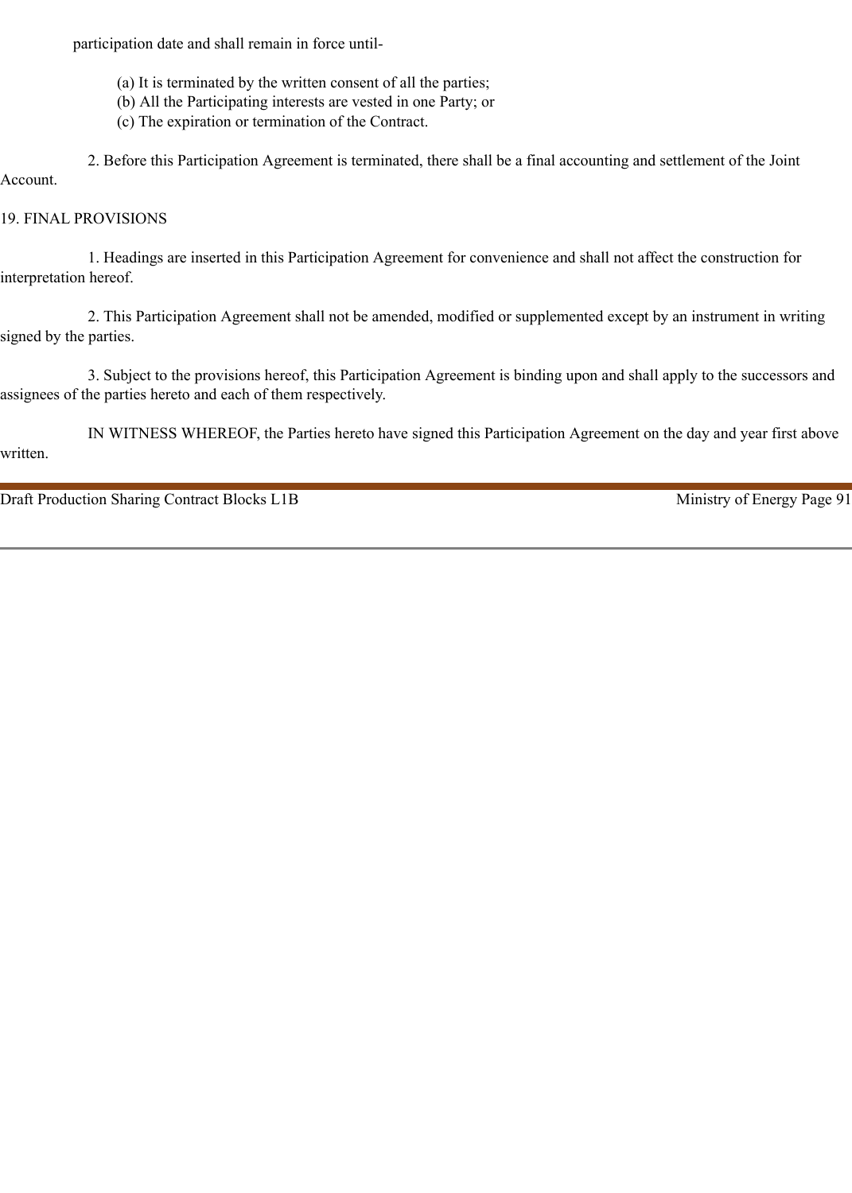participation date and shall remain in force until-

(a) It is terminated by the written consent of all the parties;
(b) All the Participating interests are vested in one Party; or
(c) The expiration or termination of the Contract.

2. Before this Participation Agreement is terminated, there shall be a final accounting and settlement of the Joint Account.

## 19. FINAL PROVISIONS

1. Headings are inserted in this Participation Agreement for convenience and shall not affect the construction for interpretation hereof.

2. This Participation Agreement shall not be amended, modified or supplemented except by an instrument in writing signed by the parties.

3. Subject to the provisions hereof, this Participation Agreement is binding upon and shall apply to the successors and assignees of the parties hereto and each of them respectively.

IN WITNESS WHEREOF, the Parties hereto have signed this Participation Agreement on the day and year first above written.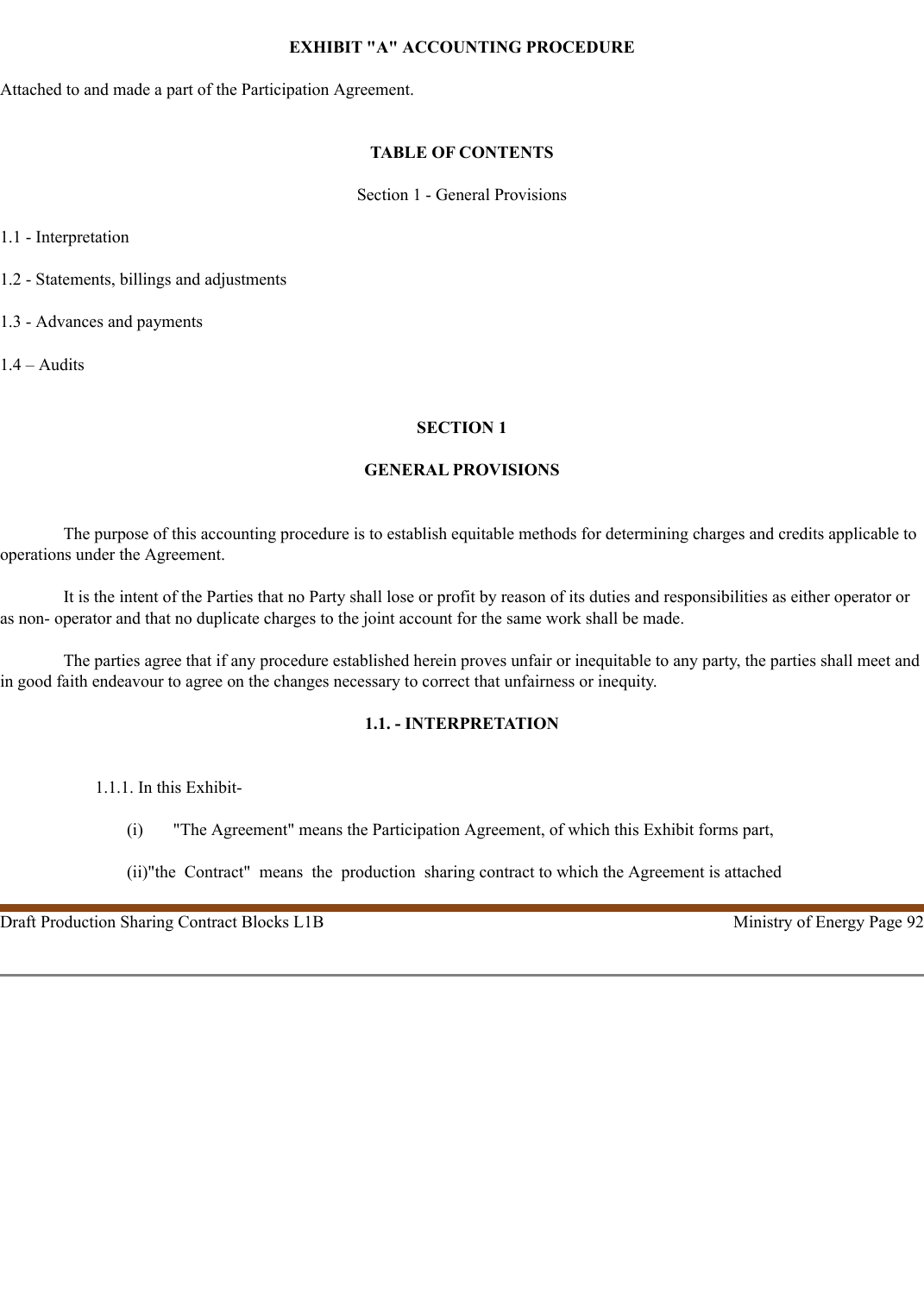# EXHIBIT "A" ACCOUNTING PROCEDURE

Attached to and made a part of the Participation Agreement.

## TABLE OF CONTENTS

Section 1 - General Provisions

1.1 - Interpretation

1.2 - Statements, billings and adjustments

1.3 - Advances and payments

1.4 – Audits

## SECTION 1

## GENERAL PROVISIONS

The purpose of this accounting procedure is to establish equitable methods for determining charges and credits applicable to operations under the Agreement.

It is the intent of the Parties that no Party shall lose or profit by reason of its duties and responsibilities as either operator or as non- operator and that no duplicate charges to the joint account for the same work shall be made.

The parties agree that if any procedure established herein proves unfair or inequitable to any party, the parties shall meet and in good faith endeavour to agree on the changes necessary to correct that unfairness or inequity.

### 1.1. - INTERPRETATION

1.1.1. In this Exhibit-

(i) "The Agreement" means the Participation Agreement, of which this Exhibit forms part,

(ii)"the Contract" means the production sharing contract to which the Agreement is attached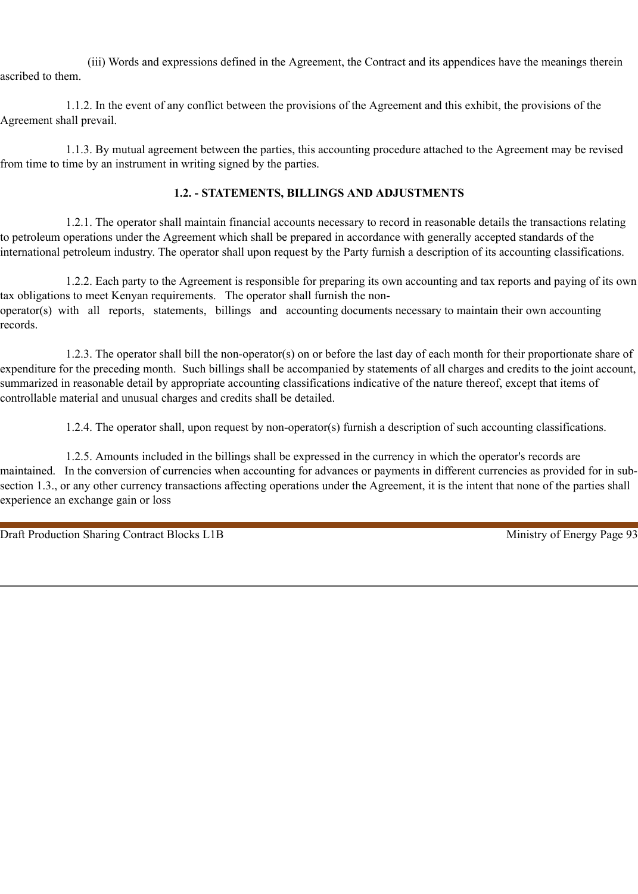(iii) Words and expressions defined in the Agreement, the Contract and its appendices have the meanings therein ascribed to them.

1.1.2. In the event of any conflict between the provisions of the Agreement and this exhibit, the provisions of the Agreement shall prevail.

1.1.3. By mutual agreement between the parties, this accounting procedure attached to the Agreement may be revised from time to time by an instrument in writing signed by the parties.

### 1.2. - STATEMENTS, BILLINGS AND ADJUSTMENTS

1.2.1. The operator shall maintain financial accounts necessary to record in reasonable details the transactions relating to petroleum operations under the Agreement which shall be prepared in accordance with generally accepted standards of the international petroleum industry. The operator shall upon request by the Party furnish a description of its accounting classifications.

1.2.2. Each party to the Agreement is responsible for preparing its own accounting and tax reports and paying of its own tax obligations to meet Kenyan requirements. The operator shall furnish the non-operator(s) with all reports, statements, billings and accounting documents necessary to maintain their own accounting records.

1.2.3. The operator shall bill the non-operator(s) on or before the last day of each month for their proportionate share of expenditure for the preceding month. Such billings shall be accompanied by statements of all charges and credits to the joint account, summarized in reasonable detail by appropriate accounting classifications indicative of the nature thereof, except that items of controllable material and unusual charges and credits shall be detailed.

1.2.4. The operator shall, upon request by non-operator(s) furnish a description of such accounting classifications.

1.2.5. Amounts included in the billings shall be expressed in the currency in which the operator's records are maintained. In the conversion of currencies when accounting for advances or payments in different currencies as provided for in sub-section 1.3., or any other currency transactions affecting operations under the Agreement, it is the intent that none of the parties shall experience an exchange gain or loss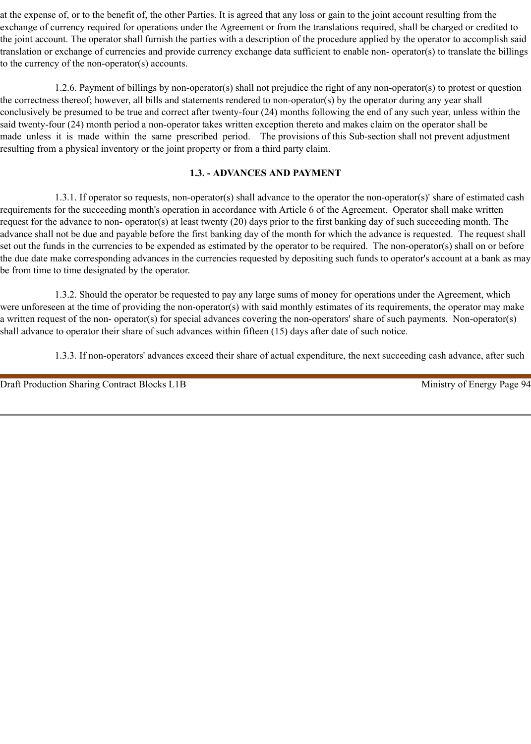at the expense of, or to the benefit of, the other Parties. It is agreed that any loss or gain to the joint account resulting from the exchange of currency required for operations under the Agreement or from the translations required, shall be charged or credited to the joint account. The operator shall furnish the parties with a description of the procedure applied by the operator to accomplish said translation or exchange of currencies and provide currency exchange data sufficient to enable non- operator(s) to translate the billings to the currency of the non-operator(s) accounts.

1.2.6. Payment of billings by non-operator(s) shall not prejudice the right of any non-operator(s) to protest or question the correctness thereof; however, all bills and statements rendered to non-operator(s) by the operator during any year shall conclusively be presumed to be true and correct after twenty-four (24) months following the end of any such year, unless within the said twenty-four (24) month period a non-operator takes written exception thereto and makes claim on the operator shall be made unless it is made within the same prescribed period. The provisions of this Sub-section shall not prevent adjustment resulting from a physical inventory or the joint property or from a third party claim.

### 1.3. - ADVANCES AND PAYMENT

1.3.1. If operator so requests, non-operator(s) shall advance to the operator the non-operator(s)' share of estimated cash requirements for the succeeding month's operation in accordance with Article 6 of the Agreement. Operator shall make written request for the advance to non- operator(s) at least twenty (20) days prior to the first banking day of such succeeding month. The advance shall not be due and payable before the first banking day of the month for which the advance is requested. The request shall set out the funds in the currencies to be expended as estimated by the operator to be required. The non-operator(s) shall on or before the due date make corresponding advances in the currencies requested by depositing such funds to operator's account at a bank as may be from time to time designated by the operator.

1.3.2. Should the operator be requested to pay any large sums of money for operations under the Agreement, which were unforeseen at the time of providing the non-operator(s) with said monthly estimates of its requirements, the operator may make a written request of the non- operator(s) for special advances covering the non-operators' share of such payments. Non-operator(s) shall advance to operator their share of such advances within fifteen (15) days after date of such notice.

1.3.3. If non-operators' advances exceed their share of actual expenditure, the next succeeding cash advance, after such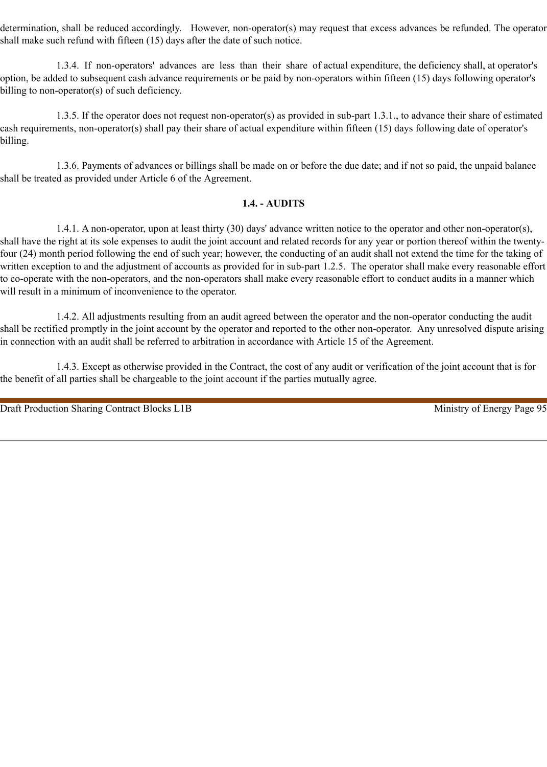determination, shall be reduced accordingly. However, non-operator(s) may request that excess advances be refunded. The operator shall make such refund with fifteen (15) days after the date of such notice.

1.3.4. If non-operators' advances are less than their share of actual expenditure, the deficiency shall, at operator's option, be added to subsequent cash advance requirements or be paid by non-operators within fifteen (15) days following operator's billing to non-operator(s) of such deficiency.

1.3.5. If the operator does not request non-operator(s) as provided in sub-part 1.3.1., to advance their share of estimated cash requirements, non-operator(s) shall pay their share of actual expenditure within fifteen (15) days following date of operator's billing.

1.3.6. Payments of advances or billings shall be made on or before the due date; and if not so paid, the unpaid balance shall be treated as provided under Article 6 of the Agreement.

**1.4. - AUDITS**

1.4.1. A non-operator, upon at least thirty (30) days' advance written notice to the operator and other non-operator(s), shall have the right at its sole expenses to audit the joint account and related records for any year or portion thereof within the twenty-four (24) month period following the end of such year; however, the conducting of an audit shall not extend the time for the taking of written exception to and the adjustment of accounts as provided for in sub-part 1.2.5. The operator shall make every reasonable effort to co-operate with the non-operators, and the non-operators shall make every reasonable effort to conduct audits in a manner which will result in a minimum of inconvenience to the operator.

1.4.2. All adjustments resulting from an audit agreed between the operator and the non-operator conducting the audit shall be rectified promptly in the joint account by the operator and reported to the other non-operator. Any unresolved dispute arising in connection with an audit shall be referred to arbitration in accordance with Article 15 of the Agreement.

1.4.3. Except as otherwise provided in the Contract, the cost of any audit or verification of the joint account that is for the benefit of all parties shall be chargeable to the joint account if the parties mutually agree.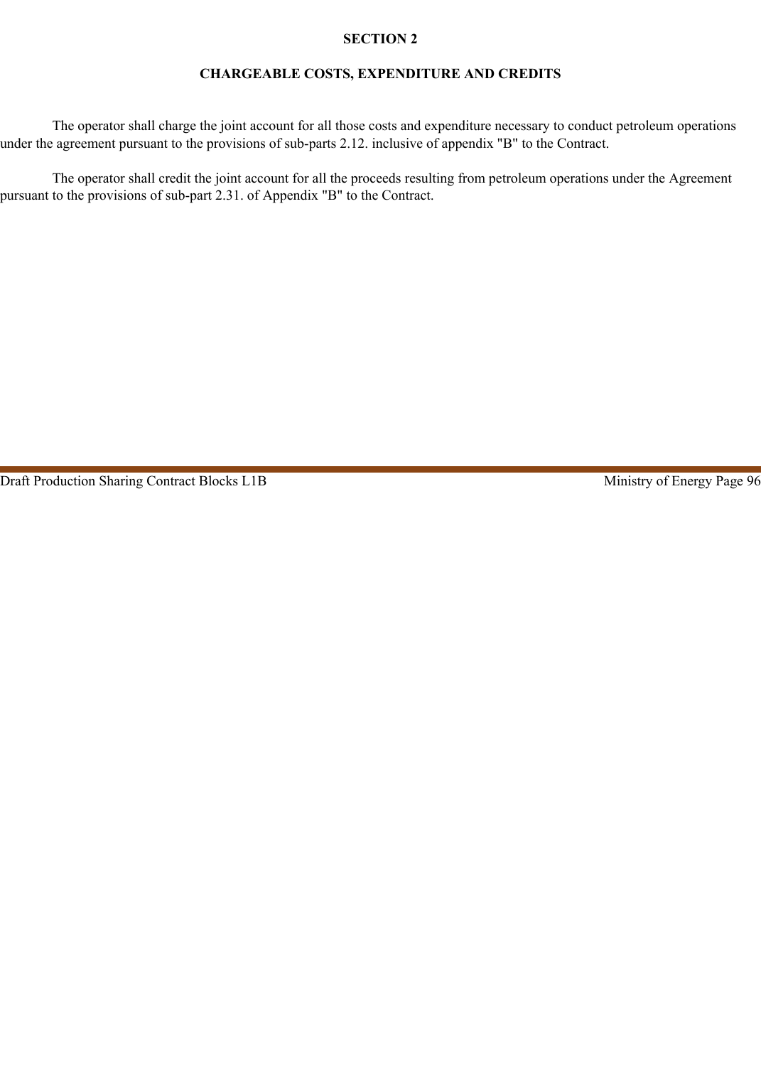## SECTION 2

## CHARGEABLE COSTS, EXPENDITURE AND CREDITS

The operator shall charge the joint account for all those costs and expenditure necessary to conduct petroleum operations under the agreement pursuant to the provisions of sub-parts 2.12. inclusive of appendix "B" to the Contract.

The operator shall credit the joint account for all the proceeds resulting from petroleum operations under the Agreement pursuant to the provisions of sub-part 2.31. of Appendix "B" to the Contract.